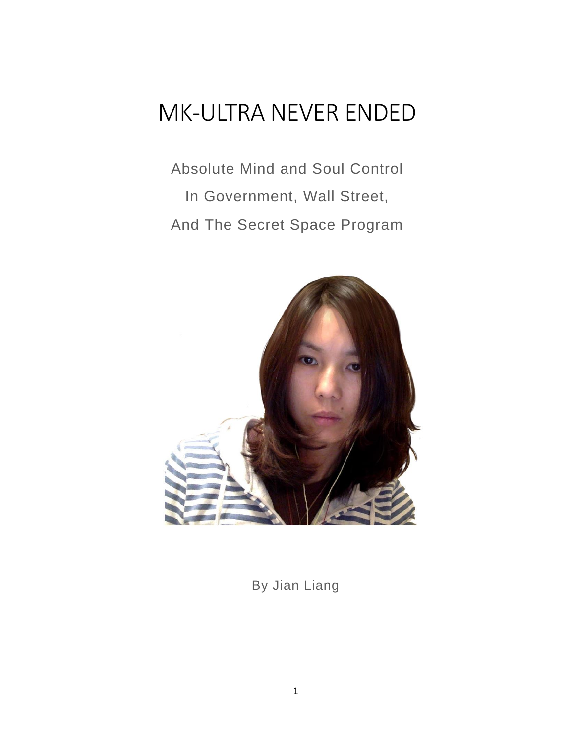# MK-ULTRA NEVER ENDED

Absolute Mind and Soul Control

In Government, Wall Street,

And The Secret Space Program

By Jian Liang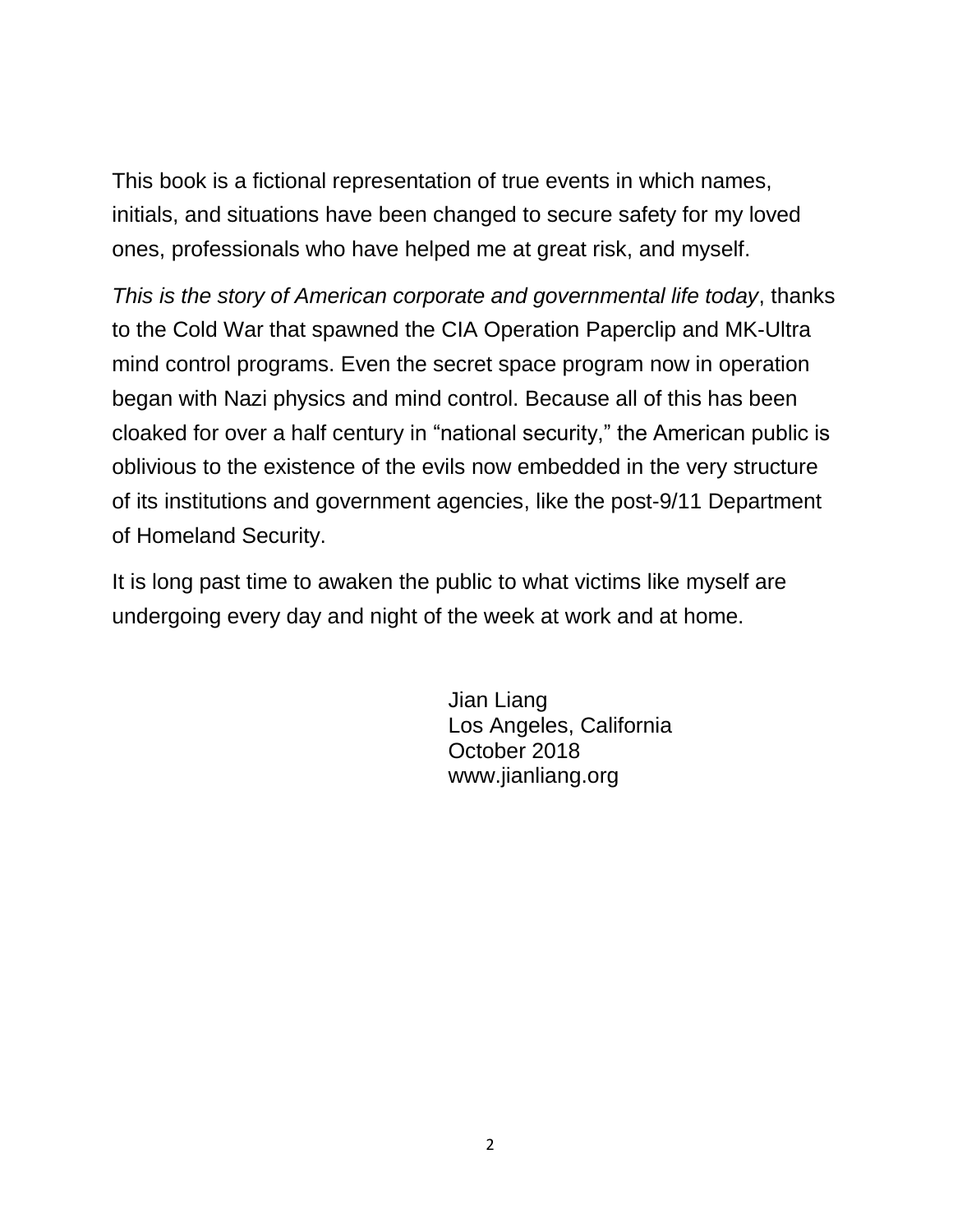This book is a fictional representation of true events in which names, initials, and situations have been changed to secure safety for my loved ones, professionals who have helped me at great risk, and myself.

*This is the story of American corporate and governmental life today*, thanks to the Cold War that spawned the CIA Operation Paperclip and MK-Ultra mind control programs. Even the secret space program now in operation began with Nazi physics and mind control. Because all of this has been cloaked for over a half century in “national security,” the American public is oblivious to the existence of the evils now embedded in the very structure of its institutions and government agencies, like the post-9/11 Department of Homeland Security.

It is long past time to awaken the public to what victims like myself are undergoing every day and night of the week at work and at home.

Jian Liang
Los Angeles, California
October 2018
www.jianliang.org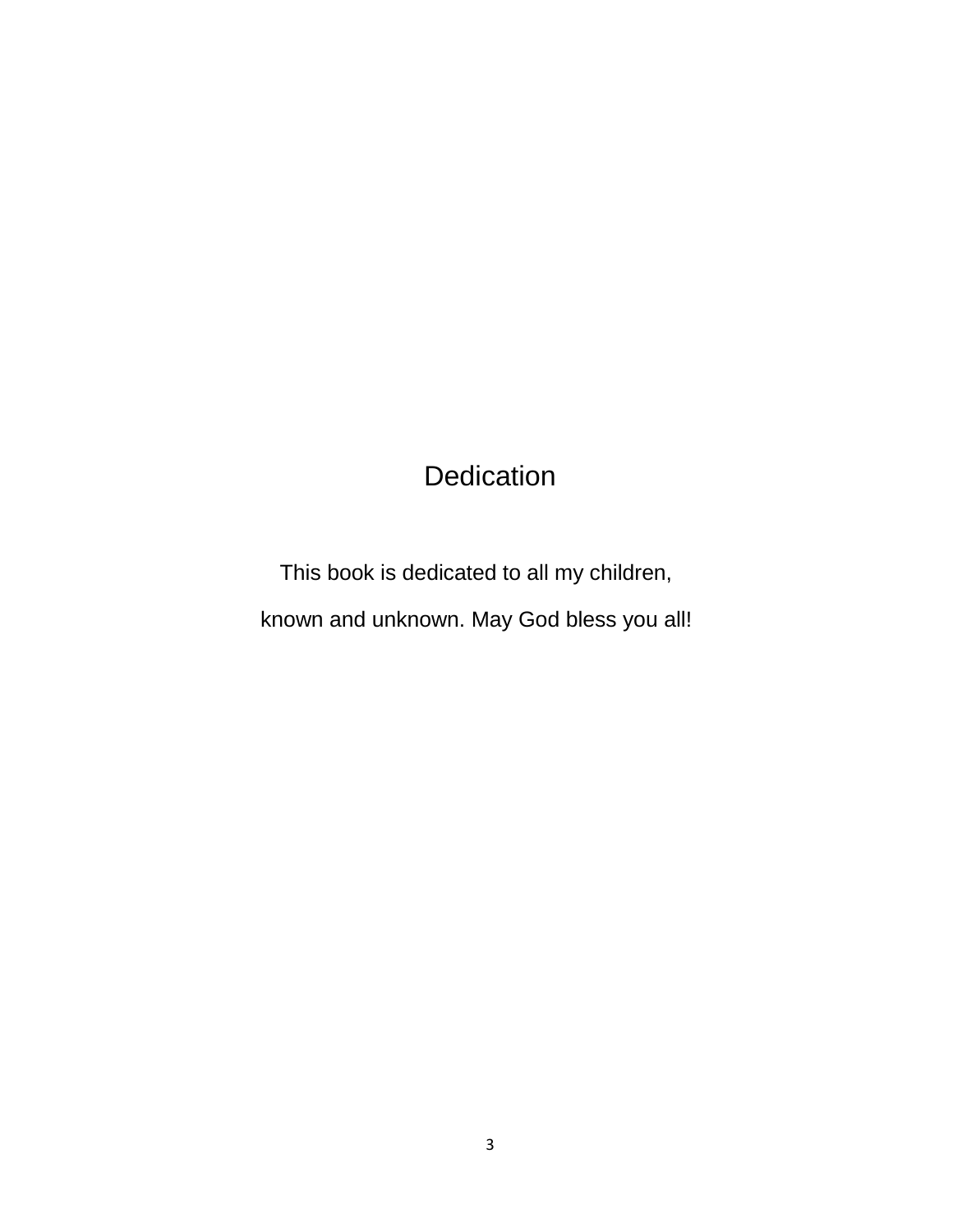# Dedication

This book is dedicated to all my children,

known and unknown. May God bless you all!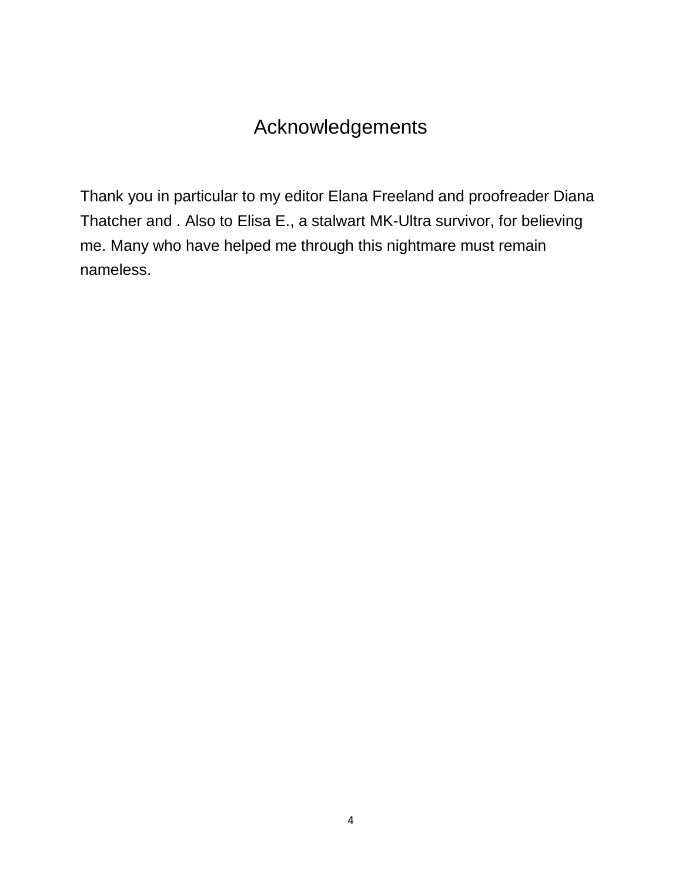# Acknowledgements

Thank you in particular to my editor Elana Freeland and proofreader Diana Thatcher and . Also to Elisa E., a stalwart MK-Ultra survivor, for believing me. Many who have helped me through this nightmare must remain nameless.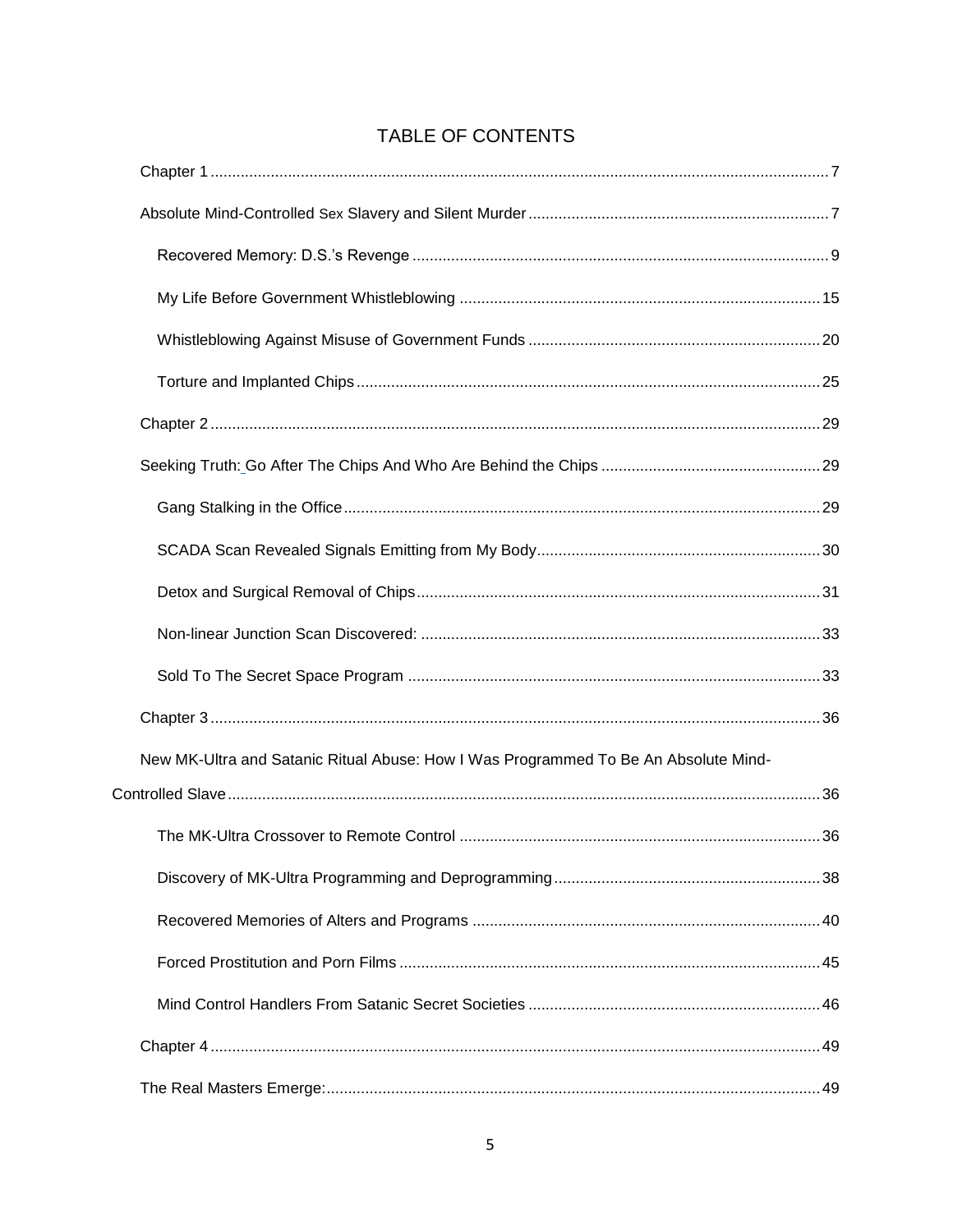# TABLE OF CONTENTS

Chapter 1 ..... 7

Absolute Mind-Controlled Sex Slavery and Silent Murder ..... 7

- Recovered Memory: D.S.'s Revenge ..... 9
- My Life Before Government Whistleblowing ..... 15
- Whistleblowing Against Misuse of Government Funds ..... 20
- Torture and Implanted Chips ..... 25

Chapter 2 ..... 29

Seeking Truth: Go After The Chips And Who Are Behind the Chips ..... 29

- Gang Stalking in the Office ..... 29
- SCADA Scan Revealed Signals Emitting from My Body ..... 30
- Detox and Surgical Removal of Chips ..... 31
- Non-linear Junction Scan Discovered: ..... 33
- Sold To The Secret Space Program ..... 33

Chapter 3 ..... 36

New MK-Ultra and Satanic Ritual Abuse: How I Was Programmed To Be An Absolute Mind-Controlled Slave ..... 36

- The MK-Ultra Crossover to Remote Control ..... 36
- Discovery of MK-Ultra Programming and Deprogramming ..... 38
- Recovered Memories of Alters and Programs ..... 40
- Forced Prostitution and Porn Films ..... 45
- Mind Control Handlers From Satanic Secret Societies ..... 46

Chapter 4 ..... 49

The Real Masters Emerge: ..... 49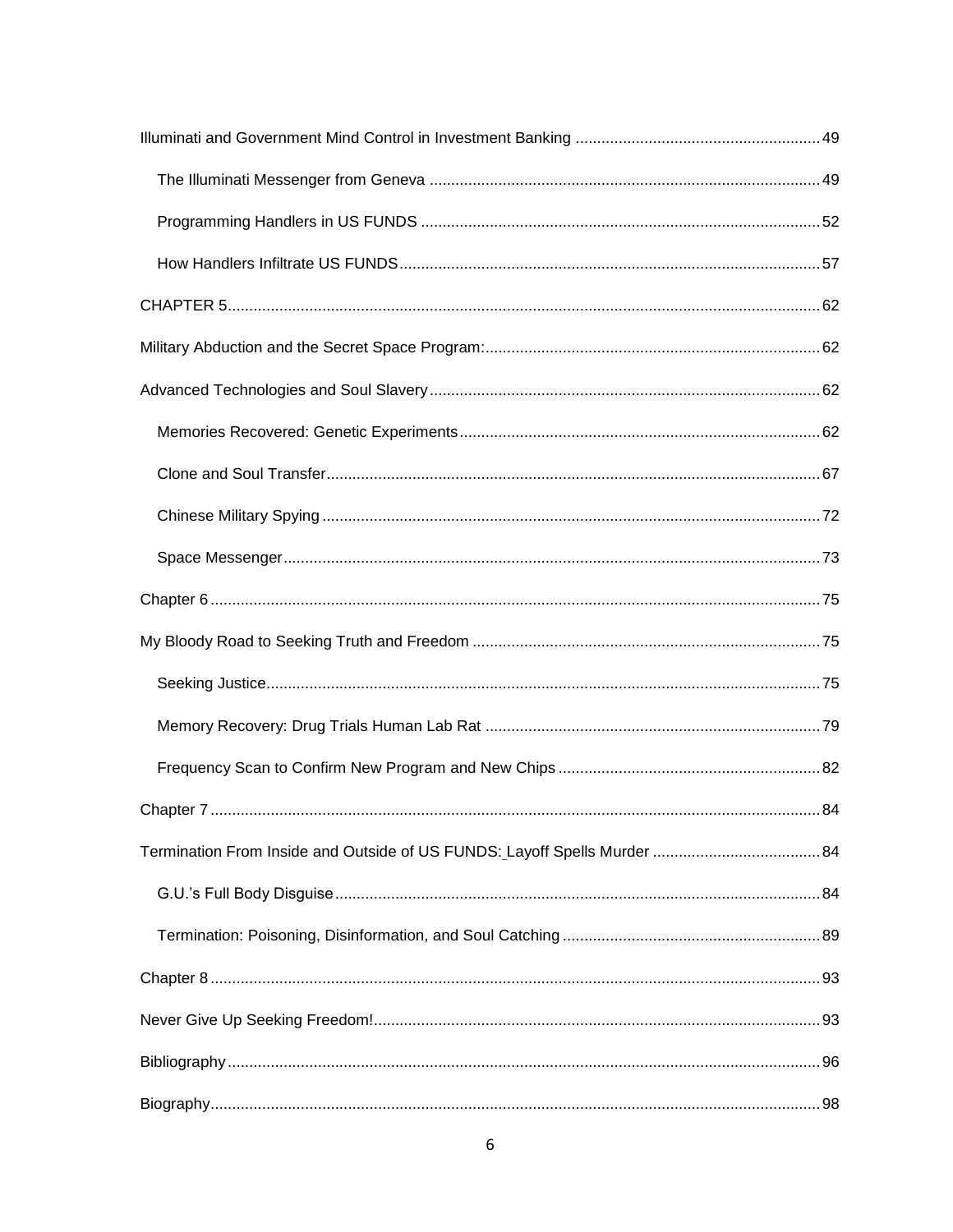Illuminati and Government Mind Control in Investment Banking ........................................................ 49

    The Illuminati Messenger from Geneva .......................................................................................... 49

    Programming Handlers in US FUNDS ............................................................................................ 52

    How Handlers Infiltrate US FUNDS ................................................................................................ 57

CHAPTER 5 ........................................................................................................................................ 62

Military Abduction and the Secret Space Program: ............................................................................ 62

Advanced Technologies and Soul Slavery .......................................................................................... 62

    Memories Recovered: Genetic Experiments ................................................................................... 62

    Clone and Soul Transfer ................................................................................................................. 67

    Chinese Military Spying .................................................................................................................. 72

    Space Messenger ............................................................................................................................ 73

Chapter 6 ............................................................................................................................................ 75

My Bloody Road to Seeking Truth and Freedom ................................................................................ 75

    Seeking Justice ................................................................................................................................ 75

    Memory Recovery: Drug Trials Human Lab Rat ............................................................................. 79

    Frequency Scan to Confirm New Program and New Chips ............................................................ 82

Chapter 7 ............................................................................................................................................ 84

Termination From Inside and Outside of US FUNDS: Layoff Spells Murder ...................................... 84

    G.U.'s Full Body Disguise ................................................................................................................ 84

    Termination: Poisoning, Disinformation, and Soul Catching ........................................................... 89

Chapter 8 ............................................................................................................................................ 93

Never Give Up Seeking Freedom! ....................................................................................................... 93

Bibliography ........................................................................................................................................ 96

Biography ............................................................................................................................................ 98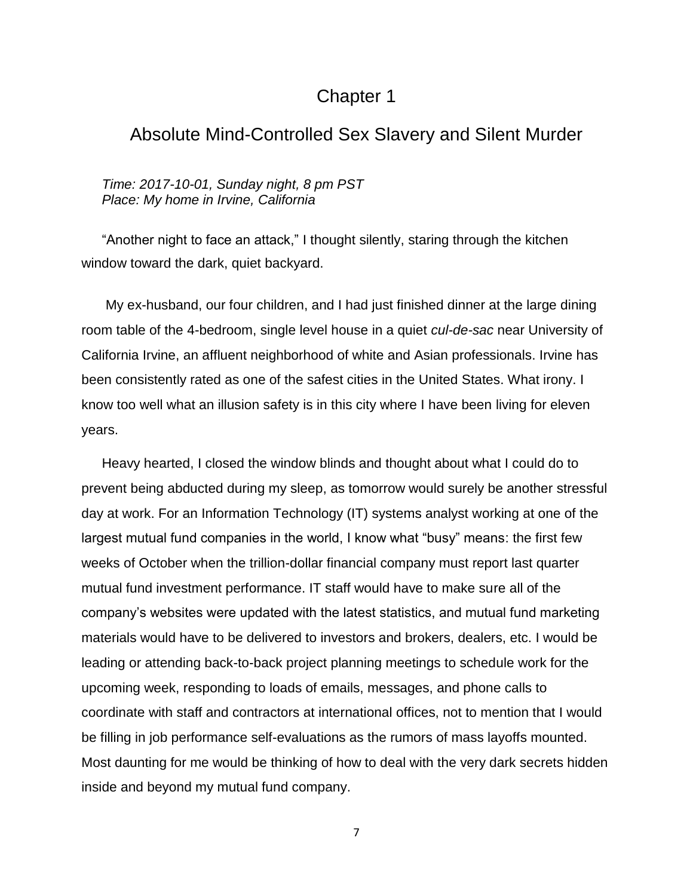# Chapter 1

## Absolute Mind-Controlled Sex Slavery and Silent Murder

*Time: 2017-10-01, Sunday night, 8 pm PST*
*Place: My home in Irvine, California*

"Another night to face an attack," I thought silently, staring through the kitchen window toward the dark, quiet backyard.

My ex-husband, our four children, and I had just finished dinner at the large dining room table of the 4-bedroom, single level house in a quiet *cul-de-sac* near University of California Irvine, an affluent neighborhood of white and Asian professionals. Irvine has been consistently rated as one of the safest cities in the United States. What irony. I know too well what an illusion safety is in this city where I have been living for eleven years.

Heavy hearted, I closed the window blinds and thought about what I could do to prevent being abducted during my sleep, as tomorrow would surely be another stressful day at work. For an Information Technology (IT) systems analyst working at one of the largest mutual fund companies in the world, I know what "busy" means: the first few weeks of October when the trillion-dollar financial company must report last quarter mutual fund investment performance. IT staff would have to make sure all of the company's websites were updated with the latest statistics, and mutual fund marketing materials would have to be delivered to investors and brokers, dealers, etc. I would be leading or attending back-to-back project planning meetings to schedule work for the upcoming week, responding to loads of emails, messages, and phone calls to coordinate with staff and contractors at international offices, not to mention that I would be filling in job performance self-evaluations as the rumors of mass layoffs mounted. Most daunting for me would be thinking of how to deal with the very dark secrets hidden inside and beyond my mutual fund company.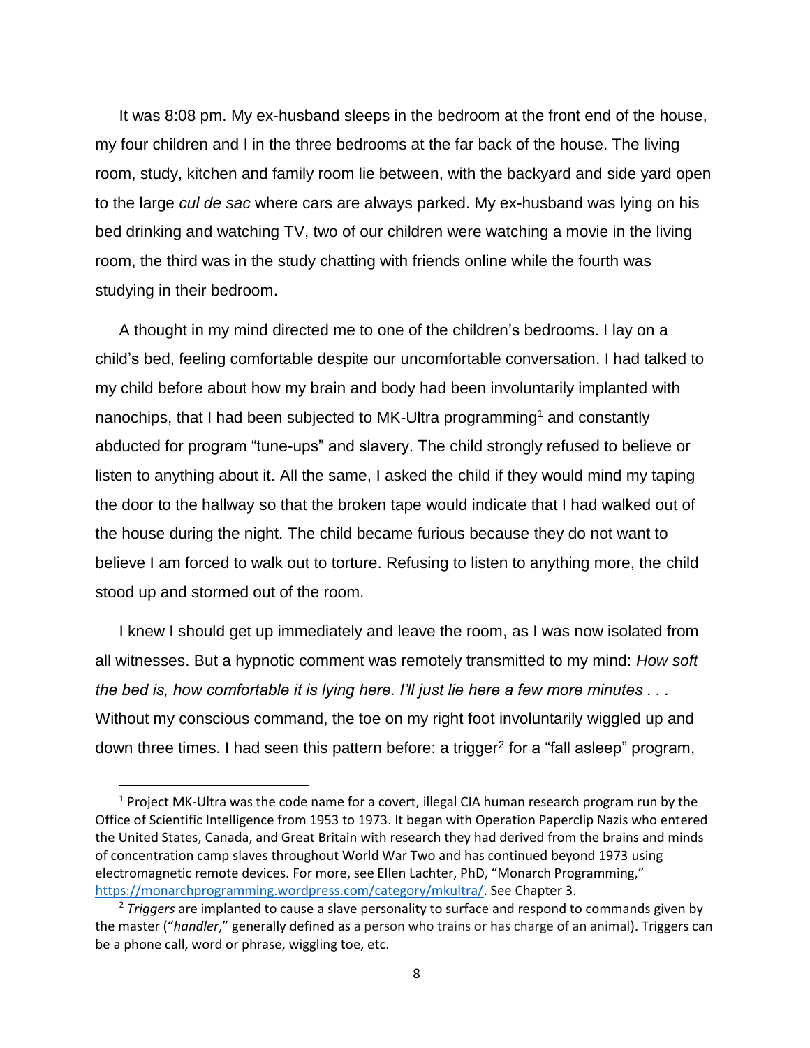It was 8:08 pm. My ex-husband sleeps in the bedroom at the front end of the house, my four children and I in the three bedrooms at the far back of the house. The living room, study, kitchen and family room lie between, with the backyard and side yard open to the large *cul de sac* where cars are always parked. My ex-husband was lying on his bed drinking and watching TV, two of our children were watching a movie in the living room, the third was in the study chatting with friends online while the fourth was studying in their bedroom.

A thought in my mind directed me to one of the children's bedrooms. I lay on a child's bed, feeling comfortable despite our uncomfortable conversation. I had talked to my child before about how my brain and body had been involuntarily implanted with nanochips, that I had been subjected to MK-Ultra programming[1] and constantly abducted for program "tune-ups" and slavery. The child strongly refused to believe or listen to anything about it. All the same, I asked the child if they would mind my taping the door to the hallway so that the broken tape would indicate that I had walked out of the house during the night. The child became furious because they do not want to believe I am forced to walk out to torture. Refusing to listen to anything more, the child stood up and stormed out of the room.

I knew I should get up immediately and leave the room, as I was now isolated from all witnesses. But a hypnotic comment was remotely transmitted to my mind: *How soft the bed is, how comfortable it is lying here. I'll just lie here a few more minutes . . .* Without my conscious command, the toe on my right foot involuntarily wiggled up and down three times. I had seen this pattern before: a trigger[2] for a "fall asleep" program,

---

[1] Project MK-Ultra was the code name for a covert, illegal CIA human research program run by the Office of Scientific Intelligence from 1953 to 1973. It began with Operation Paperclip Nazis who entered the United States, Canada, and Great Britain with research they had derived from the brains and minds of concentration camp slaves throughout World War Two and has continued beyond 1973 using electromagnetic remote devices. For more, see Ellen Lachter, PhD, "Monarch Programming," https://monarchprogramming.wordpress.com/category/mkultra/. See Chapter 3.

[2] *Triggers* are implanted to cause a slave personality to surface and respond to commands given by the master ("*handler*," generally defined as a person who trains or has charge of an animal). Triggers can be a phone call, word or phrase, wiggling toe, etc.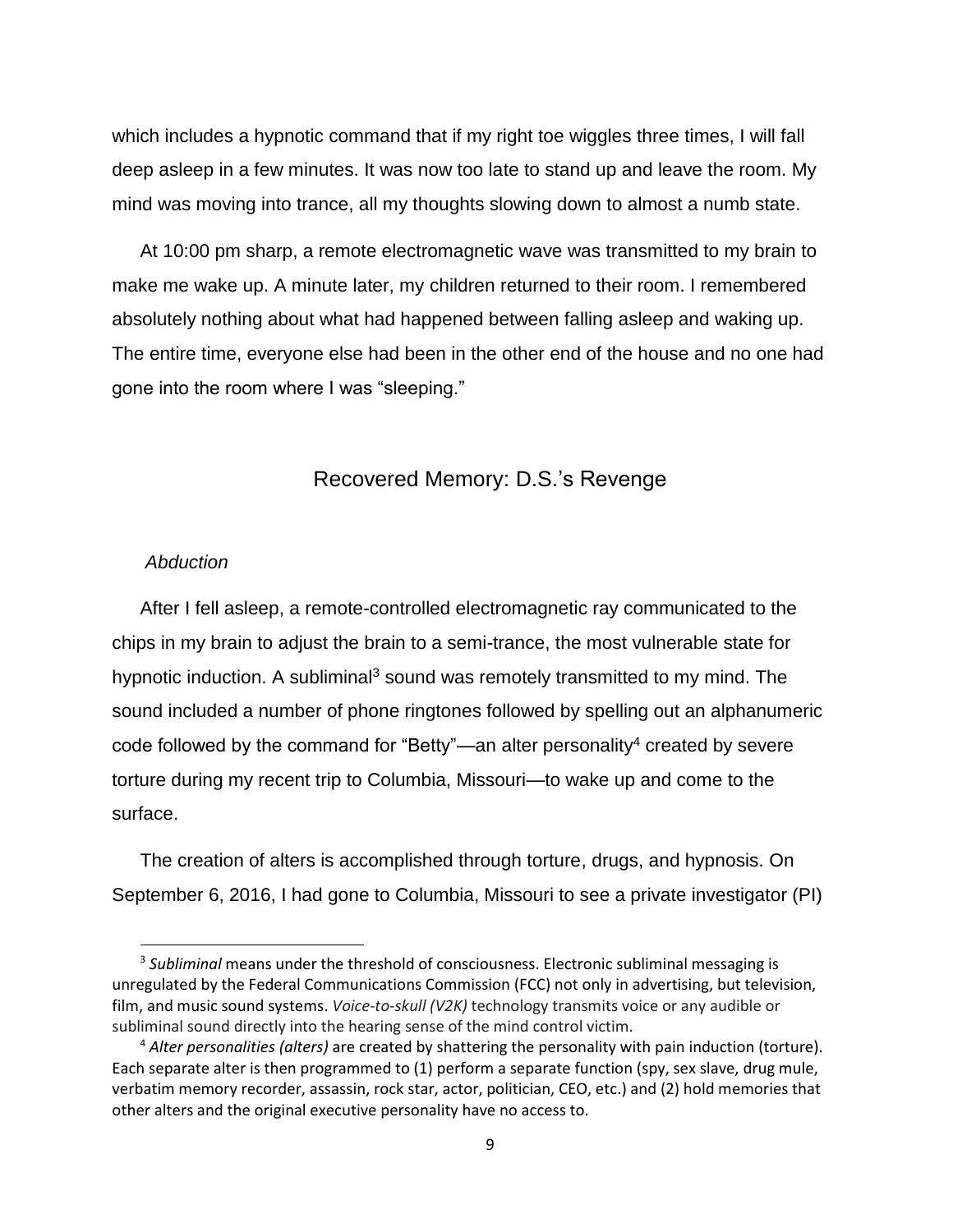which includes a hypnotic command that if my right toe wiggles three times, I will fall deep asleep in a few minutes. It was now too late to stand up and leave the room. My mind was moving into trance, all my thoughts slowing down to almost a numb state.

At 10:00 pm sharp, a remote electromagnetic wave was transmitted to my brain to make me wake up. A minute later, my children returned to their room. I remembered absolutely nothing about what had happened between falling asleep and waking up. The entire time, everyone else had been in the other end of the house and no one had gone into the room where I was "sleeping."

## Recovered Memory: D.S.'s Revenge

### *Abduction*

After I fell asleep, a remote-controlled electromagnetic ray communicated to the chips in my brain to adjust the brain to a semi-trance, the most vulnerable state for hypnotic induction. A subliminal[3] sound was remotely transmitted to my mind. The sound included a number of phone ringtones followed by spelling out an alphanumeric code followed by the command for "Betty"—an alter personality[4] created by severe torture during my recent trip to Columbia, Missouri—to wake up and come to the surface.

The creation of alters is accomplished through torture, drugs, and hypnosis. On September 6, 2016, I had gone to Columbia, Missouri to see a private investigator (PI)

---

[3] *Subliminal* means under the threshold of consciousness. Electronic subliminal messaging is unregulated by the Federal Communications Commission (FCC) not only in advertising, but television, film, and music sound systems. *Voice-to-skull (V2K)* technology transmits voice or any audible or subliminal sound directly into the hearing sense of the mind control victim.

[4] *Alter personalities (alters)* are created by shattering the personality with pain induction (torture). Each separate alter is then programmed to (1) perform a separate function (spy, sex slave, drug mule, verbatim memory recorder, assassin, rock star, actor, politician, CEO, etc.) and (2) hold memories that other alters and the original executive personality have no access to.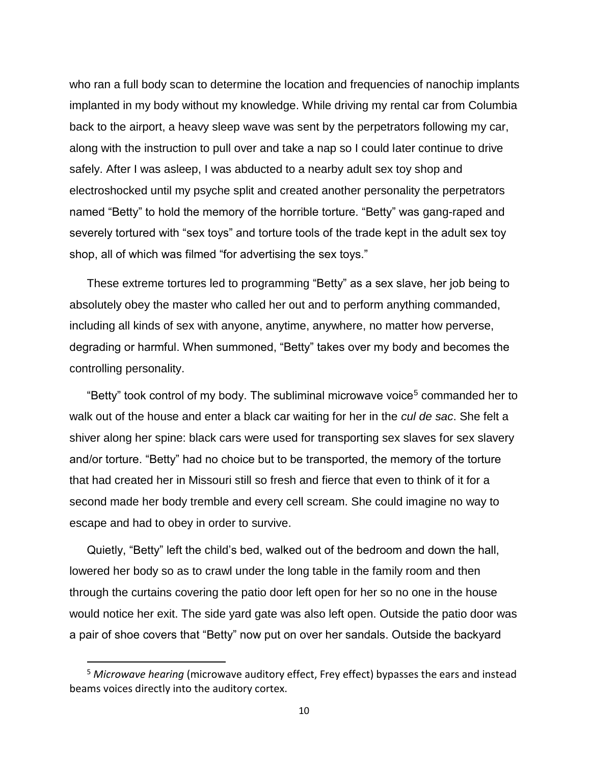who ran a full body scan to determine the location and frequencies of nanochip implants implanted in my body without my knowledge. While driving my rental car from Columbia back to the airport, a heavy sleep wave was sent by the perpetrators following my car, along with the instruction to pull over and take a nap so I could later continue to drive safely. After I was asleep, I was abducted to a nearby adult sex toy shop and electroshocked until my psyche split and created another personality the perpetrators named "Betty" to hold the memory of the horrible torture. "Betty" was gang-raped and severely tortured with "sex toys" and torture tools of the trade kept in the adult sex toy shop, all of which was filmed "for advertising the sex toys."

These extreme tortures led to programming "Betty" as a sex slave, her job being to absolutely obey the master who called her out and to perform anything commanded, including all kinds of sex with anyone, anytime, anywhere, no matter how perverse, degrading or harmful. When summoned, "Betty" takes over my body and becomes the controlling personality.

"Betty" took control of my body. The subliminal microwave voice[5] commanded her to walk out of the house and enter a black car waiting for her in the *cul de sac*. She felt a shiver along her spine: black cars were used for transporting sex slaves for sex slavery and/or torture. "Betty" had no choice but to be transported, the memory of the torture that had created her in Missouri still so fresh and fierce that even to think of it for a second made her body tremble and every cell scream. She could imagine no way to escape and had to obey in order to survive.

Quietly, "Betty" left the child's bed, walked out of the bedroom and down the hall, lowered her body so as to crawl under the long table in the family room and then through the curtains covering the patio door left open for her so no one in the house would notice her exit. The side yard gate was also left open. Outside the patio door was a pair of shoe covers that "Betty" now put on over her sandals. Outside the backyard

---

[5] *Microwave hearing* (microwave auditory effect, Frey effect) bypasses the ears and instead beams voices directly into the auditory cortex.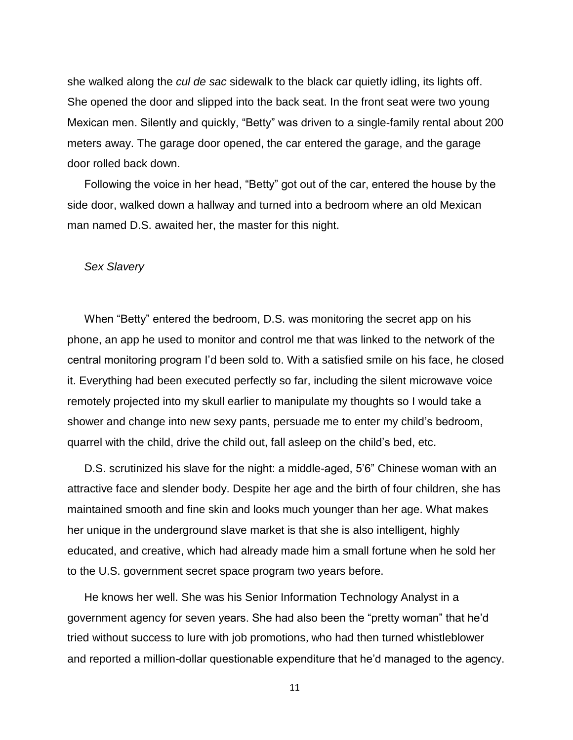she walked along the *cul de sac* sidewalk to the black car quietly idling, its lights off. She opened the door and slipped into the back seat. In the front seat were two young Mexican men. Silently and quickly, "Betty" was driven to a single-family rental about 200 meters away. The garage door opened, the car entered the garage, and the garage door rolled back down.

Following the voice in her head, "Betty" got out of the car, entered the house by the side door, walked down a hallway and turned into a bedroom where an old Mexican man named D.S. awaited her, the master for this night.

*Sex Slavery*

When "Betty" entered the bedroom, D.S. was monitoring the secret app on his phone, an app he used to monitor and control me that was linked to the network of the central monitoring program I'd been sold to. With a satisfied smile on his face, he closed it. Everything had been executed perfectly so far, including the silent microwave voice remotely projected into my skull earlier to manipulate my thoughts so I would take a shower and change into new sexy pants, persuade me to enter my child's bedroom, quarrel with the child, drive the child out, fall asleep on the child's bed, etc.

D.S. scrutinized his slave for the night: a middle-aged, 5'6" Chinese woman with an attractive face and slender body. Despite her age and the birth of four children, she has maintained smooth and fine skin and looks much younger than her age. What makes her unique in the underground slave market is that she is also intelligent, highly educated, and creative, which had already made him a small fortune when he sold her to the U.S. government secret space program two years before.

He knows her well. She was his Senior Information Technology Analyst in a government agency for seven years. She had also been the "pretty woman" that he'd tried without success to lure with job promotions, who had then turned whistleblower and reported a million-dollar questionable expenditure that he'd managed to the agency.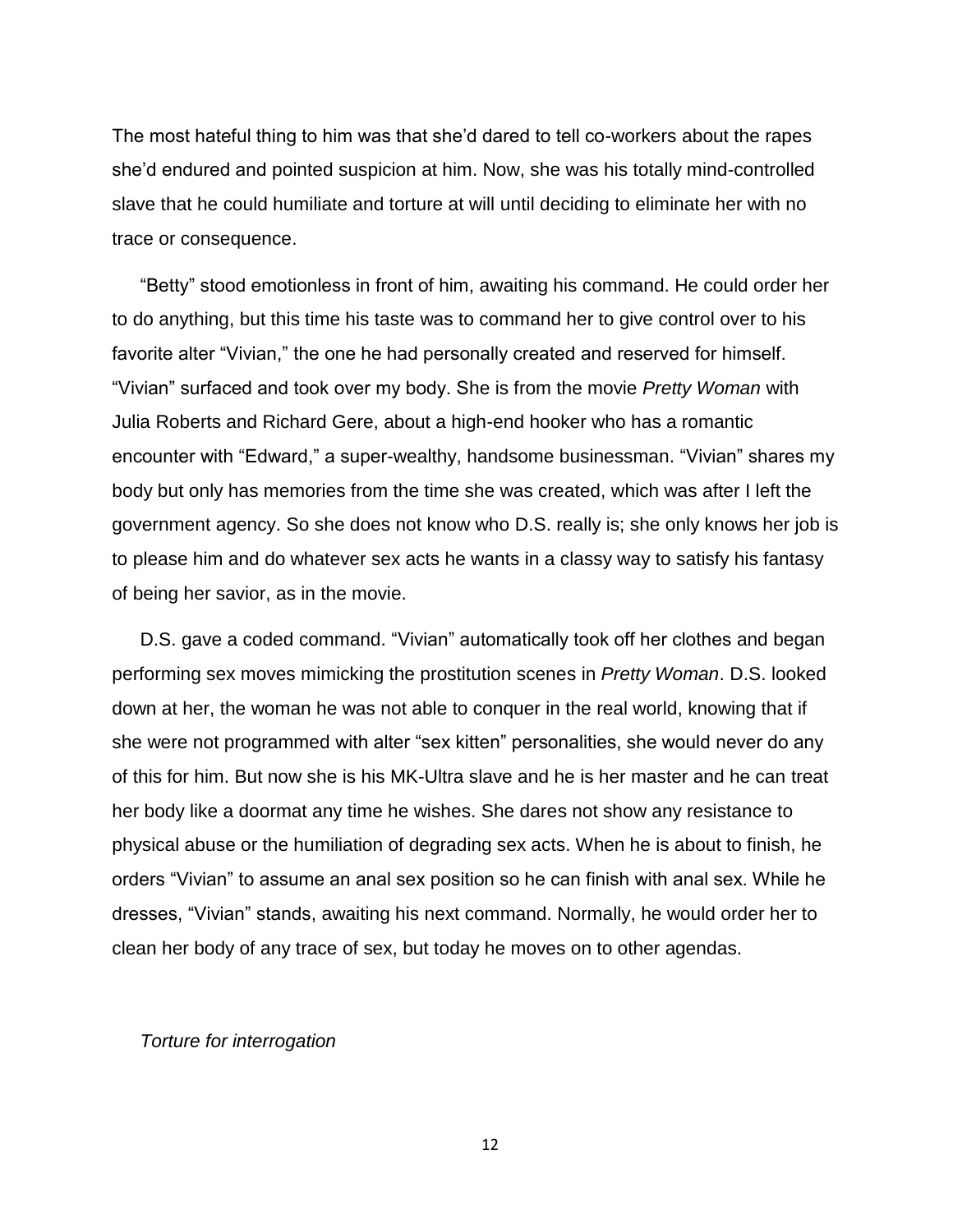The most hateful thing to him was that she'd dared to tell co-workers about the rapes she'd endured and pointed suspicion at him. Now, she was his totally mind-controlled slave that he could humiliate and torture at will until deciding to eliminate her with no trace or consequence.

"Betty" stood emotionless in front of him, awaiting his command. He could order her to do anything, but this time his taste was to command her to give control over to his favorite alter "Vivian," the one he had personally created and reserved for himself. "Vivian" surfaced and took over my body. She is from the movie *Pretty Woman* with Julia Roberts and Richard Gere, about a high-end hooker who has a romantic encounter with "Edward," a super-wealthy, handsome businessman. "Vivian" shares my body but only has memories from the time she was created, which was after I left the government agency. So she does not know who D.S. really is; she only knows her job is to please him and do whatever sex acts he wants in a classy way to satisfy his fantasy of being her savior, as in the movie.

D.S. gave a coded command. "Vivian" automatically took off her clothes and began performing sex moves mimicking the prostitution scenes in *Pretty Woman*. D.S. looked down at her, the woman he was not able to conquer in the real world, knowing that if she were not programmed with alter "sex kitten" personalities, she would never do any of this for him. But now she is his MK-Ultra slave and he is her master and he can treat her body like a doormat any time he wishes. She dares not show any resistance to physical abuse or the humiliation of degrading sex acts. When he is about to finish, he orders "Vivian" to assume an anal sex position so he can finish with anal sex. While he dresses, "Vivian" stands, awaiting his next command. Normally, he would order her to clean her body of any trace of sex, but today he moves on to other agendas.

*Torture for interrogation*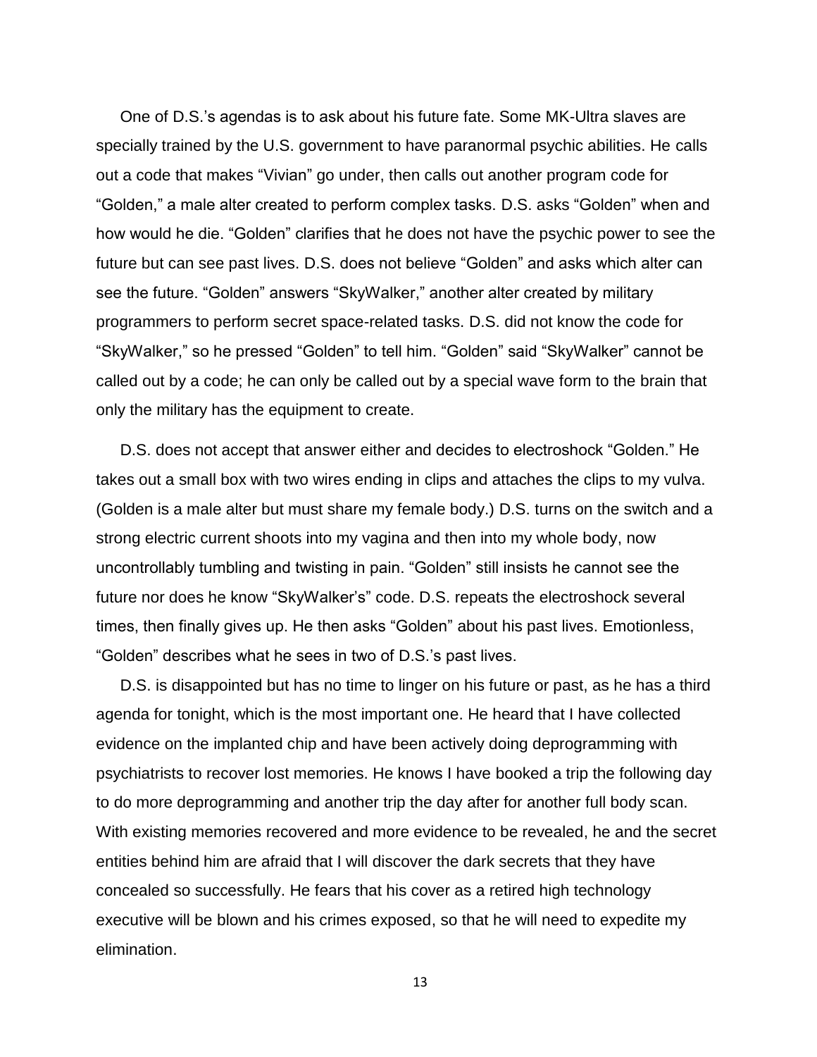One of D.S.'s agendas is to ask about his future fate. Some MK-Ultra slaves are specially trained by the U.S. government to have paranormal psychic abilities. He calls out a code that makes "Vivian" go under, then calls out another program code for "Golden," a male alter created to perform complex tasks. D.S. asks "Golden" when and how would he die. "Golden" clarifies that he does not have the psychic power to see the future but can see past lives. D.S. does not believe "Golden" and asks which alter can see the future. "Golden" answers "SkyWalker," another alter created by military programmers to perform secret space-related tasks. D.S. did not know the code for "SkyWalker," so he pressed "Golden" to tell him. "Golden" said "SkyWalker" cannot be called out by a code; he can only be called out by a special wave form to the brain that only the military has the equipment to create.

D.S. does not accept that answer either and decides to electroshock "Golden." He takes out a small box with two wires ending in clips and attaches the clips to my vulva. (Golden is a male alter but must share my female body.) D.S. turns on the switch and a strong electric current shoots into my vagina and then into my whole body, now uncontrollably tumbling and twisting in pain. "Golden" still insists he cannot see the future nor does he know "SkyWalker's" code. D.S. repeats the electroshock several times, then finally gives up. He then asks "Golden" about his past lives. Emotionless, "Golden" describes what he sees in two of D.S.'s past lives.

D.S. is disappointed but has no time to linger on his future or past, as he has a third agenda for tonight, which is the most important one. He heard that I have collected evidence on the implanted chip and have been actively doing deprogramming with psychiatrists to recover lost memories. He knows I have booked a trip the following day to do more deprogramming and another trip the day after for another full body scan. With existing memories recovered and more evidence to be revealed, he and the secret entities behind him are afraid that I will discover the dark secrets that they have concealed so successfully. He fears that his cover as a retired high technology executive will be blown and his crimes exposed, so that he will need to expedite my elimination.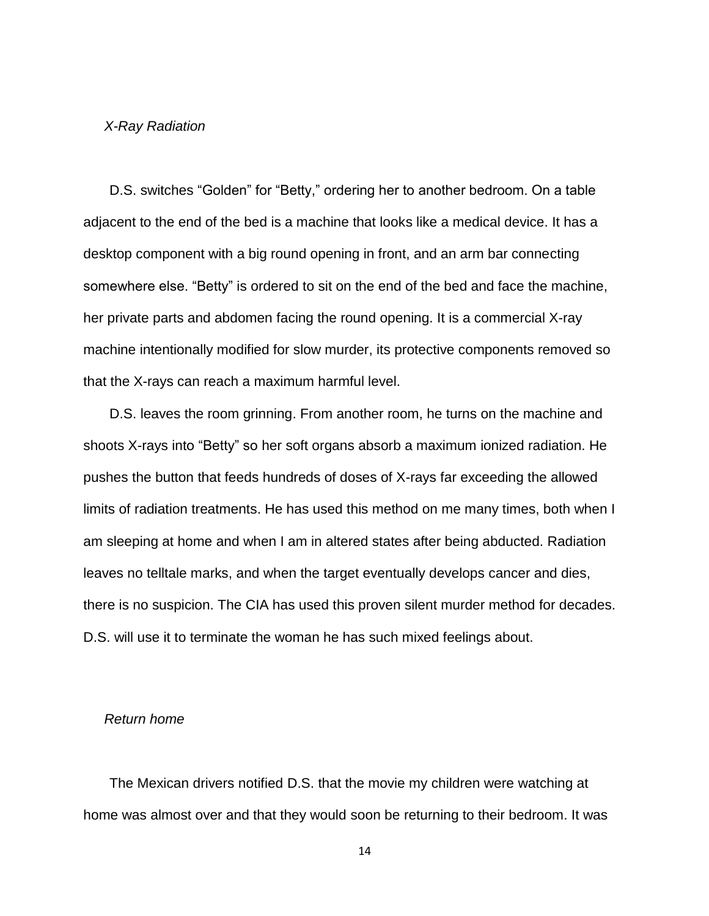*X-Ray Radiation*

D.S. switches “Golden” for “Betty,” ordering her to another bedroom. On a table adjacent to the end of the bed is a machine that looks like a medical device. It has a desktop component with a big round opening in front, and an arm bar connecting somewhere else. “Betty” is ordered to sit on the end of the bed and face the machine, her private parts and abdomen facing the round opening. It is a commercial X-ray machine intentionally modified for slow murder, its protective components removed so that the X-rays can reach a maximum harmful level.

D.S. leaves the room grinning. From another room, he turns on the machine and shoots X-rays into “Betty” so her soft organs absorb a maximum ionized radiation. He pushes the button that feeds hundreds of doses of X-rays far exceeding the allowed limits of radiation treatments. He has used this method on me many times, both when I am sleeping at home and when I am in altered states after being abducted. Radiation leaves no telltale marks, and when the target eventually develops cancer and dies, there is no suspicion. The CIA has used this proven silent murder method for decades. D.S. will use it to terminate the woman he has such mixed feelings about.

*Return home*

The Mexican drivers notified D.S. that the movie my children were watching at home was almost over and that they would soon be returning to their bedroom. It was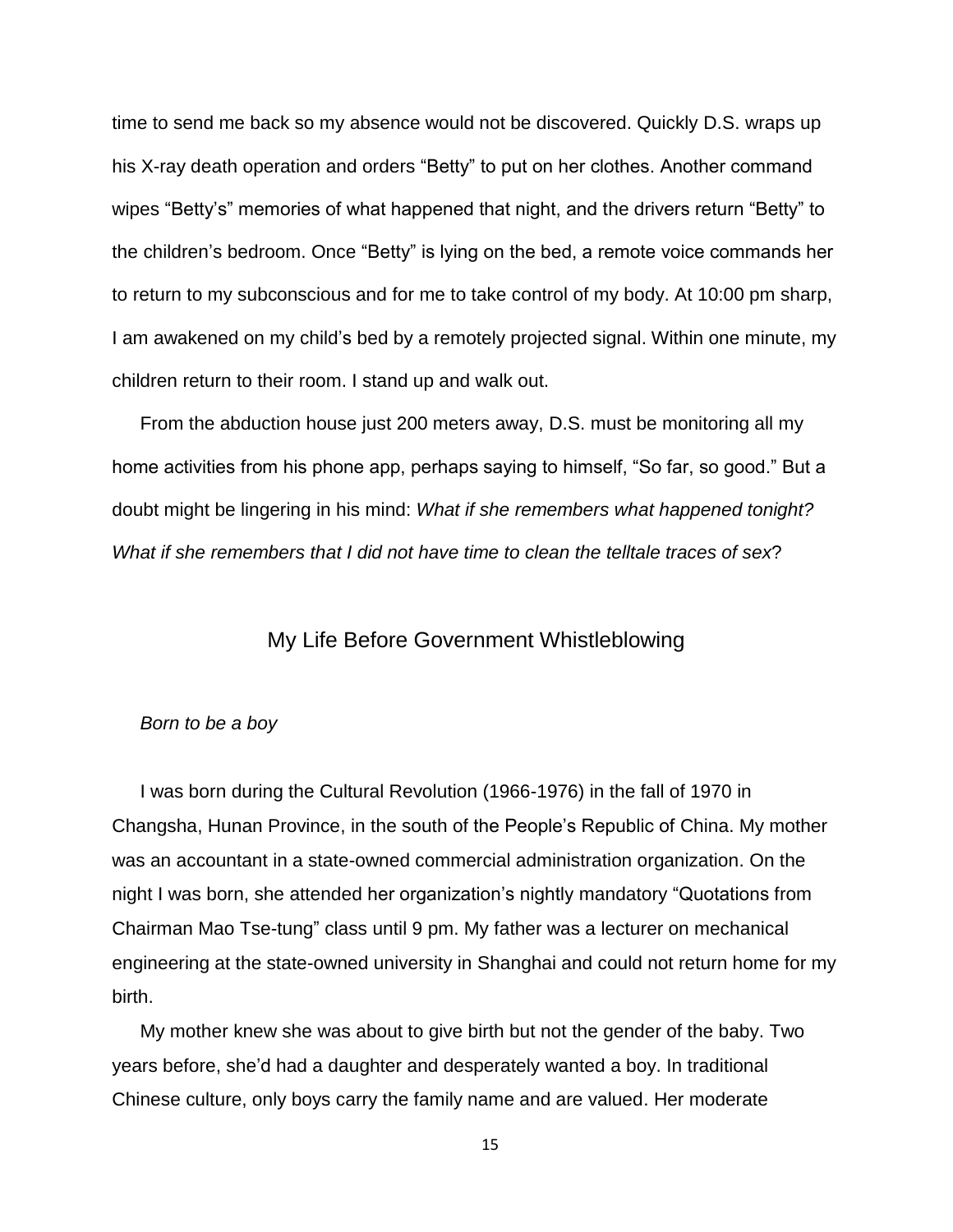time to send me back so my absence would not be discovered. Quickly D.S. wraps up his X-ray death operation and orders "Betty" to put on her clothes. Another command wipes "Betty's" memories of what happened that night, and the drivers return "Betty" to the children's bedroom. Once "Betty" is lying on the bed, a remote voice commands her to return to my subconscious and for me to take control of my body. At 10:00 pm sharp, I am awakened on my child's bed by a remotely projected signal. Within one minute, my children return to their room. I stand up and walk out.

From the abduction house just 200 meters away, D.S. must be monitoring all my home activities from his phone app, perhaps saying to himself, "So far, so good." But a doubt might be lingering in his mind: *What if she remembers what happened tonight? What if she remembers that I did not have time to clean the telltale traces of sex*?

## My Life Before Government Whistleblowing

### *Born to be a boy*

I was born during the Cultural Revolution (1966-1976) in the fall of 1970 in Changsha, Hunan Province, in the south of the People's Republic of China. My mother was an accountant in a state-owned commercial administration organization. On the night I was born, she attended her organization's nightly mandatory "Quotations from Chairman Mao Tse-tung" class until 9 pm. My father was a lecturer on mechanical engineering at the state-owned university in Shanghai and could not return home for my birth.

My mother knew she was about to give birth but not the gender of the baby. Two years before, she'd had a daughter and desperately wanted a boy. In traditional Chinese culture, only boys carry the family name and are valued. Her moderate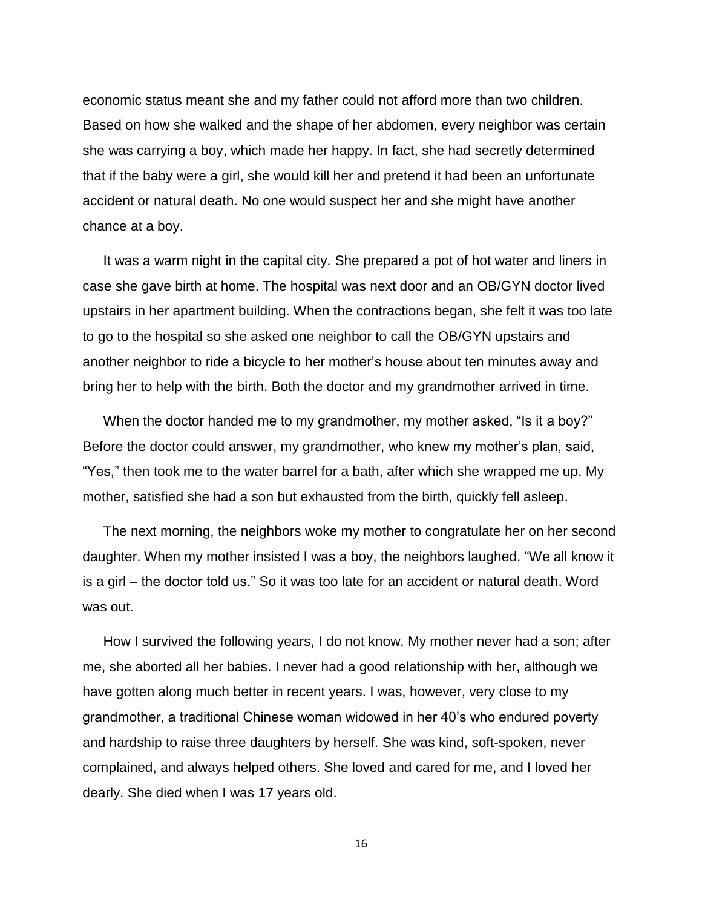economic status meant she and my father could not afford more than two children. Based on how she walked and the shape of her abdomen, every neighbor was certain she was carrying a boy, which made her happy. In fact, she had secretly determined that if the baby were a girl, she would kill her and pretend it had been an unfortunate accident or natural death. No one would suspect her and she might have another chance at a boy.

It was a warm night in the capital city. She prepared a pot of hot water and liners in case she gave birth at home. The hospital was next door and an OB/GYN doctor lived upstairs in her apartment building. When the contractions began, she felt it was too late to go to the hospital so she asked one neighbor to call the OB/GYN upstairs and another neighbor to ride a bicycle to her mother's house about ten minutes away and bring her to help with the birth. Both the doctor and my grandmother arrived in time.

When the doctor handed me to my grandmother, my mother asked, "Is it a boy?" Before the doctor could answer, my grandmother, who knew my mother's plan, said, "Yes," then took me to the water barrel for a bath, after which she wrapped me up. My mother, satisfied she had a son but exhausted from the birth, quickly fell asleep.

The next morning, the neighbors woke my mother to congratulate her on her second daughter. When my mother insisted I was a boy, the neighbors laughed. "We all know it is a girl – the doctor told us." So it was too late for an accident or natural death. Word was out.

How I survived the following years, I do not know. My mother never had a son; after me, she aborted all her babies. I never had a good relationship with her, although we have gotten along much better in recent years. I was, however, very close to my grandmother, a traditional Chinese woman widowed in her 40's who endured poverty and hardship to raise three daughters by herself. She was kind, soft-spoken, never complained, and always helped others. She loved and cared for me, and I loved her dearly. She died when I was 17 years old.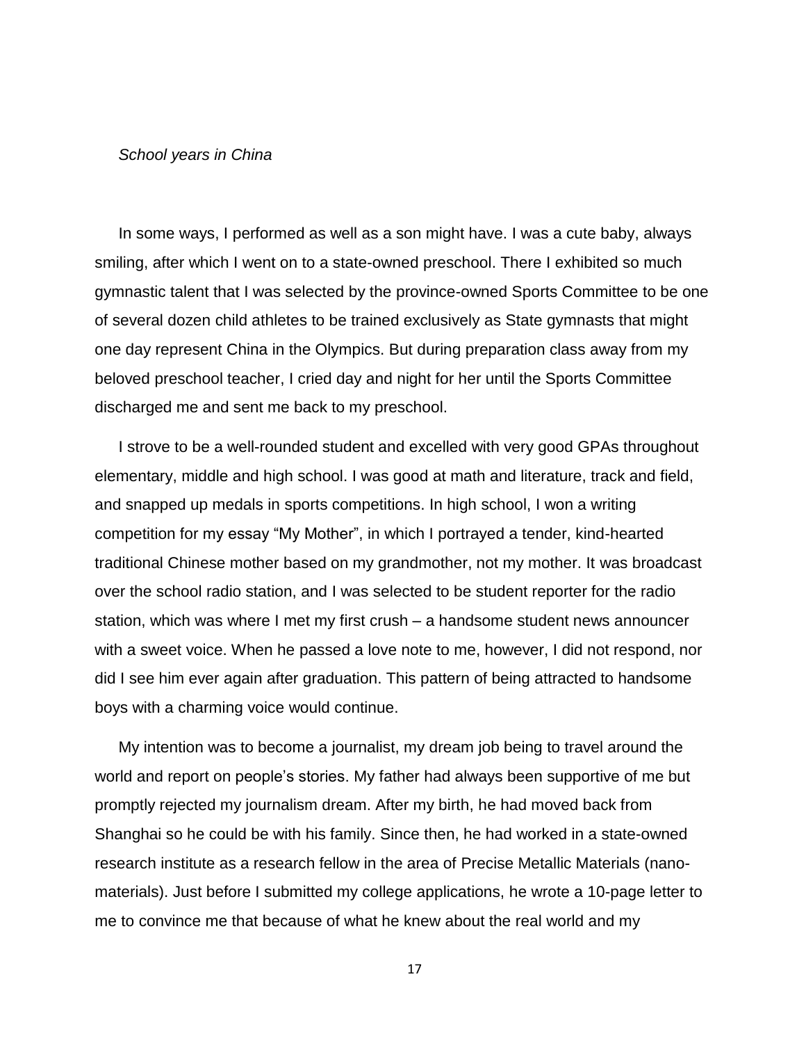*School years in China*

In some ways, I performed as well as a son might have. I was a cute baby, always smiling, after which I went on to a state-owned preschool. There I exhibited so much gymnastic talent that I was selected by the province-owned Sports Committee to be one of several dozen child athletes to be trained exclusively as State gymnasts that might one day represent China in the Olympics. But during preparation class away from my beloved preschool teacher, I cried day and night for her until the Sports Committee discharged me and sent me back to my preschool.

I strove to be a well-rounded student and excelled with very good GPAs throughout elementary, middle and high school. I was good at math and literature, track and field, and snapped up medals in sports competitions. In high school, I won a writing competition for my essay "My Mother", in which I portrayed a tender, kind-hearted traditional Chinese mother based on my grandmother, not my mother. It was broadcast over the school radio station, and I was selected to be student reporter for the radio station, which was where I met my first crush – a handsome student news announcer with a sweet voice. When he passed a love note to me, however, I did not respond, nor did I see him ever again after graduation. This pattern of being attracted to handsome boys with a charming voice would continue.

My intention was to become a journalist, my dream job being to travel around the world and report on people's stories. My father had always been supportive of me but promptly rejected my journalism dream. After my birth, he had moved back from Shanghai so he could be with his family. Since then, he had worked in a state-owned research institute as a research fellow in the area of Precise Metallic Materials (nano-materials). Just before I submitted my college applications, he wrote a 10-page letter to me to convince me that because of what he knew about the real world and my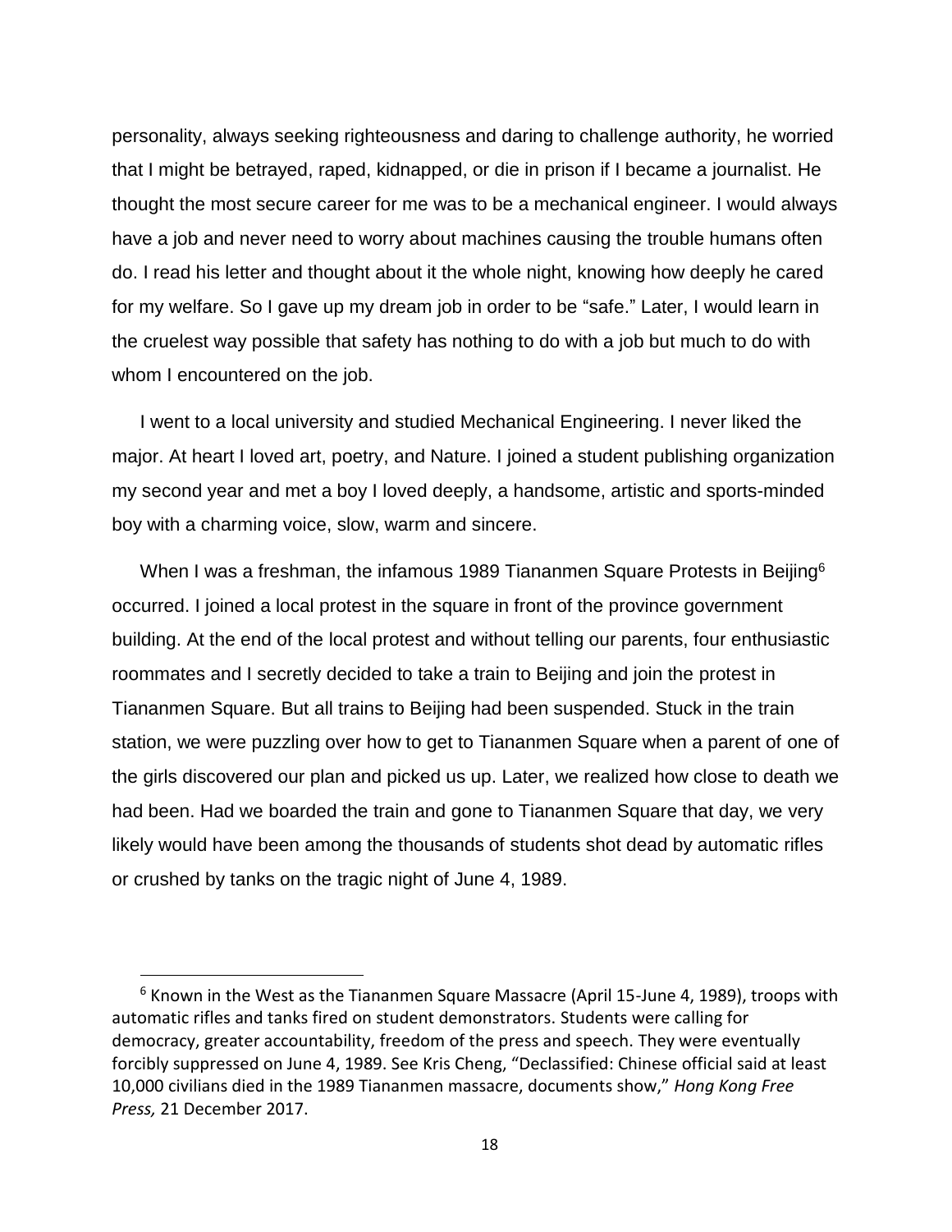personality, always seeking righteousness and daring to challenge authority, he worried that I might be betrayed, raped, kidnapped, or die in prison if I became a journalist. He thought the most secure career for me was to be a mechanical engineer. I would always have a job and never need to worry about machines causing the trouble humans often do. I read his letter and thought about it the whole night, knowing how deeply he cared for my welfare. So I gave up my dream job in order to be "safe." Later, I would learn in the cruelest way possible that safety has nothing to do with a job but much to do with whom I encountered on the job.

I went to a local university and studied Mechanical Engineering. I never liked the major. At heart I loved art, poetry, and Nature. I joined a student publishing organization my second year and met a boy I loved deeply, a handsome, artistic and sports-minded boy with a charming voice, slow, warm and sincere.

When I was a freshman, the infamous 1989 Tiananmen Square Protests in Beijing[6] occurred. I joined a local protest in the square in front of the province government building. At the end of the local protest and without telling our parents, four enthusiastic roommates and I secretly decided to take a train to Beijing and join the protest in Tiananmen Square. But all trains to Beijing had been suspended. Stuck in the train station, we were puzzling over how to get to Tiananmen Square when a parent of one of the girls discovered our plan and picked us up. Later, we realized how close to death we had been. Had we boarded the train and gone to Tiananmen Square that day, we very likely would have been among the thousands of students shot dead by automatic rifles or crushed by tanks on the tragic night of June 4, 1989.

[6] Known in the West as the Tiananmen Square Massacre (April 15-June 4, 1989), troops with automatic rifles and tanks fired on student demonstrators. Students were calling for democracy, greater accountability, freedom of the press and speech. They were eventually forcibly suppressed on June 4, 1989. See Kris Cheng, "Declassified: Chinese official said at least 10,000 civilians died in the 1989 Tiananmen massacre, documents show," *Hong Kong Free Press,* 21 December 2017.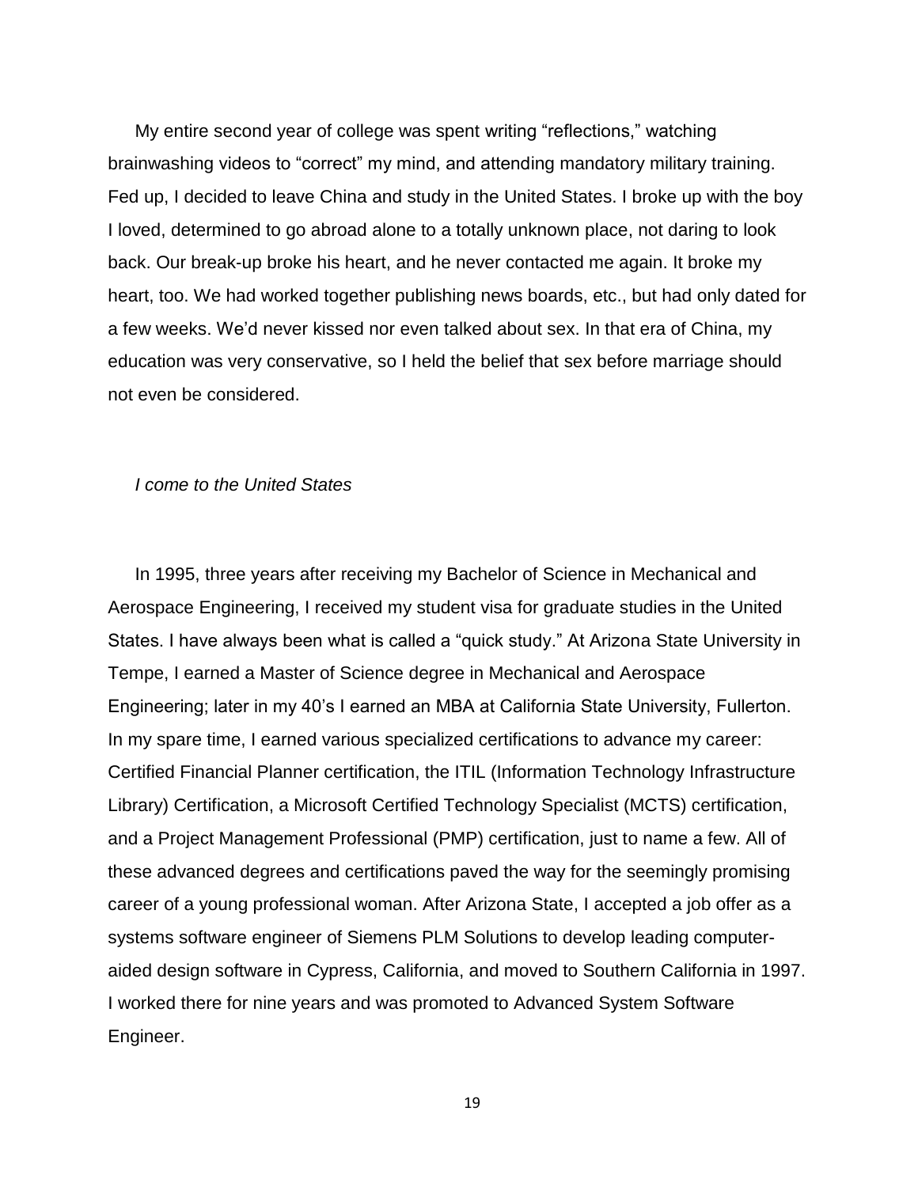My entire second year of college was spent writing "reflections," watching brainwashing videos to "correct" my mind, and attending mandatory military training. Fed up, I decided to leave China and study in the United States. I broke up with the boy I loved, determined to go abroad alone to a totally unknown place, not daring to look back. Our break-up broke his heart, and he never contacted me again. It broke my heart, too. We had worked together publishing news boards, etc., but had only dated for a few weeks. We'd never kissed nor even talked about sex. In that era of China, my education was very conservative, so I held the belief that sex before marriage should not even be considered.

*I come to the United States*

In 1995, three years after receiving my Bachelor of Science in Mechanical and Aerospace Engineering, I received my student visa for graduate studies in the United States. I have always been what is called a "quick study." At Arizona State University in Tempe, I earned a Master of Science degree in Mechanical and Aerospace Engineering; later in my 40's I earned an MBA at California State University, Fullerton. In my spare time, I earned various specialized certifications to advance my career: Certified Financial Planner certification, the ITIL (Information Technology Infrastructure Library) Certification, a Microsoft Certified Technology Specialist (MCTS) certification, and a Project Management Professional (PMP) certification, just to name a few. All of these advanced degrees and certifications paved the way for the seemingly promising career of a young professional woman. After Arizona State, I accepted a job offer as a systems software engineer of Siemens PLM Solutions to develop leading computer-aided design software in Cypress, California, and moved to Southern California in 1997. I worked there for nine years and was promoted to Advanced System Software Engineer.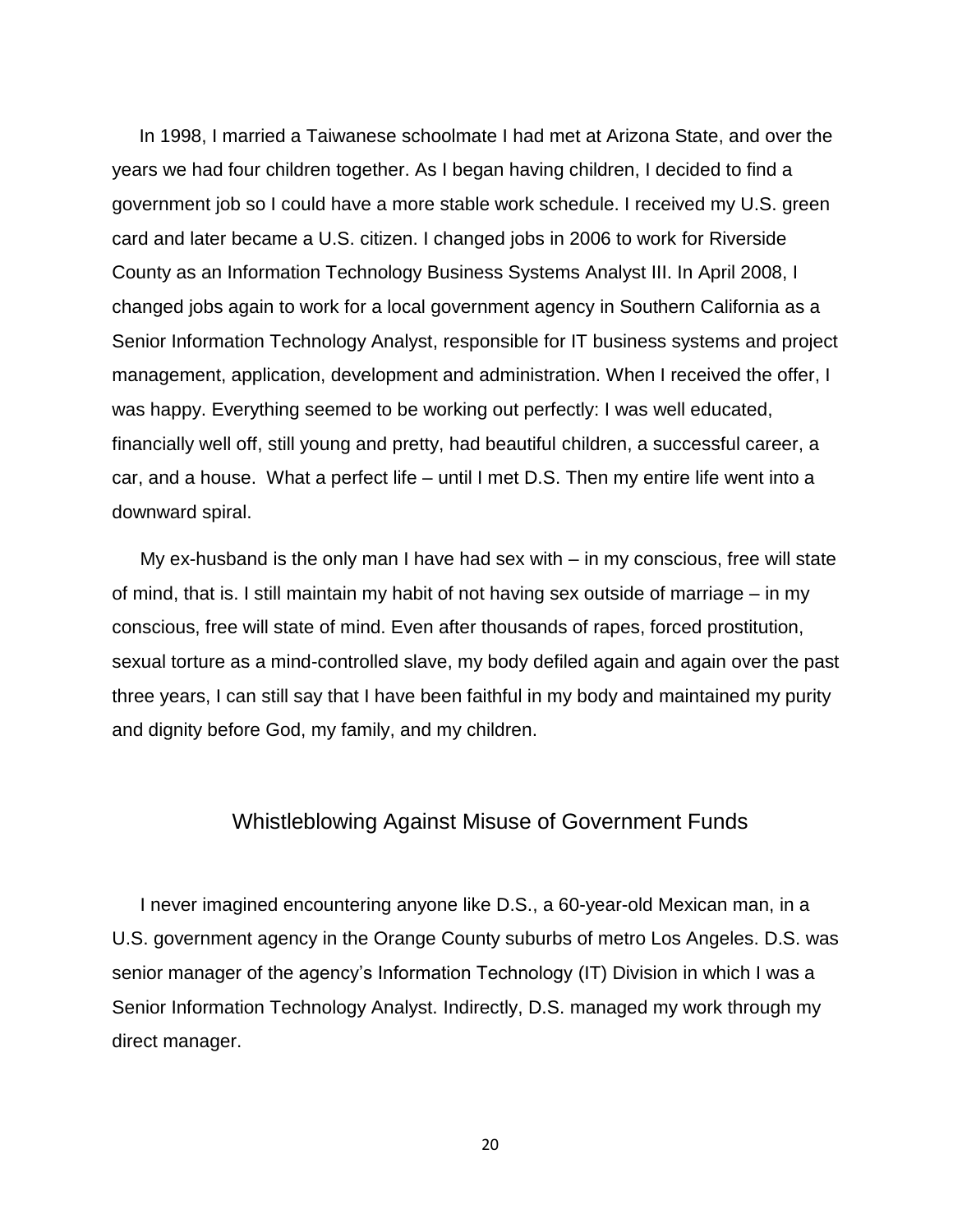In 1998, I married a Taiwanese schoolmate I had met at Arizona State, and over the years we had four children together. As I began having children, I decided to find a government job so I could have a more stable work schedule. I received my U.S. green card and later became a U.S. citizen. I changed jobs in 2006 to work for Riverside County as an Information Technology Business Systems Analyst III. In April 2008, I changed jobs again to work for a local government agency in Southern California as a Senior Information Technology Analyst, responsible for IT business systems and project management, application, development and administration. When I received the offer, I was happy. Everything seemed to be working out perfectly: I was well educated, financially well off, still young and pretty, had beautiful children, a successful career, a car, and a house. What a perfect life – until I met D.S. Then my entire life went into a downward spiral.

My ex-husband is the only man I have had sex with – in my conscious, free will state of mind, that is. I still maintain my habit of not having sex outside of marriage – in my conscious, free will state of mind. Even after thousands of rapes, forced prostitution, sexual torture as a mind-controlled slave, my body defiled again and again over the past three years, I can still say that I have been faithful in my body and maintained my purity and dignity before God, my family, and my children.

## Whistleblowing Against Misuse of Government Funds

I never imagined encountering anyone like D.S., a 60-year-old Mexican man, in a U.S. government agency in the Orange County suburbs of metro Los Angeles. D.S. was senior manager of the agency's Information Technology (IT) Division in which I was a Senior Information Technology Analyst. Indirectly, D.S. managed my work through my direct manager.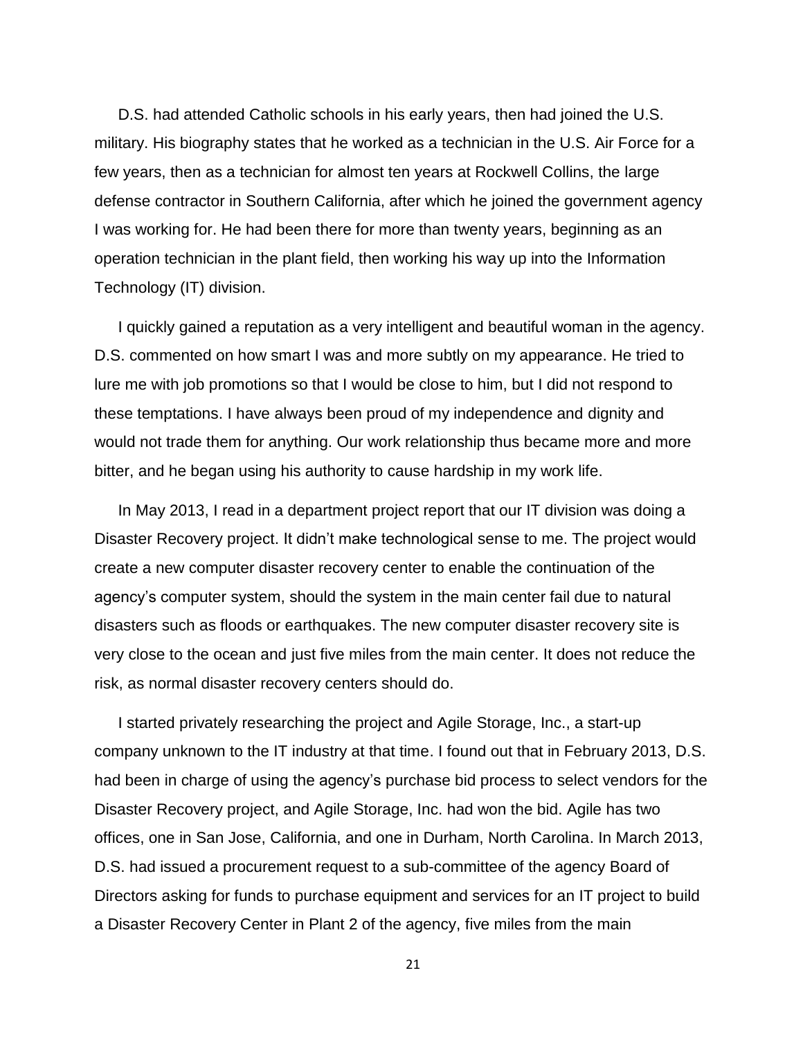D.S. had attended Catholic schools in his early years, then had joined the U.S. military. His biography states that he worked as a technician in the U.S. Air Force for a few years, then as a technician for almost ten years at Rockwell Collins, the large defense contractor in Southern California, after which he joined the government agency I was working for. He had been there for more than twenty years, beginning as an operation technician in the plant field, then working his way up into the Information Technology (IT) division.

I quickly gained a reputation as a very intelligent and beautiful woman in the agency. D.S. commented on how smart I was and more subtly on my appearance. He tried to lure me with job promotions so that I would be close to him, but I did not respond to these temptations. I have always been proud of my independence and dignity and would not trade them for anything. Our work relationship thus became more and more bitter, and he began using his authority to cause hardship in my work life.

In May 2013, I read in a department project report that our IT division was doing a Disaster Recovery project. It didn't make technological sense to me. The project would create a new computer disaster recovery center to enable the continuation of the agency's computer system, should the system in the main center fail due to natural disasters such as floods or earthquakes. The new computer disaster recovery site is very close to the ocean and just five miles from the main center. It does not reduce the risk, as normal disaster recovery centers should do.

I started privately researching the project and Agile Storage, Inc., a start-up company unknown to the IT industry at that time. I found out that in February 2013, D.S. had been in charge of using the agency's purchase bid process to select vendors for the Disaster Recovery project, and Agile Storage, Inc. had won the bid. Agile has two offices, one in San Jose, California, and one in Durham, North Carolina. In March 2013, D.S. had issued a procurement request to a sub-committee of the agency Board of Directors asking for funds to purchase equipment and services for an IT project to build a Disaster Recovery Center in Plant 2 of the agency, five miles from the main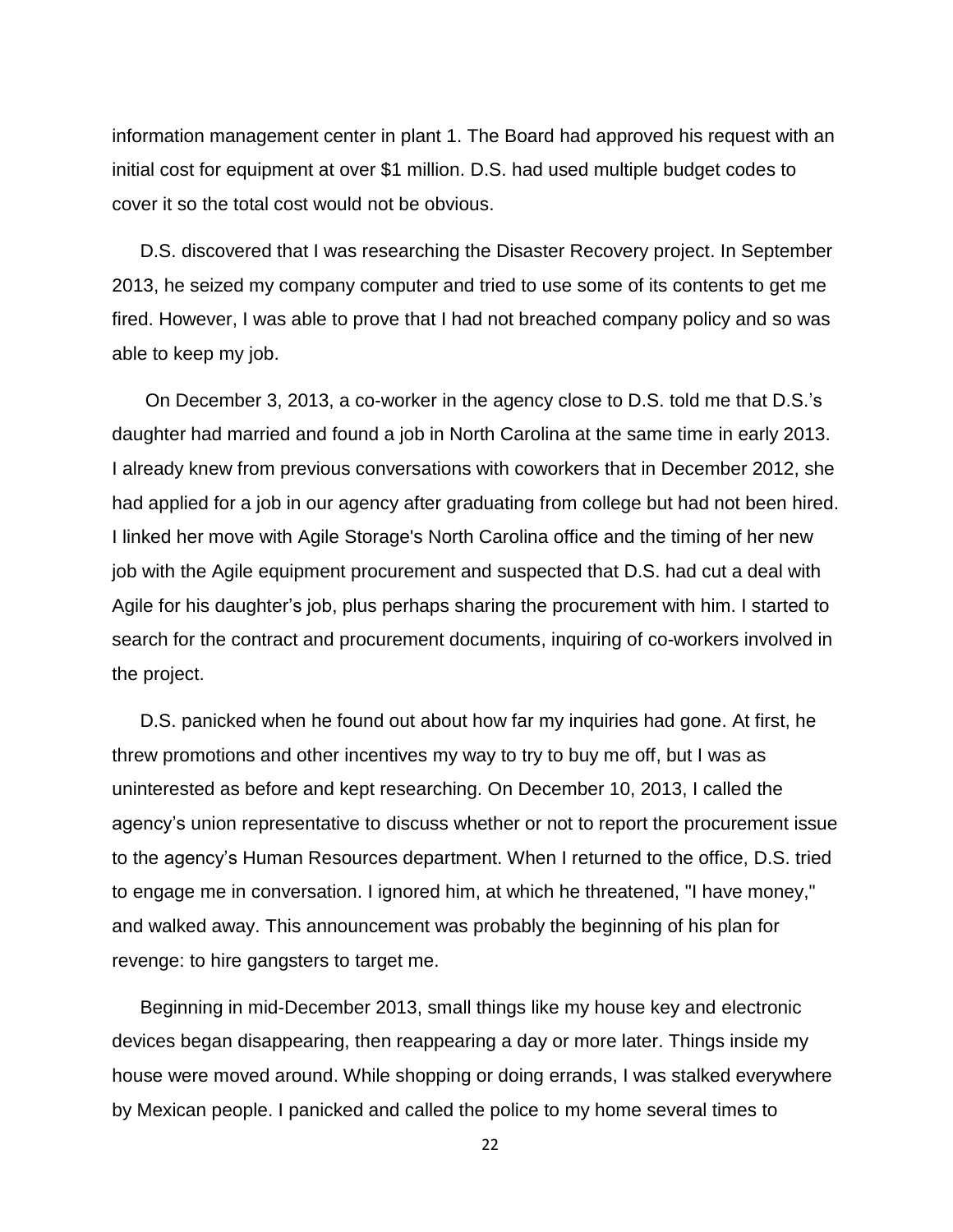information management center in plant 1. The Board had approved his request with an initial cost for equipment at over $1 million. D.S. had used multiple budget codes to cover it so the total cost would not be obvious.

D.S. discovered that I was researching the Disaster Recovery project. In September 2013, he seized my company computer and tried to use some of its contents to get me fired. However, I was able to prove that I had not breached company policy and so was able to keep my job.

On December 3, 2013, a co-worker in the agency close to D.S. told me that D.S.'s daughter had married and found a job in North Carolina at the same time in early 2013. I already knew from previous conversations with coworkers that in December 2012, she had applied for a job in our agency after graduating from college but had not been hired. I linked her move with Agile Storage's North Carolina office and the timing of her new job with the Agile equipment procurement and suspected that D.S. had cut a deal with Agile for his daughter's job, plus perhaps sharing the procurement with him. I started to search for the contract and procurement documents, inquiring of co-workers involved in the project.

D.S. panicked when he found out about how far my inquiries had gone. At first, he threw promotions and other incentives my way to try to buy me off, but I was as uninterested as before and kept researching. On December 10, 2013, I called the agency's union representative to discuss whether or not to report the procurement issue to the agency's Human Resources department. When I returned to the office, D.S. tried to engage me in conversation. I ignored him, at which he threatened, "I have money," and walked away. This announcement was probably the beginning of his plan for revenge: to hire gangsters to target me.

Beginning in mid-December 2013, small things like my house key and electronic devices began disappearing, then reappearing a day or more later. Things inside my house were moved around. While shopping or doing errands, I was stalked everywhere by Mexican people. I panicked and called the police to my home several times to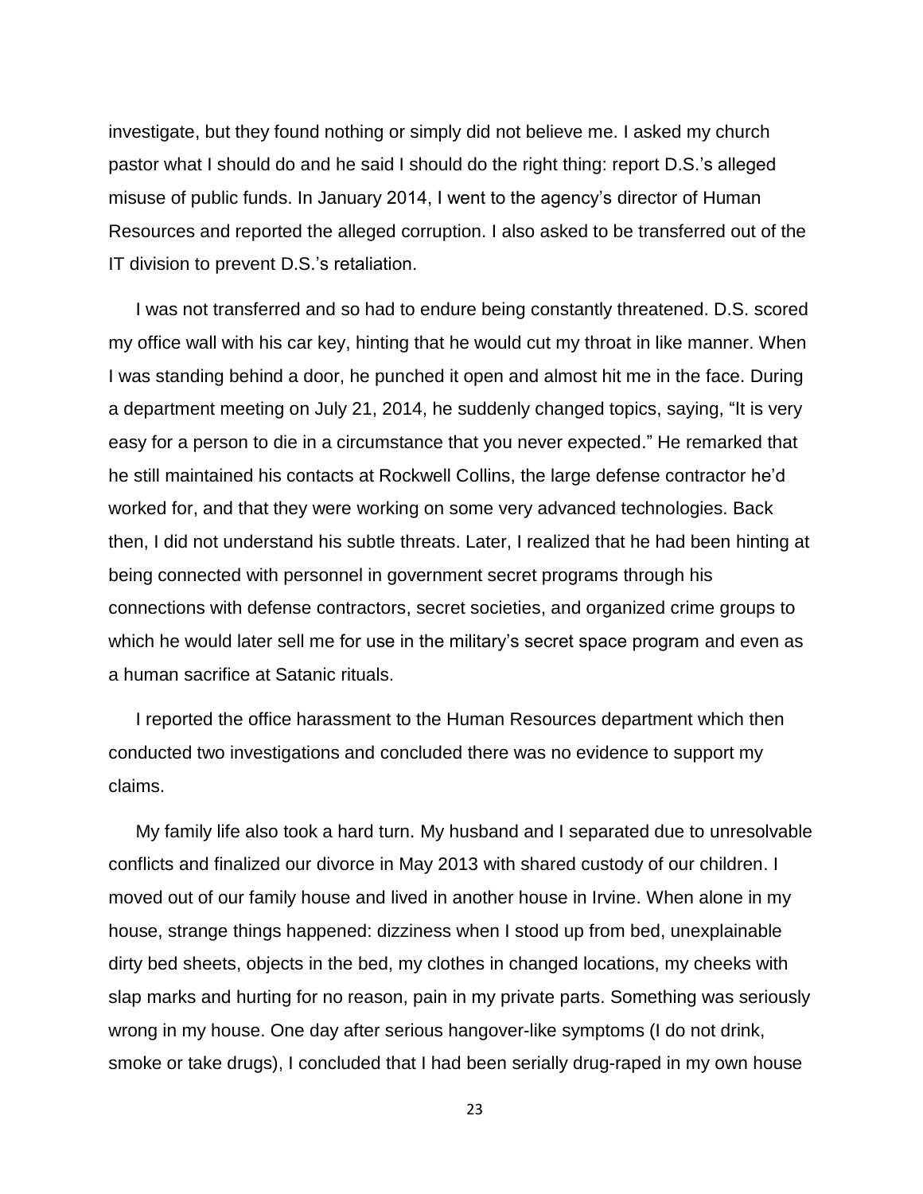investigate, but they found nothing or simply did not believe me. I asked my church pastor what I should do and he said I should do the right thing: report D.S.'s alleged misuse of public funds. In January 2014, I went to the agency's director of Human Resources and reported the alleged corruption. I also asked to be transferred out of the IT division to prevent D.S.'s retaliation.

I was not transferred and so had to endure being constantly threatened. D.S. scored my office wall with his car key, hinting that he would cut my throat in like manner. When I was standing behind a door, he punched it open and almost hit me in the face. During a department meeting on July 21, 2014, he suddenly changed topics, saying, "It is very easy for a person to die in a circumstance that you never expected." He remarked that he still maintained his contacts at Rockwell Collins, the large defense contractor he'd worked for, and that they were working on some very advanced technologies. Back then, I did not understand his subtle threats. Later, I realized that he had been hinting at being connected with personnel in government secret programs through his connections with defense contractors, secret societies, and organized crime groups to which he would later sell me for use in the military's secret space program and even as a human sacrifice at Satanic rituals.

I reported the office harassment to the Human Resources department which then conducted two investigations and concluded there was no evidence to support my claims.

My family life also took a hard turn. My husband and I separated due to unresolvable conflicts and finalized our divorce in May 2013 with shared custody of our children. I moved out of our family house and lived in another house in Irvine. When alone in my house, strange things happened: dizziness when I stood up from bed, unexplainable dirty bed sheets, objects in the bed, my clothes in changed locations, my cheeks with slap marks and hurting for no reason, pain in my private parts. Something was seriously wrong in my house. One day after serious hangover-like symptoms (I do not drink, smoke or take drugs), I concluded that I had been serially drug-raped in my own house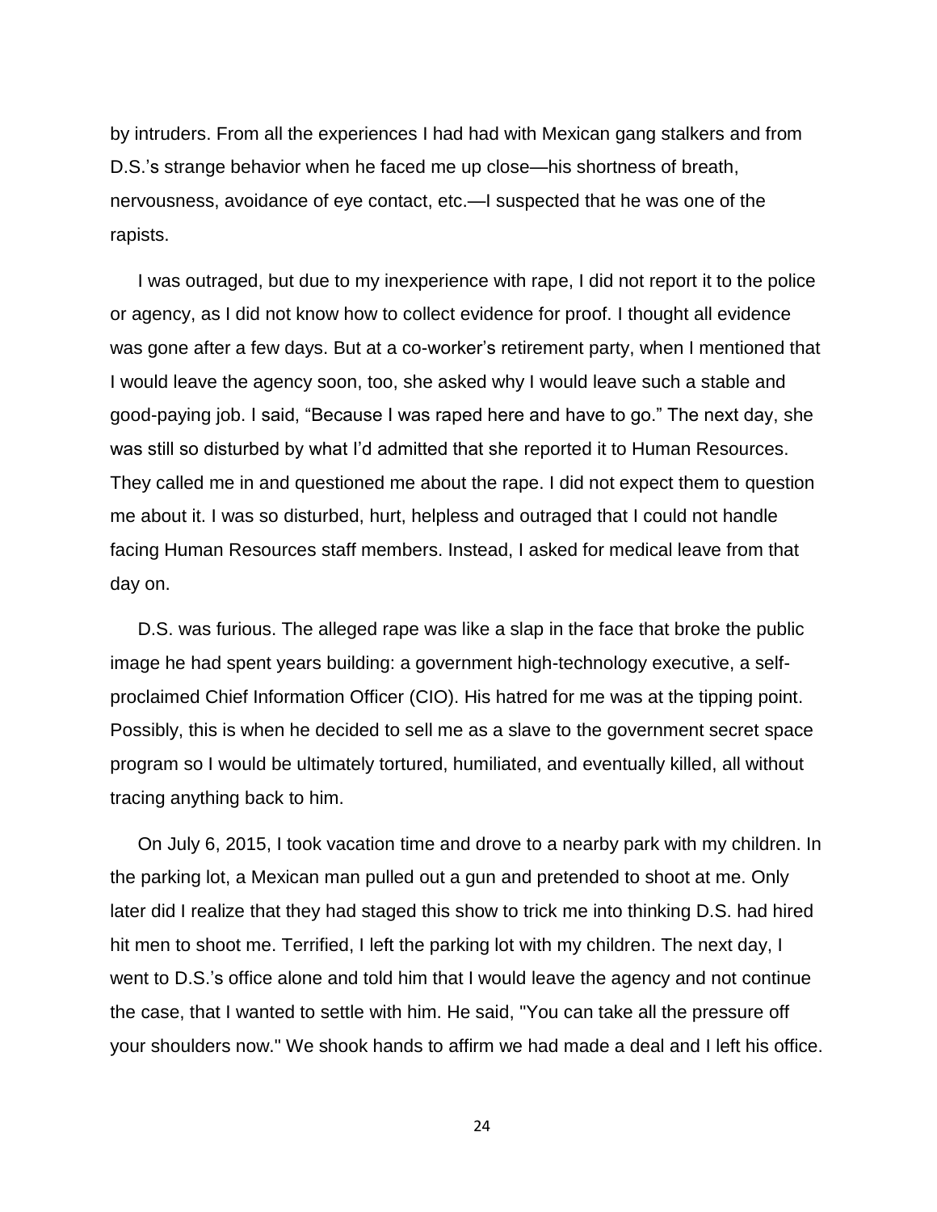by intruders. From all the experiences I had had with Mexican gang stalkers and from D.S.'s strange behavior when he faced me up close—his shortness of breath, nervousness, avoidance of eye contact, etc.—I suspected that he was one of the rapists.

I was outraged, but due to my inexperience with rape, I did not report it to the police or agency, as I did not know how to collect evidence for proof. I thought all evidence was gone after a few days. But at a co-worker's retirement party, when I mentioned that I would leave the agency soon, too, she asked why I would leave such a stable and good-paying job. I said, "Because I was raped here and have to go." The next day, she was still so disturbed by what I'd admitted that she reported it to Human Resources. They called me in and questioned me about the rape. I did not expect them to question me about it. I was so disturbed, hurt, helpless and outraged that I could not handle facing Human Resources staff members. Instead, I asked for medical leave from that day on.

D.S. was furious. The alleged rape was like a slap in the face that broke the public image he had spent years building: a government high-technology executive, a self-proclaimed Chief Information Officer (CIO). His hatred for me was at the tipping point. Possibly, this is when he decided to sell me as a slave to the government secret space program so I would be ultimately tortured, humiliated, and eventually killed, all without tracing anything back to him.

On July 6, 2015, I took vacation time and drove to a nearby park with my children. In the parking lot, a Mexican man pulled out a gun and pretended to shoot at me. Only later did I realize that they had staged this show to trick me into thinking D.S. had hired hit men to shoot me. Terrified, I left the parking lot with my children. The next day, I went to D.S.'s office alone and told him that I would leave the agency and not continue the case, that I wanted to settle with him. He said, "You can take all the pressure off your shoulders now." We shook hands to affirm we had made a deal and I left his office.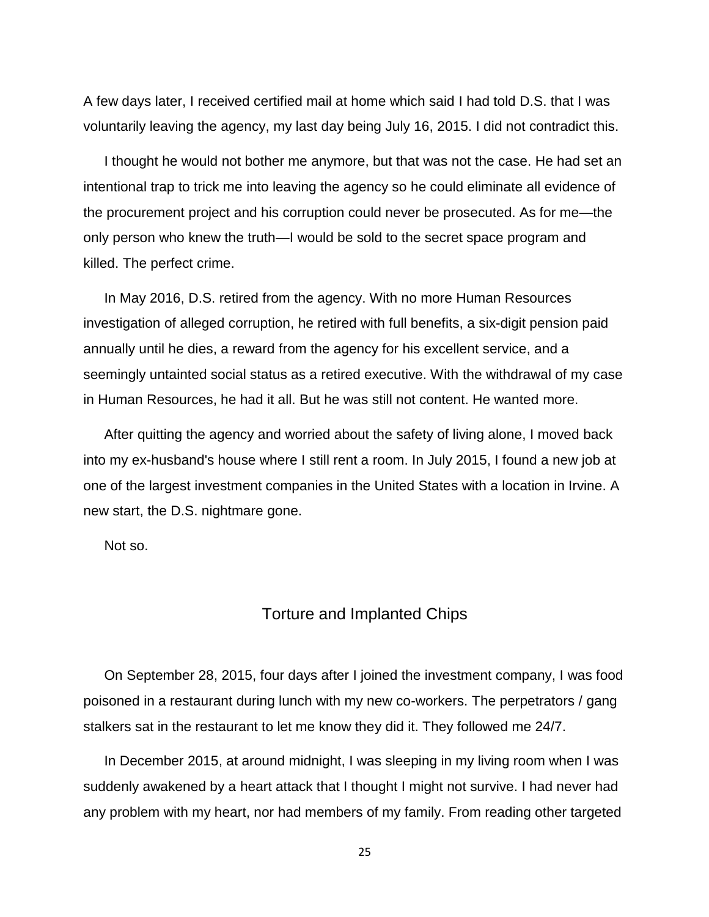A few days later, I received certified mail at home which said I had told D.S. that I was voluntarily leaving the agency, my last day being July 16, 2015. I did not contradict this.

I thought he would not bother me anymore, but that was not the case. He had set an intentional trap to trick me into leaving the agency so he could eliminate all evidence of the procurement project and his corruption could never be prosecuted. As for me—the only person who knew the truth—I would be sold to the secret space program and killed. The perfect crime.

In May 2016, D.S. retired from the agency. With no more Human Resources investigation of alleged corruption, he retired with full benefits, a six-digit pension paid annually until he dies, a reward from the agency for his excellent service, and a seemingly untainted social status as a retired executive. With the withdrawal of my case in Human Resources, he had it all. But he was still not content. He wanted more.

After quitting the agency and worried about the safety of living alone, I moved back into my ex-husband's house where I still rent a room. In July 2015, I found a new job at one of the largest investment companies in the United States with a location in Irvine. A new start, the D.S. nightmare gone.

Not so.

## Torture and Implanted Chips

On September 28, 2015, four days after I joined the investment company, I was food poisoned in a restaurant during lunch with my new co-workers. The perpetrators / gang stalkers sat in the restaurant to let me know they did it. They followed me 24/7.

In December 2015, at around midnight, I was sleeping in my living room when I was suddenly awakened by a heart attack that I thought I might not survive. I had never had any problem with my heart, nor had members of my family. From reading other targeted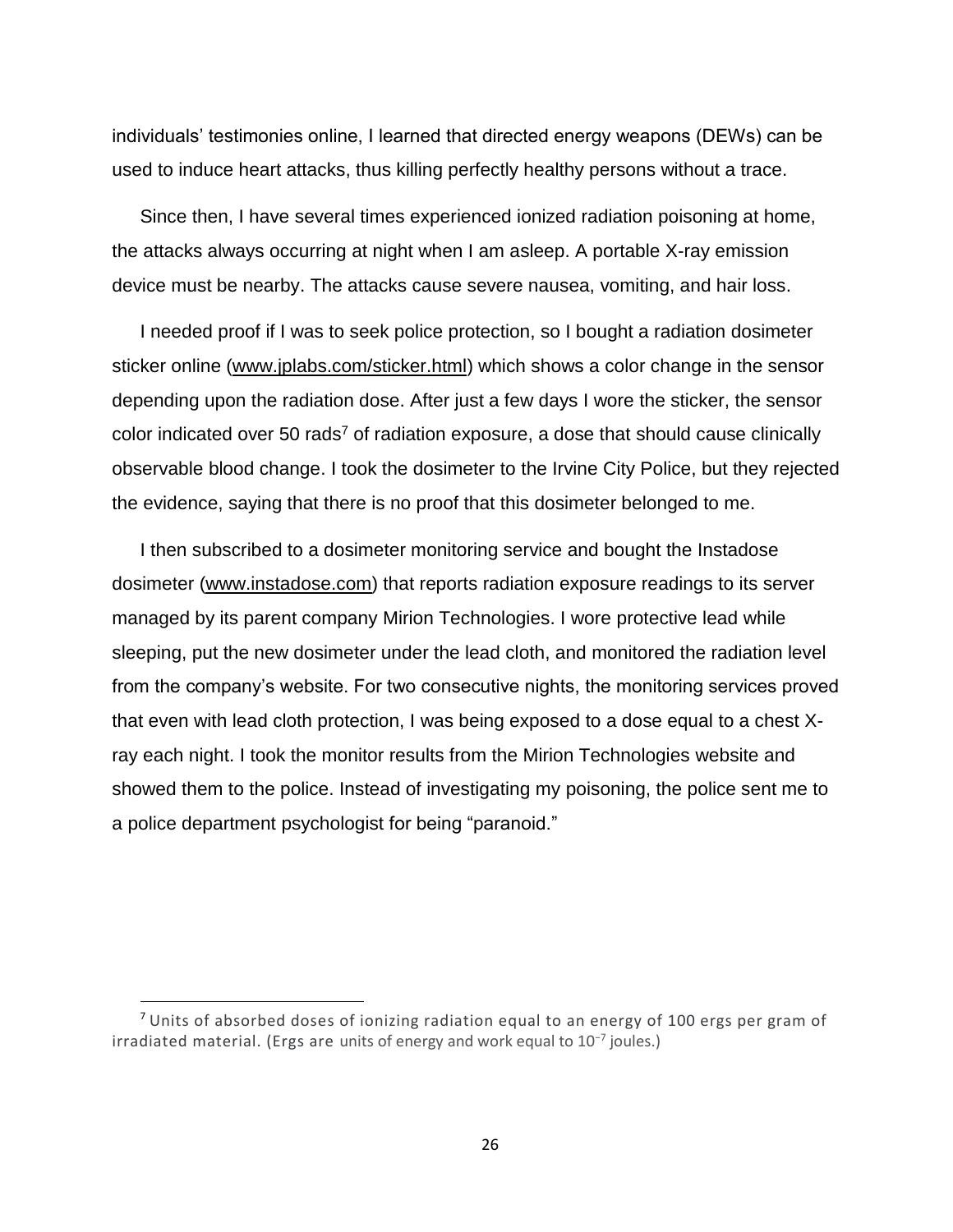individuals' testimonies online, I learned that directed energy weapons (DEWs) can be used to induce heart attacks, thus killing perfectly healthy persons without a trace.

Since then, I have several times experienced ionized radiation poisoning at home, the attacks always occurring at night when I am asleep. A portable X-ray emission device must be nearby. The attacks cause severe nausea, vomiting, and hair loss.

I needed proof if I was to seek police protection, so I bought a radiation dosimeter sticker online (www.jplabs.com/sticker.html) which shows a color change in the sensor depending upon the radiation dose. After just a few days I wore the sticker, the sensor color indicated over 50 rads[7] of radiation exposure, a dose that should cause clinically observable blood change. I took the dosimeter to the Irvine City Police, but they rejected the evidence, saying that there is no proof that this dosimeter belonged to me.

I then subscribed to a dosimeter monitoring service and bought the Instadose dosimeter (www.instadose.com) that reports radiation exposure readings to its server managed by its parent company Mirion Technologies. I wore protective lead while sleeping, put the new dosimeter under the lead cloth, and monitored the radiation level from the company's website. For two consecutive nights, the monitoring services proved that even with lead cloth protection, I was being exposed to a dose equal to a chest X-ray each night. I took the monitor results from the Mirion Technologies website and showed them to the police. Instead of investigating my poisoning, the police sent me to a police department psychologist for being "paranoid."

---

[7] Units of absorbed doses of ionizing radiation equal to an energy of 100 ergs per gram of irradiated material. (Ergs are units of energy and work equal to $10^{-7}$ joules.)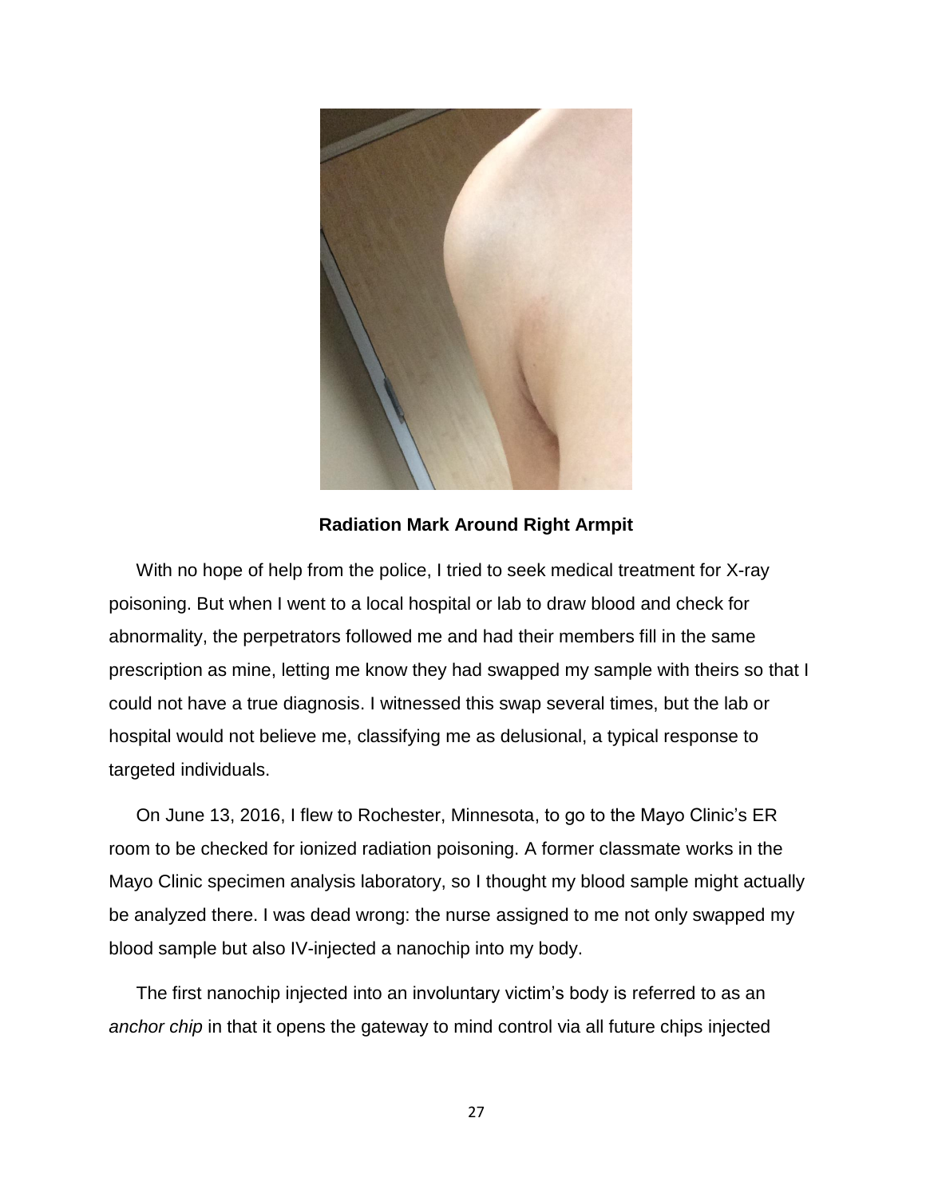**Radiation Mark Around Right Armpit**

With no hope of help from the police, I tried to seek medical treatment for X-ray poisoning. But when I went to a local hospital or lab to draw blood and check for abnormality, the perpetrators followed me and had their members fill in the same prescription as mine, letting me know they had swapped my sample with theirs so that I could not have a true diagnosis. I witnessed this swap several times, but the lab or hospital would not believe me, classifying me as delusional, a typical response to targeted individuals.

On June 13, 2016, I flew to Rochester, Minnesota, to go to the Mayo Clinic's ER room to be checked for ionized radiation poisoning. A former classmate works in the Mayo Clinic specimen analysis laboratory, so I thought my blood sample might actually be analyzed there. I was dead wrong: the nurse assigned to me not only swapped my blood sample but also IV-injected a nanochip into my body.

The first nanochip injected into an involuntary victim's body is referred to as an *anchor chip* in that it opens the gateway to mind control via all future chips injected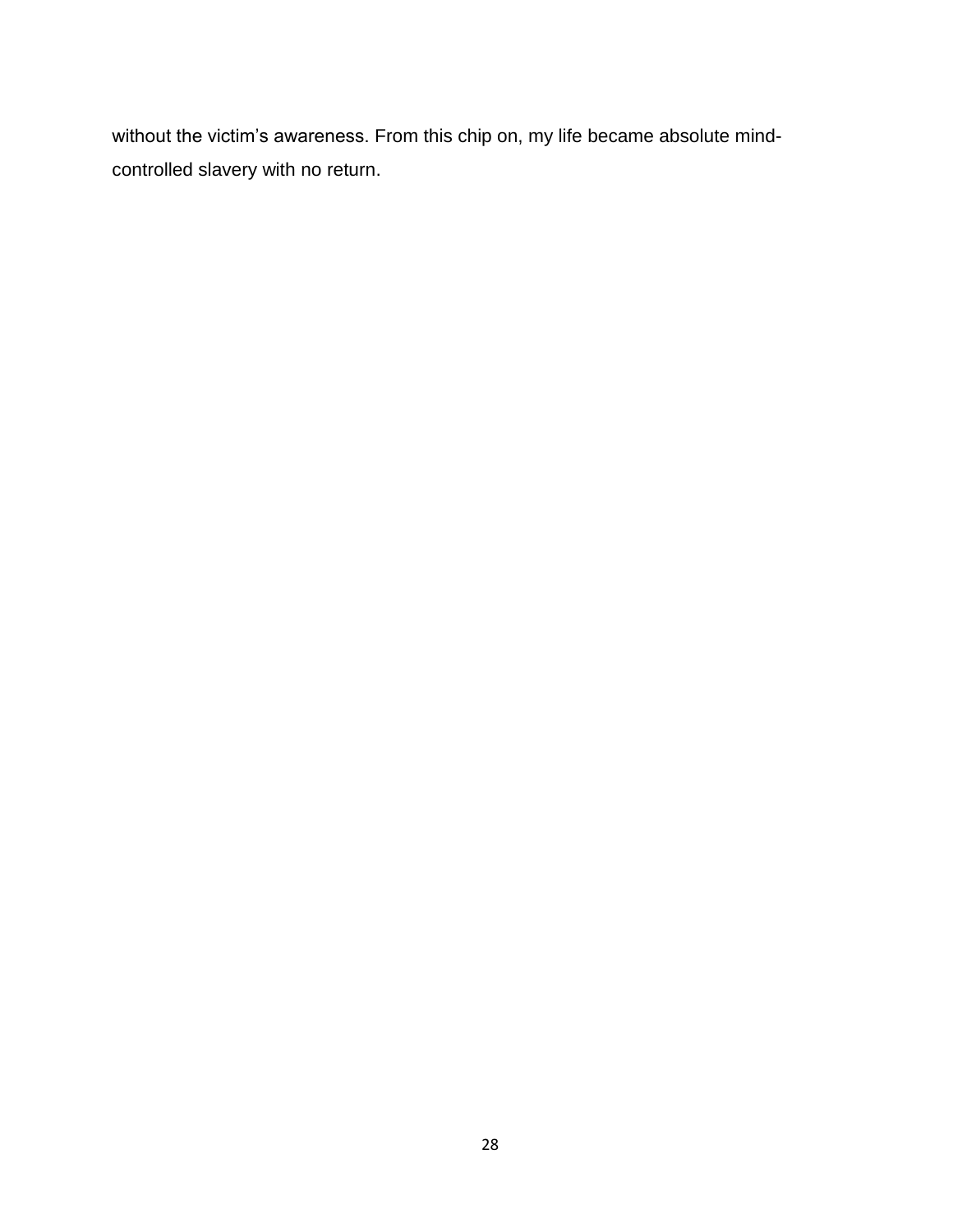without the victim's awareness. From this chip on, my life became absolute mind-controlled slavery with no return.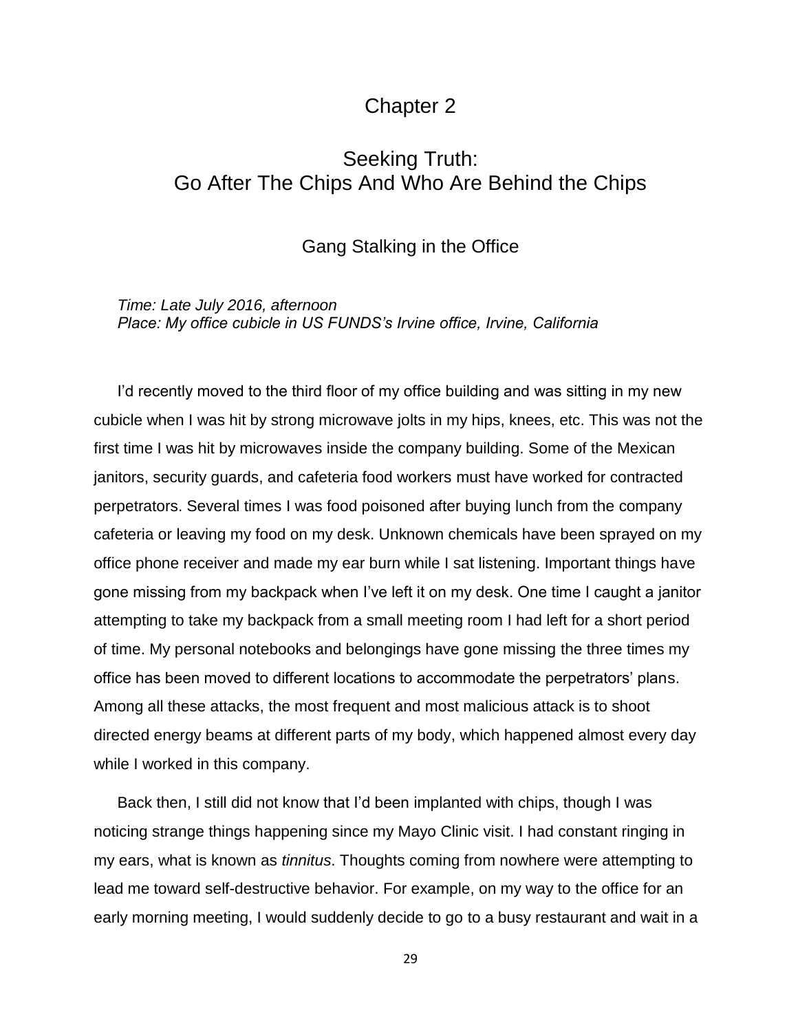# Chapter 2

## Seeking Truth:
## Go After The Chips And Who Are Behind the Chips

### Gang Stalking in the Office

*Time: Late July 2016, afternoon*
*Place: My office cubicle in US FUNDS's Irvine office, Irvine, California*

I'd recently moved to the third floor of my office building and was sitting in my new cubicle when I was hit by strong microwave jolts in my hips, knees, etc. This was not the first time I was hit by microwaves inside the company building. Some of the Mexican janitors, security guards, and cafeteria food workers must have worked for contracted perpetrators. Several times I was food poisoned after buying lunch from the company cafeteria or leaving my food on my desk. Unknown chemicals have been sprayed on my office phone receiver and made my ear burn while I sat listening. Important things have gone missing from my backpack when I've left it on my desk. One time I caught a janitor attempting to take my backpack from a small meeting room I had left for a short period of time. My personal notebooks and belongings have gone missing the three times my office has been moved to different locations to accommodate the perpetrators' plans. Among all these attacks, the most frequent and most malicious attack is to shoot directed energy beams at different parts of my body, which happened almost every day while I worked in this company.

Back then, I still did not know that I'd been implanted with chips, though I was noticing strange things happening since my Mayo Clinic visit. I had constant ringing in my ears, what is known as *tinnitus*. Thoughts coming from nowhere were attempting to lead me toward self-destructive behavior. For example, on my way to the office for an early morning meeting, I would suddenly decide to go to a busy restaurant and wait in a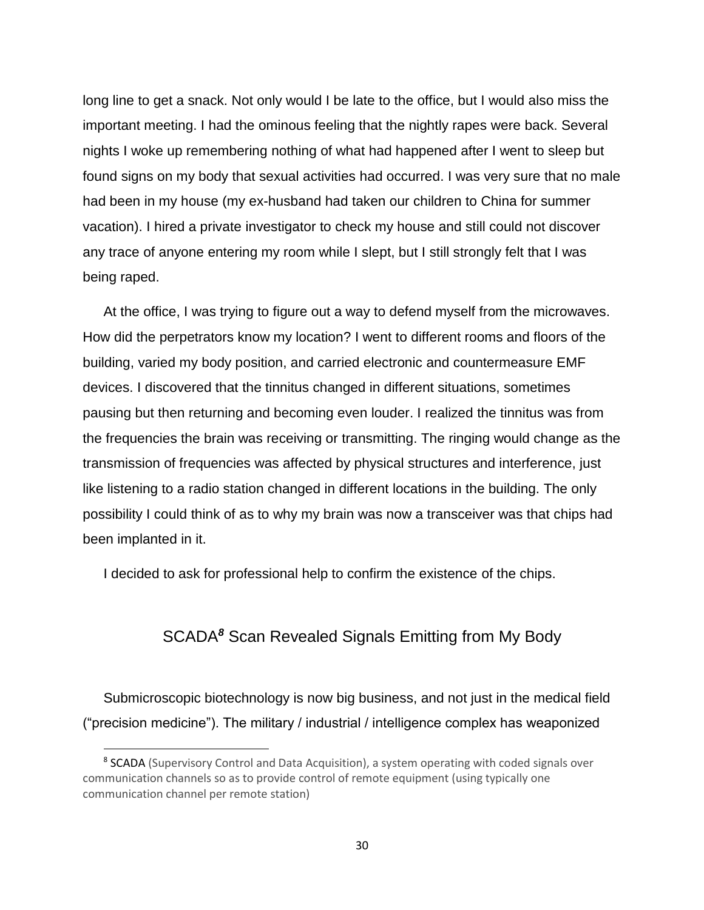long line to get a snack. Not only would I be late to the office, but I would also miss the important meeting. I had the ominous feeling that the nightly rapes were back. Several nights I woke up remembering nothing of what had happened after I went to sleep but found signs on my body that sexual activities had occurred. I was very sure that no male had been in my house (my ex-husband had taken our children to China for summer vacation). I hired a private investigator to check my house and still could not discover any trace of anyone entering my room while I slept, but I still strongly felt that I was being raped.

At the office, I was trying to figure out a way to defend myself from the microwaves. How did the perpetrators know my location? I went to different rooms and floors of the building, varied my body position, and carried electronic and countermeasure EMF devices. I discovered that the tinnitus changed in different situations, sometimes pausing but then returning and becoming even louder. I realized the tinnitus was from the frequencies the brain was receiving or transmitting. The ringing would change as the transmission of frequencies was affected by physical structures and interference, just like listening to a radio station changed in different locations in the building. The only possibility I could think of as to why my brain was now a transceiver was that chips had been implanted in it.

I decided to ask for professional help to confirm the existence of the chips.

## SCADA[8] Scan Revealed Signals Emitting from My Body

Submicroscopic biotechnology is now big business, and not just in the medical field ("precision medicine"). The military / industrial / intelligence complex has weaponized

[8] SCADA (Supervisory Control and Data Acquisition), a system operating with coded signals over communication channels so as to provide control of remote equipment (using typically one communication channel per remote station)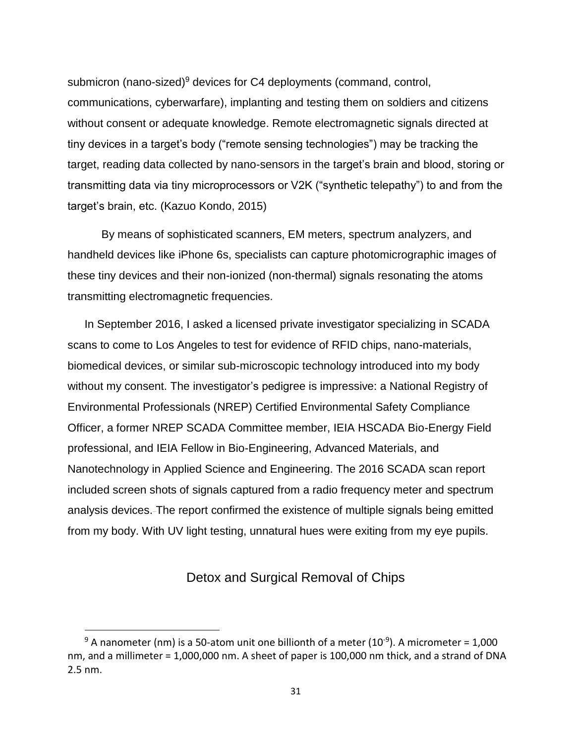submicron (nano-sized)[9] devices for C4 deployments (command, control, communications, cyberwarfare), implanting and testing them on soldiers and citizens without consent or adequate knowledge. Remote electromagnetic signals directed at tiny devices in a target's body ("remote sensing technologies") may be tracking the target, reading data collected by nano-sensors in the target's brain and blood, storing or transmitting data via tiny microprocessors or V2K ("synthetic telepathy") to and from the target's brain, etc. (Kazuo Kondo, 2015)

By means of sophisticated scanners, EM meters, spectrum analyzers, and handheld devices like iPhone 6s, specialists can capture photomicrographic images of these tiny devices and their non-ionized (non-thermal) signals resonating the atoms transmitting electromagnetic frequencies.

In September 2016, I asked a licensed private investigator specializing in SCADA scans to come to Los Angeles to test for evidence of RFID chips, nano-materials, biomedical devices, or similar sub-microscopic technology introduced into my body without my consent. The investigator's pedigree is impressive: a National Registry of Environmental Professionals (NREP) Certified Environmental Safety Compliance Officer, a former NREP SCADA Committee member, IEIA HSCADA Bio-Energy Field professional, and IEIA Fellow in Bio-Engineering, Advanced Materials, and Nanotechnology in Applied Science and Engineering. The 2016 SCADA scan report included screen shots of signals captured from a radio frequency meter and spectrum analysis devices. The report confirmed the existence of multiple signals being emitted from my body. With UV light testing, unnatural hues were exiting from my eye pupils.

## Detox and Surgical Removal of Chips

[9] A nanometer (nm) is a 50-atom unit one billionth of a meter ($10^{-9}$). A micrometer = 1,000 nm, and a millimeter = 1,000,000 nm. A sheet of paper is 100,000 nm thick, and a strand of DNA 2.5 nm.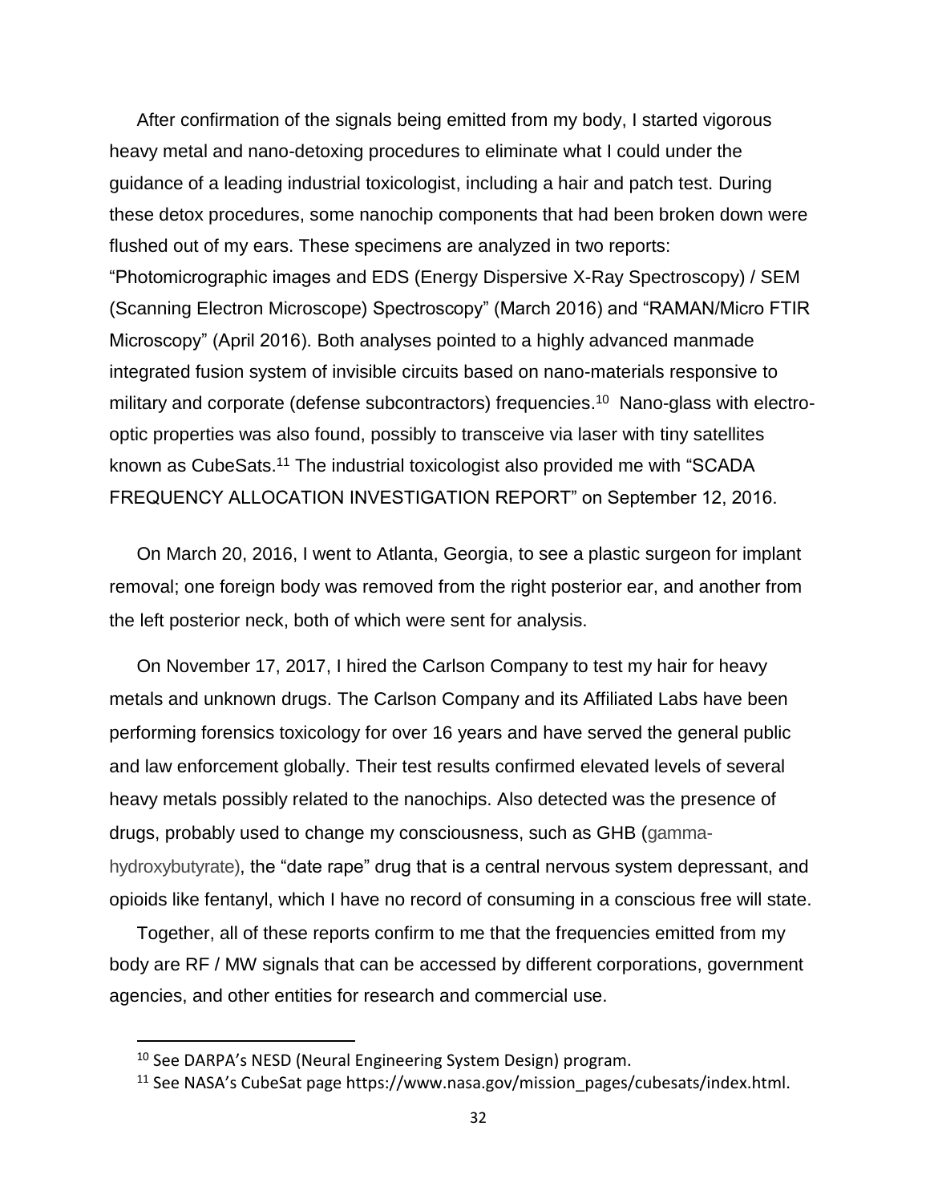After confirmation of the signals being emitted from my body, I started vigorous heavy metal and nano-detoxing procedures to eliminate what I could under the guidance of a leading industrial toxicologist, including a hair and patch test. During these detox procedures, some nanochip components that had been broken down were flushed out of my ears. These specimens are analyzed in two reports: "Photomicrographic images and EDS (Energy Dispersive X-Ray Spectroscopy) / SEM (Scanning Electron Microscope) Spectroscopy" (March 2016) and "RAMAN/Micro FTIR Microscopy" (April 2016). Both analyses pointed to a highly advanced manmade integrated fusion system of invisible circuits based on nano-materials responsive to military and corporate (defense subcontractors) frequencies.[10] Nano-glass with electro-optic properties was also found, possibly to transceive via laser with tiny satellites known as CubeSats.[11] The industrial toxicologist also provided me with "SCADA FREQUENCY ALLOCATION INVESTIGATION REPORT" on September 12, 2016.

On March 20, 2016, I went to Atlanta, Georgia, to see a plastic surgeon for implant removal; one foreign body was removed from the right posterior ear, and another from the left posterior neck, both of which were sent for analysis.

On November 17, 2017, I hired the Carlson Company to test my hair for heavy metals and unknown drugs. The Carlson Company and its Affiliated Labs have been performing forensics toxicology for over 16 years and have served the general public and law enforcement globally. Their test results confirmed elevated levels of several heavy metals possibly related to the nanochips. Also detected was the presence of drugs, probably used to change my consciousness, such as GHB (gamma-hydroxybutyrate), the "date rape" drug that is a central nervous system depressant, and opioids like fentanyl, which I have no record of consuming in a conscious free will state.

Together, all of these reports confirm to me that the frequencies emitted from my body are RF / MW signals that can be accessed by different corporations, government agencies, and other entities for research and commercial use.

[10] See DARPA's NESD (Neural Engineering System Design) program.

[11] See NASA's CubeSat page https://www.nasa.gov/mission_pages/cubesats/index.html.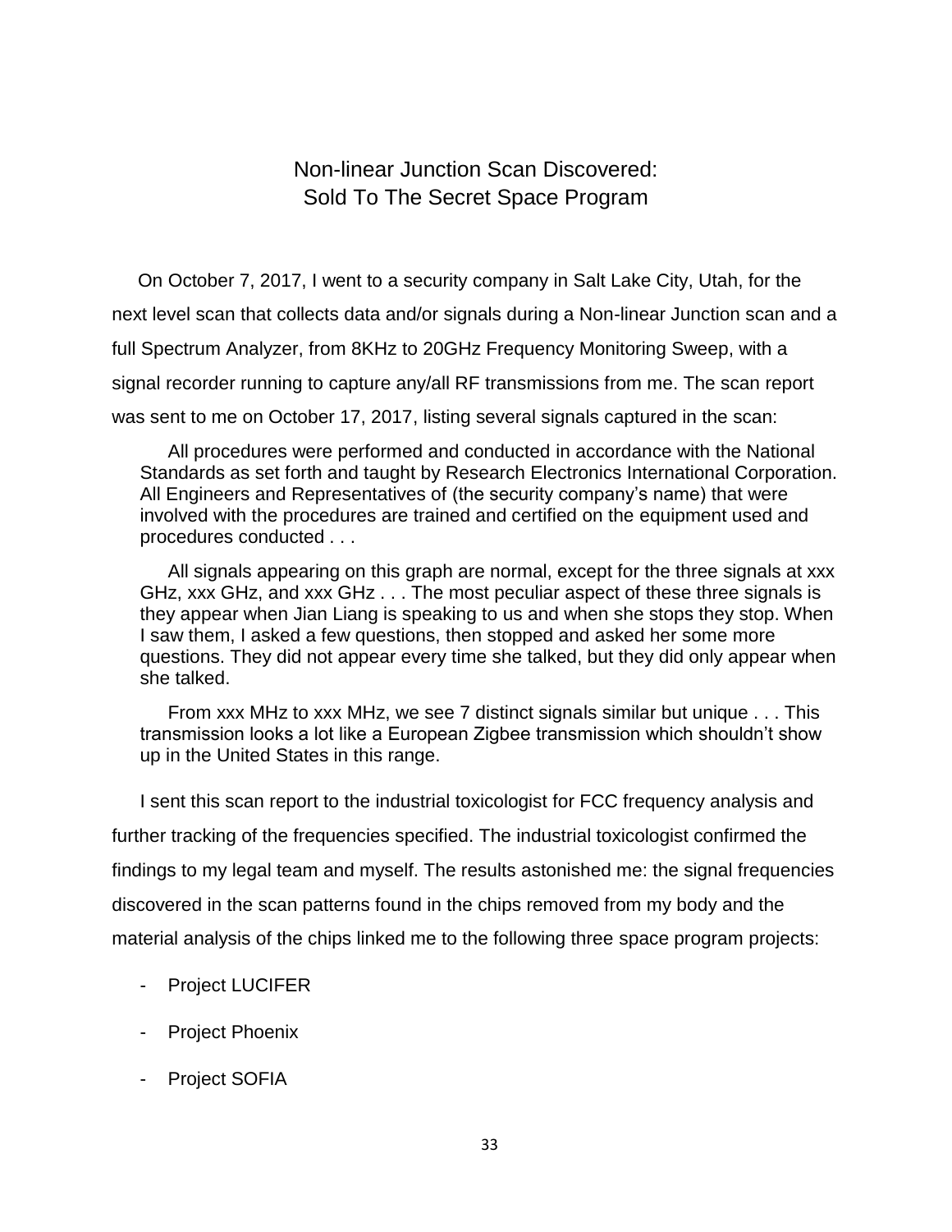# Non-linear Junction Scan Discovered: Sold To The Secret Space Program

On October 7, 2017, I went to a security company in Salt Lake City, Utah, for the next level scan that collects data and/or signals during a Non-linear Junction scan and a full Spectrum Analyzer, from 8KHz to 20GHz Frequency Monitoring Sweep, with a signal recorder running to capture any/all RF transmissions from me. The scan report was sent to me on October 17, 2017, listing several signals captured in the scan:

> All procedures were performed and conducted in accordance with the National Standards as set forth and taught by Research Electronics International Corporation. All Engineers and Representatives of (the security company's name) that were involved with the procedures are trained and certified on the equipment used and procedures conducted . . .
>
> All signals appearing on this graph are normal, except for the three signals at xxx GHz, xxx GHz, and xxx GHz . . . The most peculiar aspect of these three signals is they appear when Jian Liang is speaking to us and when she stops they stop. When I saw them, I asked a few questions, then stopped and asked her some more questions. They did not appear every time she talked, but they did only appear when she talked.
>
> From xxx MHz to xxx MHz, we see 7 distinct signals similar but unique . . . This transmission looks a lot like a European Zigbee transmission which shouldn't show up in the United States in this range.

I sent this scan report to the industrial toxicologist for FCC frequency analysis and further tracking of the frequencies specified. The industrial toxicologist confirmed the findings to my legal team and myself. The results astonished me: the signal frequencies discovered in the scan patterns found in the chips removed from my body and the material analysis of the chips linked me to the following three space program projects:

- Project LUCIFER
- Project Phoenix
- Project SOFIA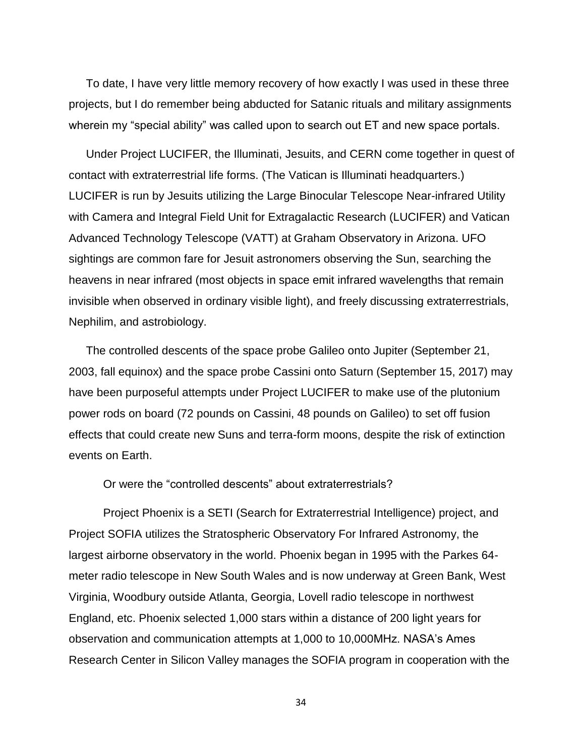To date, I have very little memory recovery of how exactly I was used in these three projects, but I do remember being abducted for Satanic rituals and military assignments wherein my "special ability" was called upon to search out ET and new space portals.

Under Project LUCIFER, the Illuminati, Jesuits, and CERN come together in quest of contact with extraterrestrial life forms. (The Vatican is Illuminati headquarters.) LUCIFER is run by Jesuits utilizing the Large Binocular Telescope Near-infrared Utility with Camera and Integral Field Unit for Extragalactic Research (LUCIFER) and Vatican Advanced Technology Telescope (VATT) at Graham Observatory in Arizona. UFO sightings are common fare for Jesuit astronomers observing the Sun, searching the heavens in near infrared (most objects in space emit infrared wavelengths that remain invisible when observed in ordinary visible light), and freely discussing extraterrestrials, Nephilim, and astrobiology.

The controlled descents of the space probe Galileo onto Jupiter (September 21, 2003, fall equinox) and the space probe Cassini onto Saturn (September 15, 2017) may have been purposeful attempts under Project LUCIFER to make use of the plutonium power rods on board (72 pounds on Cassini, 48 pounds on Galileo) to set off fusion effects that could create new Suns and terra-form moons, despite the risk of extinction events on Earth.

Or were the "controlled descents" about extraterrestrials?

Project Phoenix is a SETI (Search for Extraterrestrial Intelligence) project, and Project SOFIA utilizes the Stratospheric Observatory For Infrared Astronomy, the largest airborne observatory in the world. Phoenix began in 1995 with the Parkes 64-meter radio telescope in New South Wales and is now underway at Green Bank, West Virginia, Woodbury outside Atlanta, Georgia, Lovell radio telescope in northwest England, etc. Phoenix selected 1,000 stars within a distance of 200 light years for observation and communication attempts at 1,000 to 10,000MHz. NASA's Ames Research Center in Silicon Valley manages the SOFIA program in cooperation with the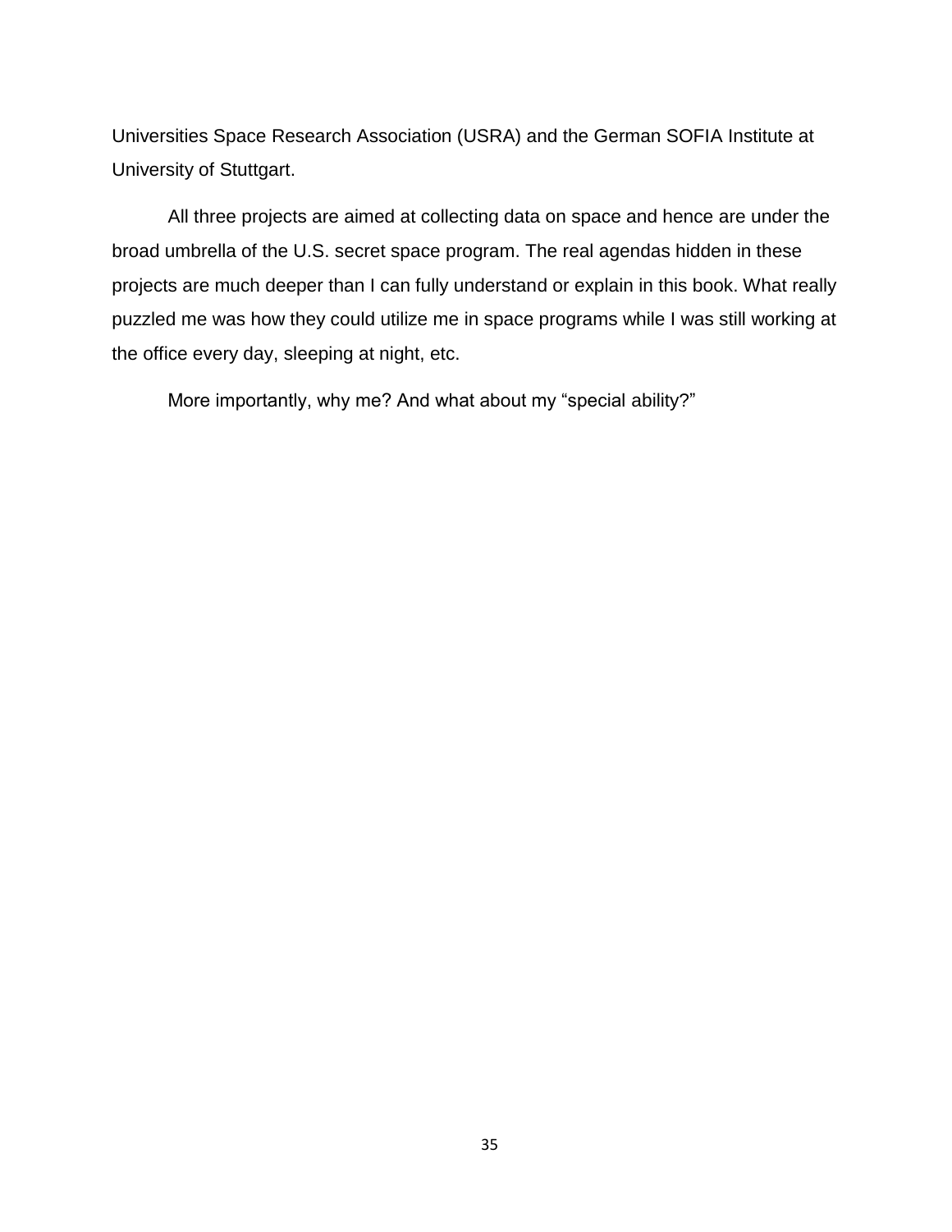Universities Space Research Association (USRA) and the German SOFIA Institute at University of Stuttgart.

All three projects are aimed at collecting data on space and hence are under the broad umbrella of the U.S. secret space program. The real agendas hidden in these projects are much deeper than I can fully understand or explain in this book. What really puzzled me was how they could utilize me in space programs while I was still working at the office every day, sleeping at night, etc.

More importantly, why me? And what about my “special ability?”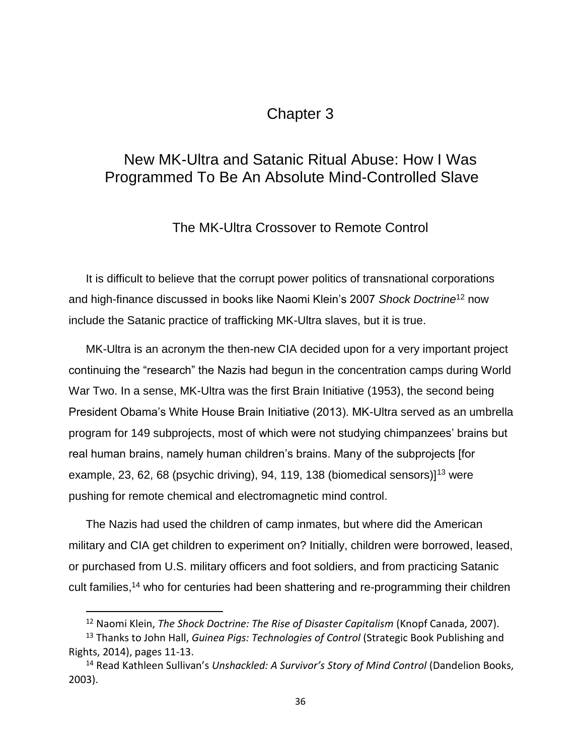# Chapter 3

## New MK-Ultra and Satanic Ritual Abuse: How I Was Programmed To Be An Absolute Mind-Controlled Slave

### The MK-Ultra Crossover to Remote Control

It is difficult to believe that the corrupt power politics of transnational corporations and high-finance discussed in books like Naomi Klein's 2007 *Shock Doctrine*[12] now include the Satanic practice of trafficking MK-Ultra slaves, but it is true.

MK-Ultra is an acronym the then-new CIA decided upon for a very important project continuing the "research" the Nazis had begun in the concentration camps during World War Two. In a sense, MK-Ultra was the first Brain Initiative (1953), the second being President Obama's White House Brain Initiative (2013). MK-Ultra served as an umbrella program for 149 subprojects, most of which were not studying chimpanzees' brains but real human brains, namely human children's brains. Many of the subprojects [for example, 23, 62, 68 (psychic driving), 94, 119, 138 (biomedical sensors)][13] were pushing for remote chemical and electromagnetic mind control.

The Nazis had used the children of camp inmates, but where did the American military and CIA get children to experiment on? Initially, children were borrowed, leased, or purchased from U.S. military officers and foot soldiers, and from practicing Satanic cult families,[14] who for centuries had been shattering and re-programming their children

---

[12] Naomi Klein, *The Shock Doctrine: The Rise of Disaster Capitalism* (Knopf Canada, 2007).

[13] Thanks to John Hall, *Guinea Pigs: Technologies of Control* (Strategic Book Publishing and Rights, 2014), pages 11-13.

[14] Read Kathleen Sullivan's *Unshackled: A Survivor's Story of Mind Control* (Dandelion Books, 2003).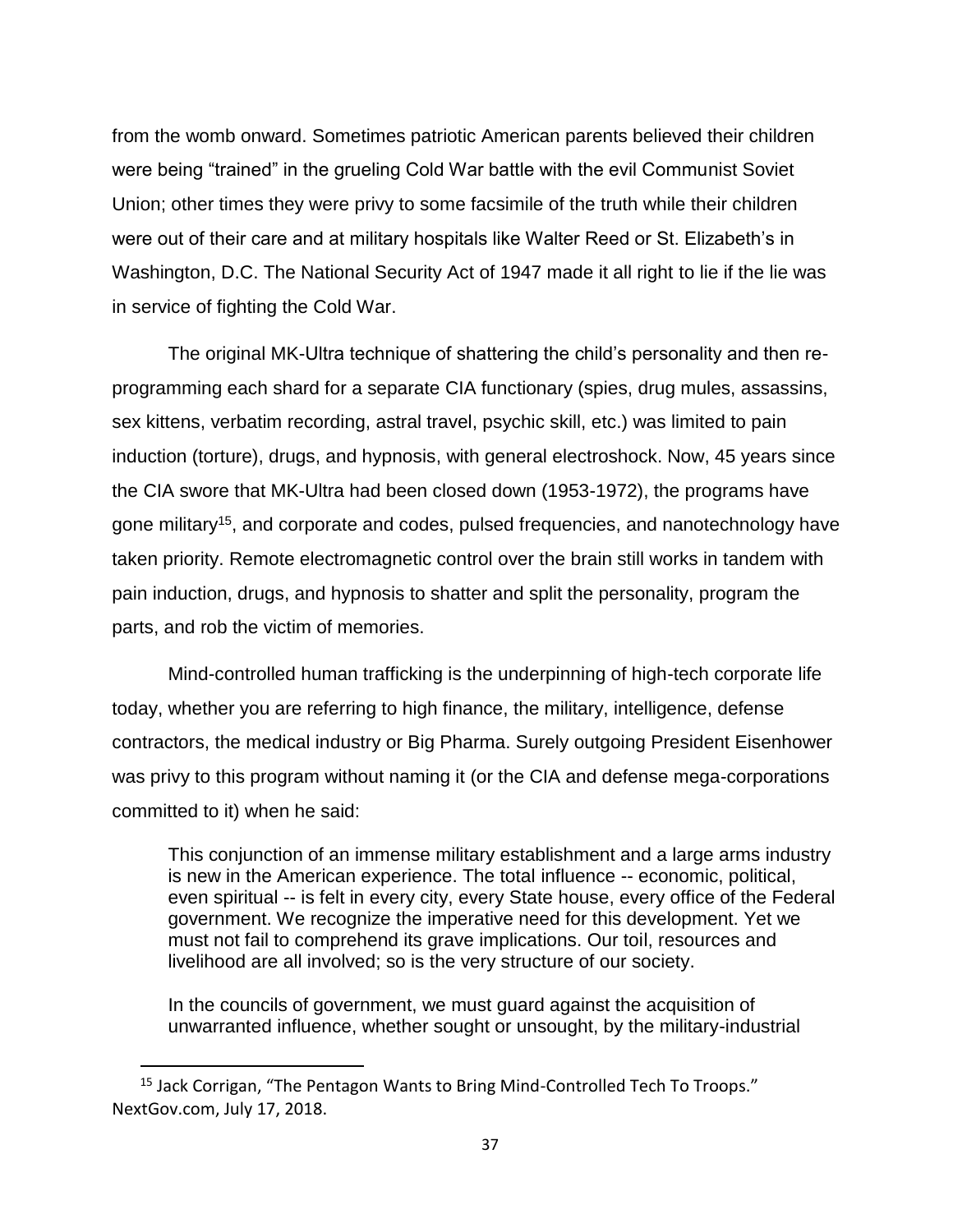from the womb onward. Sometimes patriotic American parents believed their children were being "trained" in the grueling Cold War battle with the evil Communist Soviet Union; other times they were privy to some facsimile of the truth while their children were out of their care and at military hospitals like Walter Reed or St. Elizabeth's in Washington, D.C. The National Security Act of 1947 made it all right to lie if the lie was in service of fighting the Cold War.

The original MK-Ultra technique of shattering the child's personality and then re-programming each shard for a separate CIA functionary (spies, drug mules, assassins, sex kittens, verbatim recording, astral travel, psychic skill, etc.) was limited to pain induction (torture), drugs, and hypnosis, with general electroshock. Now, 45 years since the CIA swore that MK-Ultra had been closed down (1953-1972), the programs have gone military[15], and corporate and codes, pulsed frequencies, and nanotechnology have taken priority. Remote electromagnetic control over the brain still works in tandem with pain induction, drugs, and hypnosis to shatter and split the personality, program the parts, and rob the victim of memories.

Mind-controlled human trafficking is the underpinning of high-tech corporate life today, whether you are referring to high finance, the military, intelligence, defense contractors, the medical industry or Big Pharma. Surely outgoing President Eisenhower was privy to this program without naming it (or the CIA and defense mega-corporations committed to it) when he said:

> This conjunction of an immense military establishment and a large arms industry is new in the American experience. The total influence -- economic, political, even spiritual -- is felt in every city, every State house, every office of the Federal government. We recognize the imperative need for this development. Yet we must not fail to comprehend its grave implications. Our toil, resources and livelihood are all involved; so is the very structure of our society.
>
> In the councils of government, we must guard against the acquisition of unwarranted influence, whether sought or unsought, by the military-industrial

[15] Jack Corrigan, "The Pentagon Wants to Bring Mind-Controlled Tech To Troops." NextGov.com, July 17, 2018.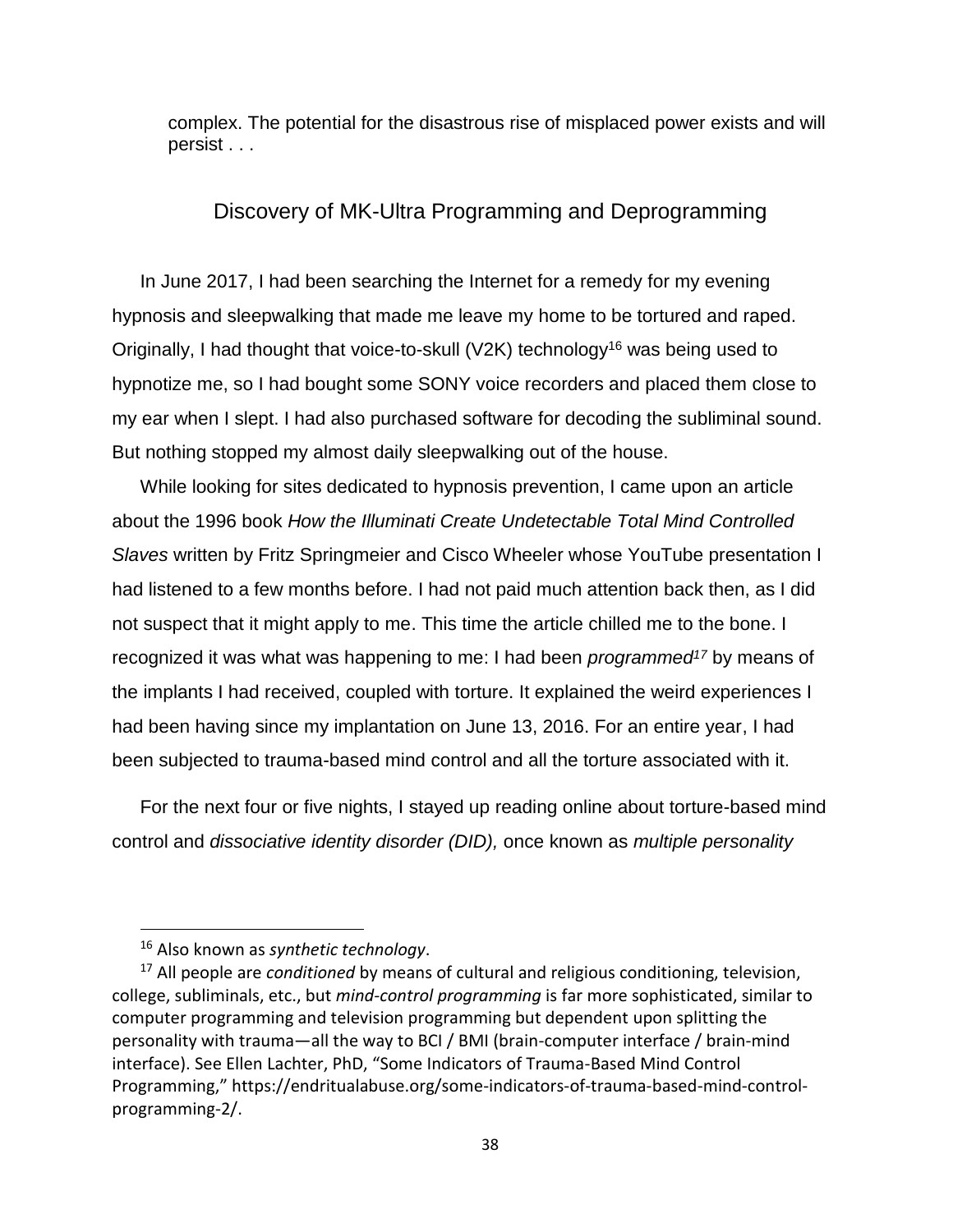complex. The potential for the disastrous rise of misplaced power exists and will persist . . .

## Discovery of MK-Ultra Programming and Deprogramming

In June 2017, I had been searching the Internet for a remedy for my evening hypnosis and sleepwalking that made me leave my home to be tortured and raped. Originally, I had thought that voice-to-skull (V2K) technology[16] was being used to hypnotize me, so I had bought some SONY voice recorders and placed them close to my ear when I slept. I had also purchased software for decoding the subliminal sound. But nothing stopped my almost daily sleepwalking out of the house.

While looking for sites dedicated to hypnosis prevention, I came upon an article about the 1996 book *How the Illuminati Create Undetectable Total Mind Controlled Slaves* written by Fritz Springmeier and Cisco Wheeler whose YouTube presentation I had listened to a few months before. I had not paid much attention back then, as I did not suspect that it might apply to me. This time the article chilled me to the bone. I recognized it was what was happening to me: I had been *programmed*[17] by means of the implants I had received, coupled with torture. It explained the weird experiences I had been having since my implantation on June 13, 2016. For an entire year, I had been subjected to trauma-based mind control and all the torture associated with it.

For the next four or five nights, I stayed up reading online about torture-based mind control and *dissociative identity disorder (DID),* once known as *multiple personality*

---

[16] Also known as *synthetic technology*.

[17] All people are *conditioned* by means of cultural and religious conditioning, television, college, subliminals, etc., but *mind-control programming* is far more sophisticated, similar to computer programming and television programming but dependent upon splitting the personality with trauma—all the way to BCI / BMI (brain-computer interface / brain-mind interface). See Ellen Lachter, PhD, "Some Indicators of Trauma-Based Mind Control Programming," https://endritualabuse.org/some-indicators-of-trauma-based-mind-control-programming-2/.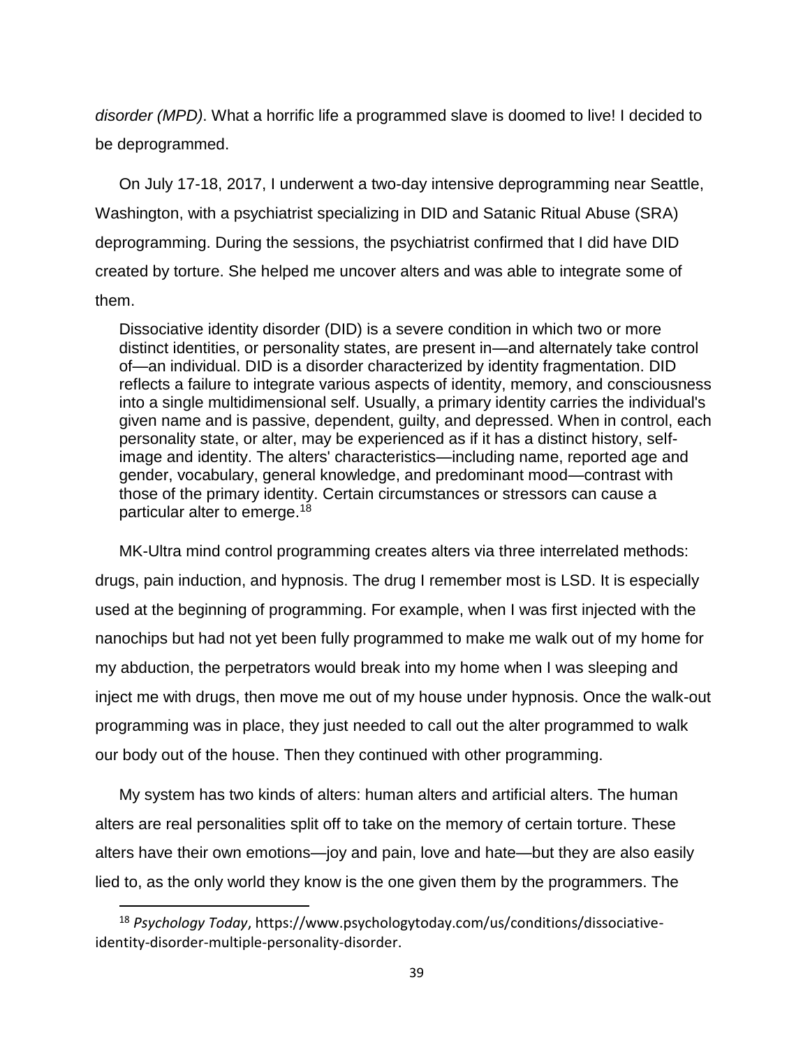*disorder (MPD)*. What a horrific life a programmed slave is doomed to live! I decided to be deprogrammed.

On July 17-18, 2017, I underwent a two-day intensive deprogramming near Seattle, Washington, with a psychiatrist specializing in DID and Satanic Ritual Abuse (SRA) deprogramming. During the sessions, the psychiatrist confirmed that I did have DID created by torture. She helped me uncover alters and was able to integrate some of them.

> Dissociative identity disorder (DID) is a severe condition in which two or more distinct identities, or personality states, are present in—and alternately take control of—an individual. DID is a disorder characterized by identity fragmentation. DID reflects a failure to integrate various aspects of identity, memory, and consciousness into a single multidimensional self. Usually, a primary identity carries the individual's given name and is passive, dependent, guilty, and depressed. When in control, each personality state, or alter, may be experienced as if it has a distinct history, self-image and identity. The alters' characteristics—including name, reported age and gender, vocabulary, general knowledge, and predominant mood—contrast with those of the primary identity. Certain circumstances or stressors can cause a particular alter to emerge.[18]

MK-Ultra mind control programming creates alters via three interrelated methods: drugs, pain induction, and hypnosis. The drug I remember most is LSD. It is especially used at the beginning of programming. For example, when I was first injected with the nanochips but had not yet been fully programmed to make me walk out of my home for my abduction, the perpetrators would break into my home when I was sleeping and inject me with drugs, then move me out of my house under hypnosis. Once the walk-out programming was in place, they just needed to call out the alter programmed to walk our body out of the house. Then they continued with other programming.

My system has two kinds of alters: human alters and artificial alters. The human alters are real personalities split off to take on the memory of certain torture. These alters have their own emotions—joy and pain, love and hate—but they are also easily lied to, as the only world they know is the one given them by the programmers. The

---

[18] *Psychology Today*, https://www.psychologytoday.com/us/conditions/dissociative-identity-disorder-multiple-personality-disorder.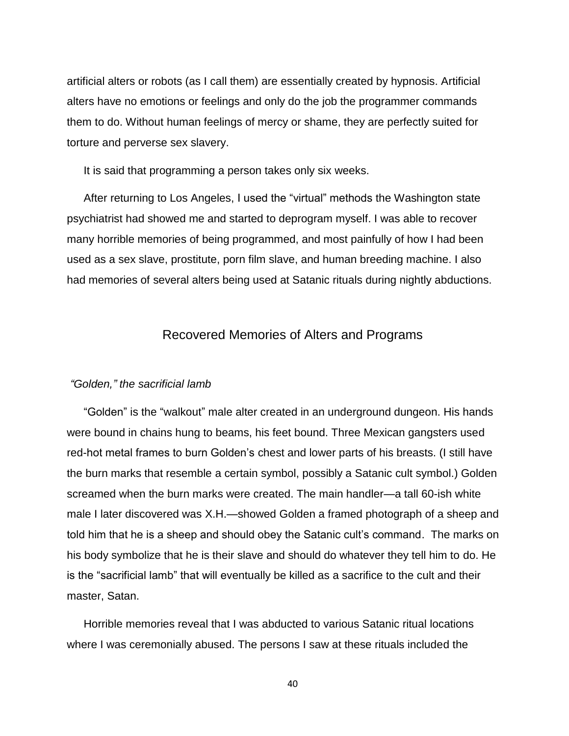artificial alters or robots (as I call them) are essentially created by hypnosis. Artificial alters have no emotions or feelings and only do the job the programmer commands them to do. Without human feelings of mercy or shame, they are perfectly suited for torture and perverse sex slavery.

It is said that programming a person takes only six weeks.

After returning to Los Angeles, I used the "virtual" methods the Washington state psychiatrist had showed me and started to deprogram myself. I was able to recover many horrible memories of being programmed, and most painfully of how I had been used as a sex slave, prostitute, porn film slave, and human breeding machine. I also had memories of several alters being used at Satanic rituals during nightly abductions.

## Recovered Memories of Alters and Programs

*"Golden," the sacrificial lamb*

"Golden" is the "walkout" male alter created in an underground dungeon. His hands were bound in chains hung to beams, his feet bound. Three Mexican gangsters used red-hot metal frames to burn Golden's chest and lower parts of his breasts. (I still have the burn marks that resemble a certain symbol, possibly a Satanic cult symbol.) Golden screamed when the burn marks were created. The main handler—a tall 60-ish white male I later discovered was X.H.—showed Golden a framed photograph of a sheep and told him that he is a sheep and should obey the Satanic cult's command. The marks on his body symbolize that he is their slave and should do whatever they tell him to do. He is the "sacrificial lamb" that will eventually be killed as a sacrifice to the cult and their master, Satan.

Horrible memories reveal that I was abducted to various Satanic ritual locations where I was ceremonially abused. The persons I saw at these rituals included the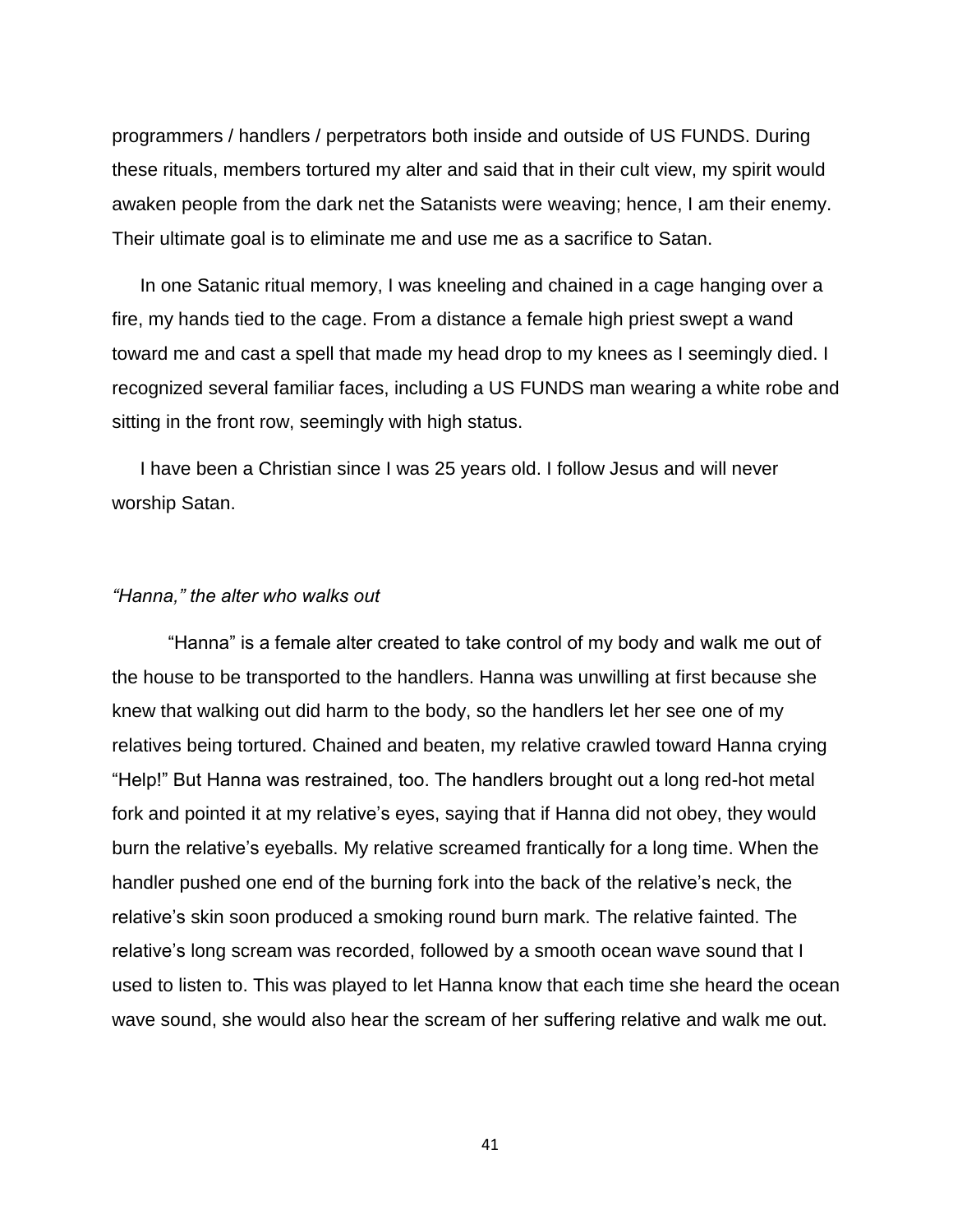programmers / handlers / perpetrators both inside and outside of US FUNDS. During these rituals, members tortured my alter and said that in their cult view, my spirit would awaken people from the dark net the Satanists were weaving; hence, I am their enemy. Their ultimate goal is to eliminate me and use me as a sacrifice to Satan.

In one Satanic ritual memory, I was kneeling and chained in a cage hanging over a fire, my hands tied to the cage. From a distance a female high priest swept a wand toward me and cast a spell that made my head drop to my knees as I seemingly died. I recognized several familiar faces, including a US FUNDS man wearing a white robe and sitting in the front row, seemingly with high status.

I have been a Christian since I was 25 years old. I follow Jesus and will never worship Satan.

*"Hanna," the alter who walks out*

"Hanna" is a female alter created to take control of my body and walk me out of the house to be transported to the handlers. Hanna was unwilling at first because she knew that walking out did harm to the body, so the handlers let her see one of my relatives being tortured. Chained and beaten, my relative crawled toward Hanna crying "Help!" But Hanna was restrained, too. The handlers brought out a long red-hot metal fork and pointed it at my relative's eyes, saying that if Hanna did not obey, they would burn the relative's eyeballs. My relative screamed frantically for a long time. When the handler pushed one end of the burning fork into the back of the relative's neck, the relative's skin soon produced a smoking round burn mark. The relative fainted. The relative's long scream was recorded, followed by a smooth ocean wave sound that I used to listen to. This was played to let Hanna know that each time she heard the ocean wave sound, she would also hear the scream of her suffering relative and walk me out.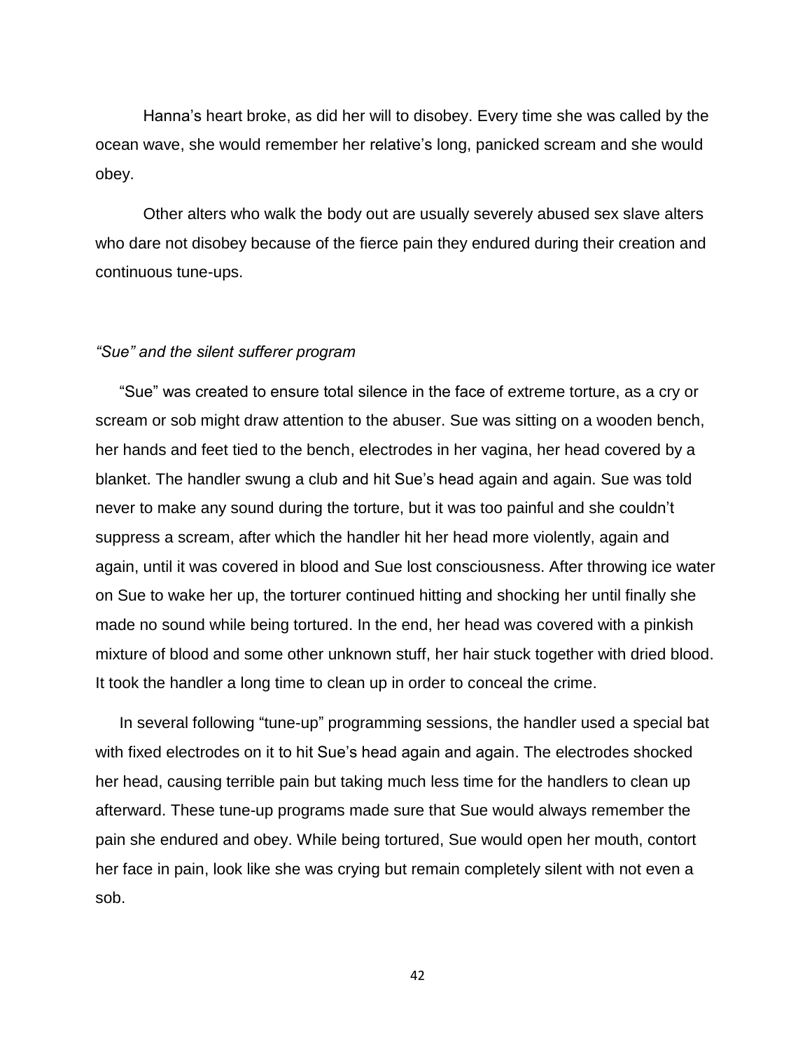Hanna's heart broke, as did her will to disobey. Every time she was called by the ocean wave, she would remember her relative's long, panicked scream and she would obey.

Other alters who walk the body out are usually severely abused sex slave alters who dare not disobey because of the fierce pain they endured during their creation and continuous tune-ups.

### *"Sue" and the silent sufferer program*

"Sue" was created to ensure total silence in the face of extreme torture, as a cry or scream or sob might draw attention to the abuser. Sue was sitting on a wooden bench, her hands and feet tied to the bench, electrodes in her vagina, her head covered by a blanket. The handler swung a club and hit Sue's head again and again. Sue was told never to make any sound during the torture, but it was too painful and she couldn't suppress a scream, after which the handler hit her head more violently, again and again, until it was covered in blood and Sue lost consciousness. After throwing ice water on Sue to wake her up, the torturer continued hitting and shocking her until finally she made no sound while being tortured. In the end, her head was covered with a pinkish mixture of blood and some other unknown stuff, her hair stuck together with dried blood. It took the handler a long time to clean up in order to conceal the crime.

In several following "tune-up" programming sessions, the handler used a special bat with fixed electrodes on it to hit Sue's head again and again. The electrodes shocked her head, causing terrible pain but taking much less time for the handlers to clean up afterward. These tune-up programs made sure that Sue would always remember the pain she endured and obey. While being tortured, Sue would open her mouth, contort her face in pain, look like she was crying but remain completely silent with not even a sob.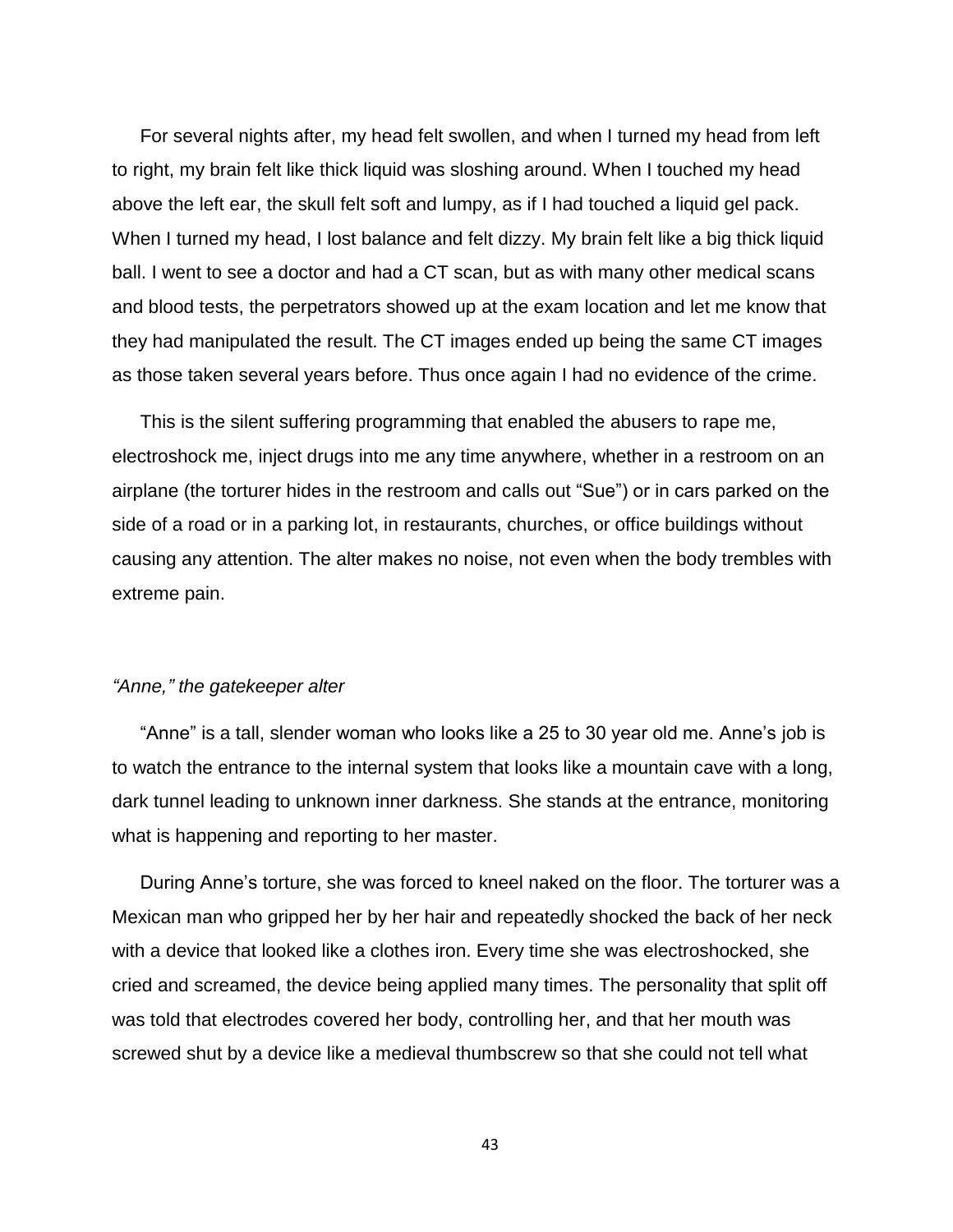For several nights after, my head felt swollen, and when I turned my head from left to right, my brain felt like thick liquid was sloshing around. When I touched my head above the left ear, the skull felt soft and lumpy, as if I had touched a liquid gel pack. When I turned my head, I lost balance and felt dizzy. My brain felt like a big thick liquid ball. I went to see a doctor and had a CT scan, but as with many other medical scans and blood tests, the perpetrators showed up at the exam location and let me know that they had manipulated the result. The CT images ended up being the same CT images as those taken several years before. Thus once again I had no evidence of the crime.

This is the silent suffering programming that enabled the abusers to rape me, electroshock me, inject drugs into me any time anywhere, whether in a restroom on an airplane (the torturer hides in the restroom and calls out "Sue") or in cars parked on the side of a road or in a parking lot, in restaurants, churches, or office buildings without causing any attention. The alter makes no noise, not even when the body trembles with extreme pain.

*"Anne," the gatekeeper alter*

"Anne" is a tall, slender woman who looks like a 25 to 30 year old me. Anne's job is to watch the entrance to the internal system that looks like a mountain cave with a long, dark tunnel leading to unknown inner darkness. She stands at the entrance, monitoring what is happening and reporting to her master.

During Anne's torture, she was forced to kneel naked on the floor. The torturer was a Mexican man who gripped her by her hair and repeatedly shocked the back of her neck with a device that looked like a clothes iron. Every time she was electroshocked, she cried and screamed, the device being applied many times. The personality that split off was told that electrodes covered her body, controlling her, and that her mouth was screwed shut by a device like a medieval thumbscrew so that she could not tell what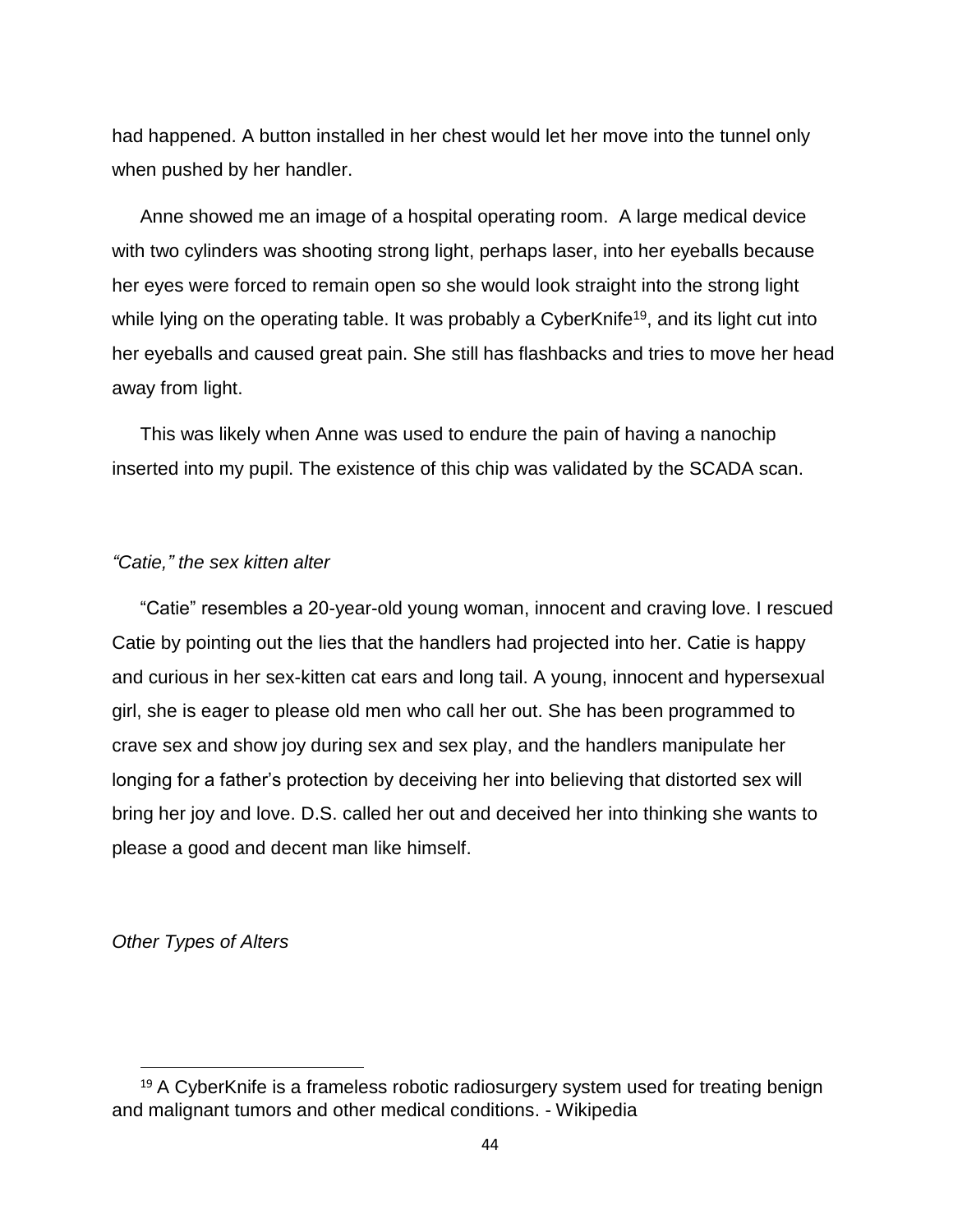had happened. A button installed in her chest would let her move into the tunnel only when pushed by her handler.

Anne showed me an image of a hospital operating room. A large medical device with two cylinders was shooting strong light, perhaps laser, into her eyeballs because her eyes were forced to remain open so she would look straight into the strong light while lying on the operating table. It was probably a CyberKnife[19], and its light cut into her eyeballs and caused great pain. She still has flashbacks and tries to move her head away from light.

This was likely when Anne was used to endure the pain of having a nanochip inserted into my pupil. The existence of this chip was validated by the SCADA scan.

*"Catie," the sex kitten alter*

"Catie" resembles a 20-year-old young woman, innocent and craving love. I rescued Catie by pointing out the lies that the handlers had projected into her. Catie is happy and curious in her sex-kitten cat ears and long tail. A young, innocent and hypersexual girl, she is eager to please old men who call her out. She has been programmed to crave sex and show joy during sex and sex play, and the handlers manipulate her longing for a father's protection by deceiving her into believing that distorted sex will bring her joy and love. D.S. called her out and deceived her into thinking she wants to please a good and decent man like himself.

*Other Types of Alters*

[19] A CyberKnife is a frameless robotic radiosurgery system used for treating benign and malignant tumors and other medical conditions. - Wikipedia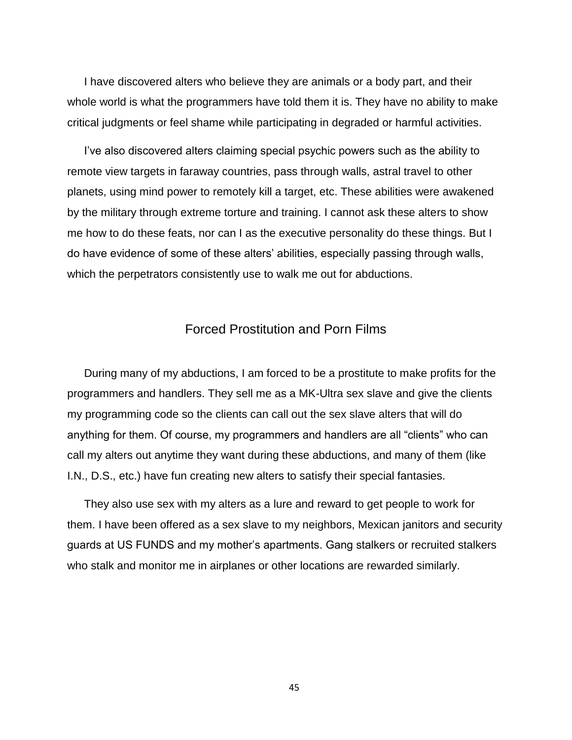I have discovered alters who believe they are animals or a body part, and their whole world is what the programmers have told them it is. They have no ability to make critical judgments or feel shame while participating in degraded or harmful activities.

I've also discovered alters claiming special psychic powers such as the ability to remote view targets in faraway countries, pass through walls, astral travel to other planets, using mind power to remotely kill a target, etc. These abilities were awakened by the military through extreme torture and training. I cannot ask these alters to show me how to do these feats, nor can I as the executive personality do these things. But I do have evidence of some of these alters' abilities, especially passing through walls, which the perpetrators consistently use to walk me out for abductions.

## Forced Prostitution and Porn Films

During many of my abductions, I am forced to be a prostitute to make profits for the programmers and handlers. They sell me as a MK-Ultra sex slave and give the clients my programming code so the clients can call out the sex slave alters that will do anything for them. Of course, my programmers and handlers are all "clients" who can call my alters out anytime they want during these abductions, and many of them (like I.N., D.S., etc.) have fun creating new alters to satisfy their special fantasies.

They also use sex with my alters as a lure and reward to get people to work for them. I have been offered as a sex slave to my neighbors, Mexican janitors and security guards at US FUNDS and my mother's apartments. Gang stalkers or recruited stalkers who stalk and monitor me in airplanes or other locations are rewarded similarly.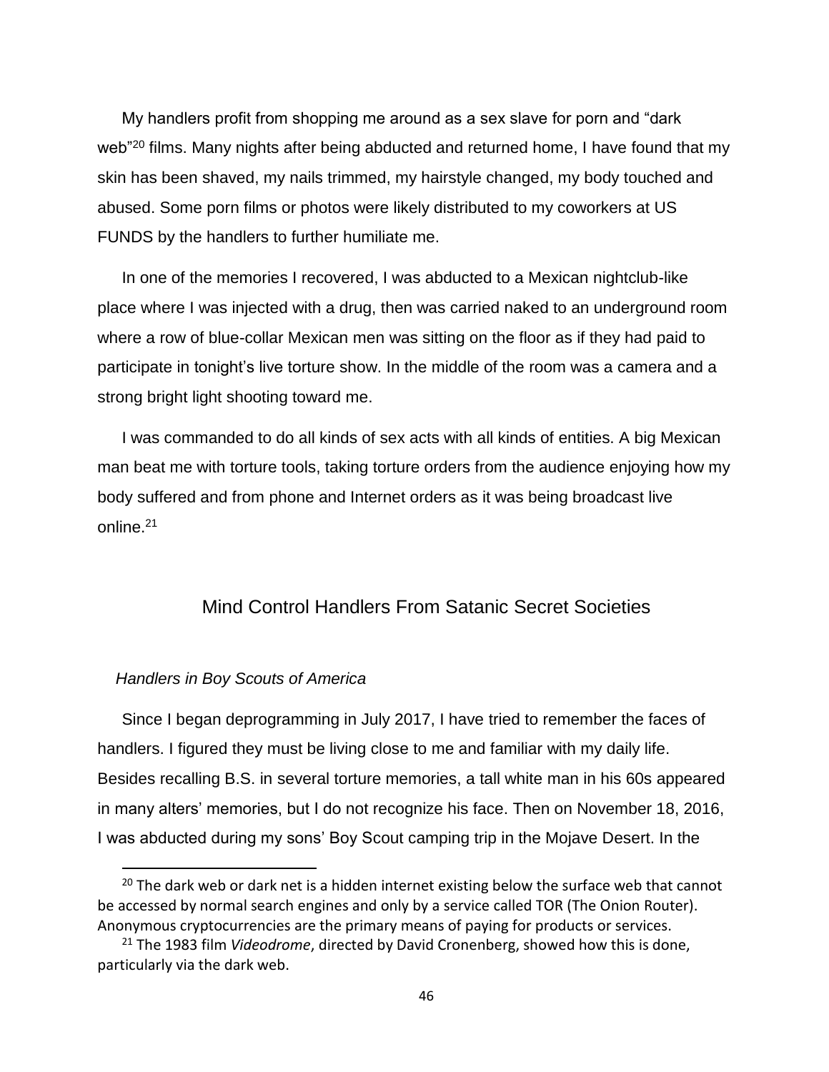My handlers profit from shopping me around as a sex slave for porn and "dark web"[20] films. Many nights after being abducted and returned home, I have found that my skin has been shaved, my nails trimmed, my hairstyle changed, my body touched and abused. Some porn films or photos were likely distributed to my coworkers at US FUNDS by the handlers to further humiliate me.

In one of the memories I recovered, I was abducted to a Mexican nightclub-like place where I was injected with a drug, then was carried naked to an underground room where a row of blue-collar Mexican men was sitting on the floor as if they had paid to participate in tonight's live torture show. In the middle of the room was a camera and a strong bright light shooting toward me.

I was commanded to do all kinds of sex acts with all kinds of entities. A big Mexican man beat me with torture tools, taking torture orders from the audience enjoying how my body suffered and from phone and Internet orders as it was being broadcast live online.[21]

## Mind Control Handlers From Satanic Secret Societies

### *Handlers in Boy Scouts of America*

Since I began deprogramming in July 2017, I have tried to remember the faces of handlers. I figured they must be living close to me and familiar with my daily life. Besides recalling B.S. in several torture memories, a tall white man in his 60s appeared in many alters' memories, but I do not recognize his face. Then on November 18, 2016, I was abducted during my sons' Boy Scout camping trip in the Mojave Desert. In the

---

[20] The dark web or dark net is a hidden internet existing below the surface web that cannot be accessed by normal search engines and only by a service called TOR (The Onion Router). Anonymous cryptocurrencies are the primary means of paying for products or services.

[21] The 1983 film *Videodrome*, directed by David Cronenberg, showed how this is done, particularly via the dark web.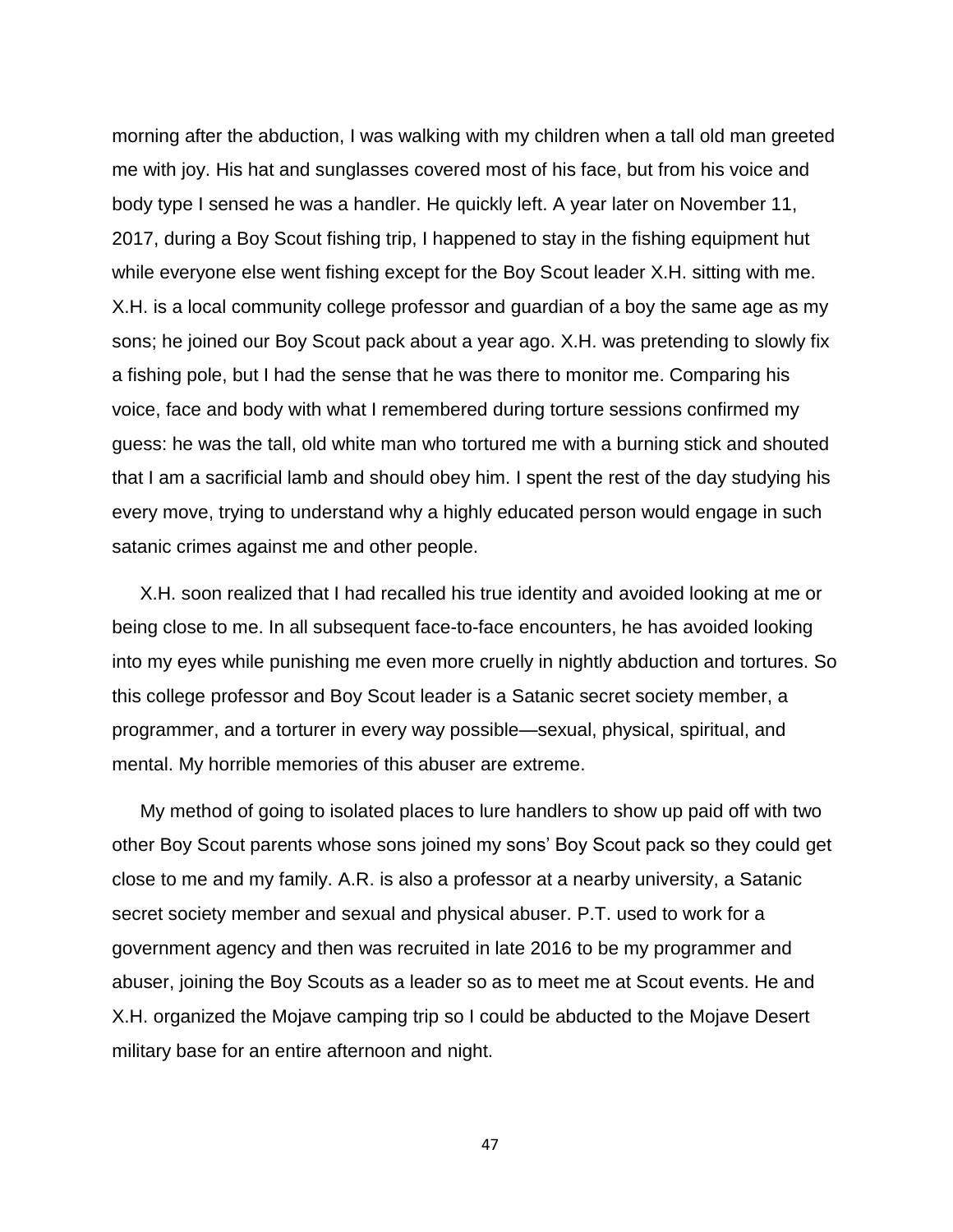morning after the abduction, I was walking with my children when a tall old man greeted me with joy. His hat and sunglasses covered most of his face, but from his voice and body type I sensed he was a handler. He quickly left. A year later on November 11, 2017, during a Boy Scout fishing trip, I happened to stay in the fishing equipment hut while everyone else went fishing except for the Boy Scout leader X.H. sitting with me. X.H. is a local community college professor and guardian of a boy the same age as my sons; he joined our Boy Scout pack about a year ago. X.H. was pretending to slowly fix a fishing pole, but I had the sense that he was there to monitor me. Comparing his voice, face and body with what I remembered during torture sessions confirmed my guess: he was the tall, old white man who tortured me with a burning stick and shouted that I am a sacrificial lamb and should obey him. I spent the rest of the day studying his every move, trying to understand why a highly educated person would engage in such satanic crimes against me and other people.

X.H. soon realized that I had recalled his true identity and avoided looking at me or being close to me. In all subsequent face-to-face encounters, he has avoided looking into my eyes while punishing me even more cruelly in nightly abduction and tortures. So this college professor and Boy Scout leader is a Satanic secret society member, a programmer, and a torturer in every way possible—sexual, physical, spiritual, and mental. My horrible memories of this abuser are extreme.

My method of going to isolated places to lure handlers to show up paid off with two other Boy Scout parents whose sons joined my sons' Boy Scout pack so they could get close to me and my family. A.R. is also a professor at a nearby university, a Satanic secret society member and sexual and physical abuser. P.T. used to work for a government agency and then was recruited in late 2016 to be my programmer and abuser, joining the Boy Scouts as a leader so as to meet me at Scout events. He and X.H. organized the Mojave camping trip so I could be abducted to the Mojave Desert military base for an entire afternoon and night.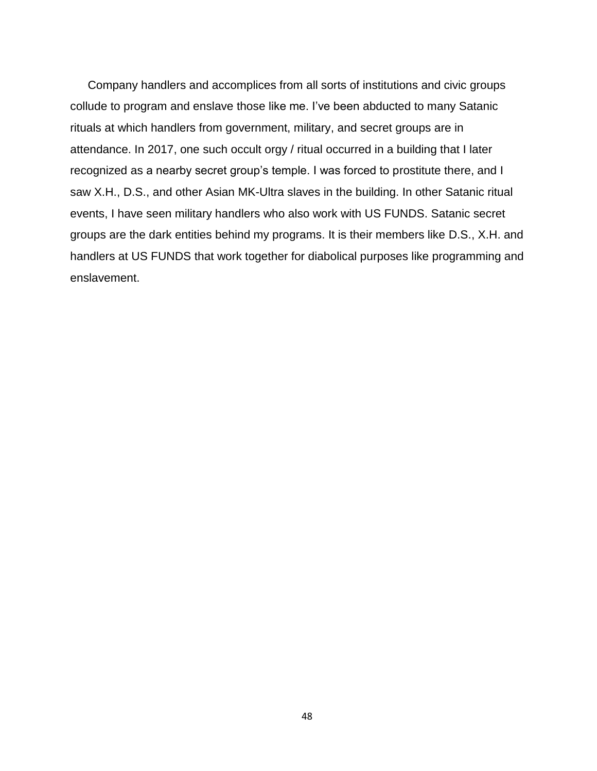Company handlers and accomplices from all sorts of institutions and civic groups collude to program and enslave those like me. I've been abducted to many Satanic rituals at which handlers from government, military, and secret groups are in attendance. In 2017, one such occult orgy / ritual occurred in a building that I later recognized as a nearby secret group's temple. I was forced to prostitute there, and I saw X.H., D.S., and other Asian MK-Ultra slaves in the building. In other Satanic ritual events, I have seen military handlers who also work with US FUNDS. Satanic secret groups are the dark entities behind my programs. It is their members like D.S., X.H. and handlers at US FUNDS that work together for diabolical purposes like programming and enslavement.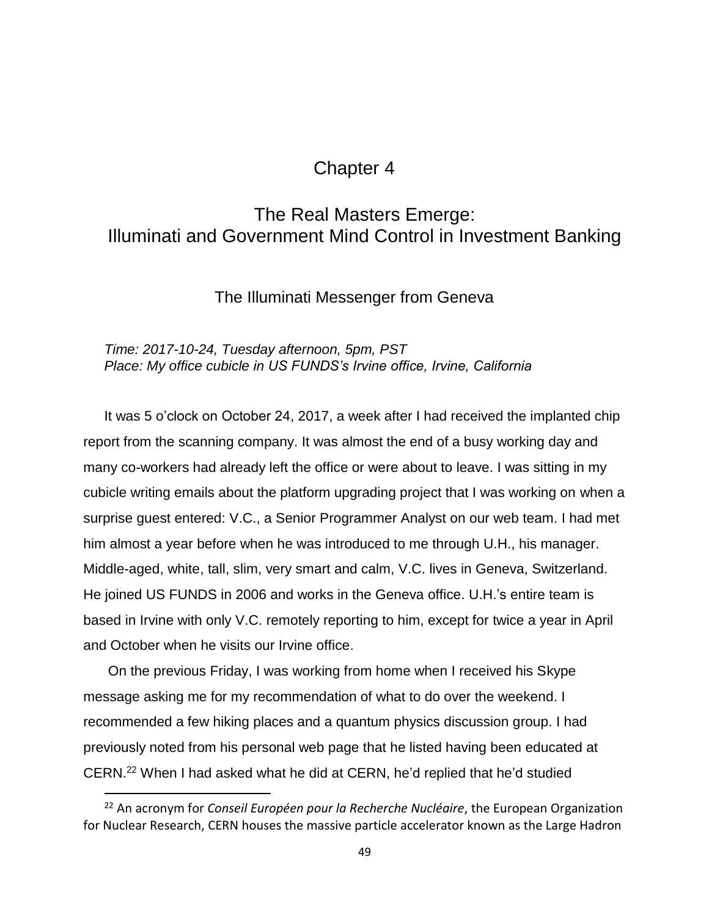# Chapter 4

## The Real Masters Emerge: Illuminati and Government Mind Control in Investment Banking

### The Illuminati Messenger from Geneva

*Time: 2017-10-24, Tuesday afternoon, 5pm, PST*
*Place: My office cubicle in US FUNDS's Irvine office, Irvine, California*

It was 5 o'clock on October 24, 2017, a week after I had received the implanted chip report from the scanning company. It was almost the end of a busy working day and many co-workers had already left the office or were about to leave. I was sitting in my cubicle writing emails about the platform upgrading project that I was working on when a surprise guest entered: V.C., a Senior Programmer Analyst on our web team. I had met him almost a year before when he was introduced to me through U.H., his manager. Middle-aged, white, tall, slim, very smart and calm, V.C. lives in Geneva, Switzerland. He joined US FUNDS in 2006 and works in the Geneva office. U.H.'s entire team is based in Irvine with only V.C. remotely reporting to him, except for twice a year in April and October when he visits our Irvine office.

On the previous Friday, I was working from home when I received his Skype message asking me for my recommendation of what to do over the weekend. I recommended a few hiking places and a quantum physics discussion group. I had previously noted from his personal web page that he listed having been educated at CERN.[22] When I had asked what he did at CERN, he'd replied that he'd studied

[22] An acronym for *Conseil Européen pour la Recherche Nucléaire*, the European Organization for Nuclear Research, CERN houses the massive particle accelerator known as the Large Hadron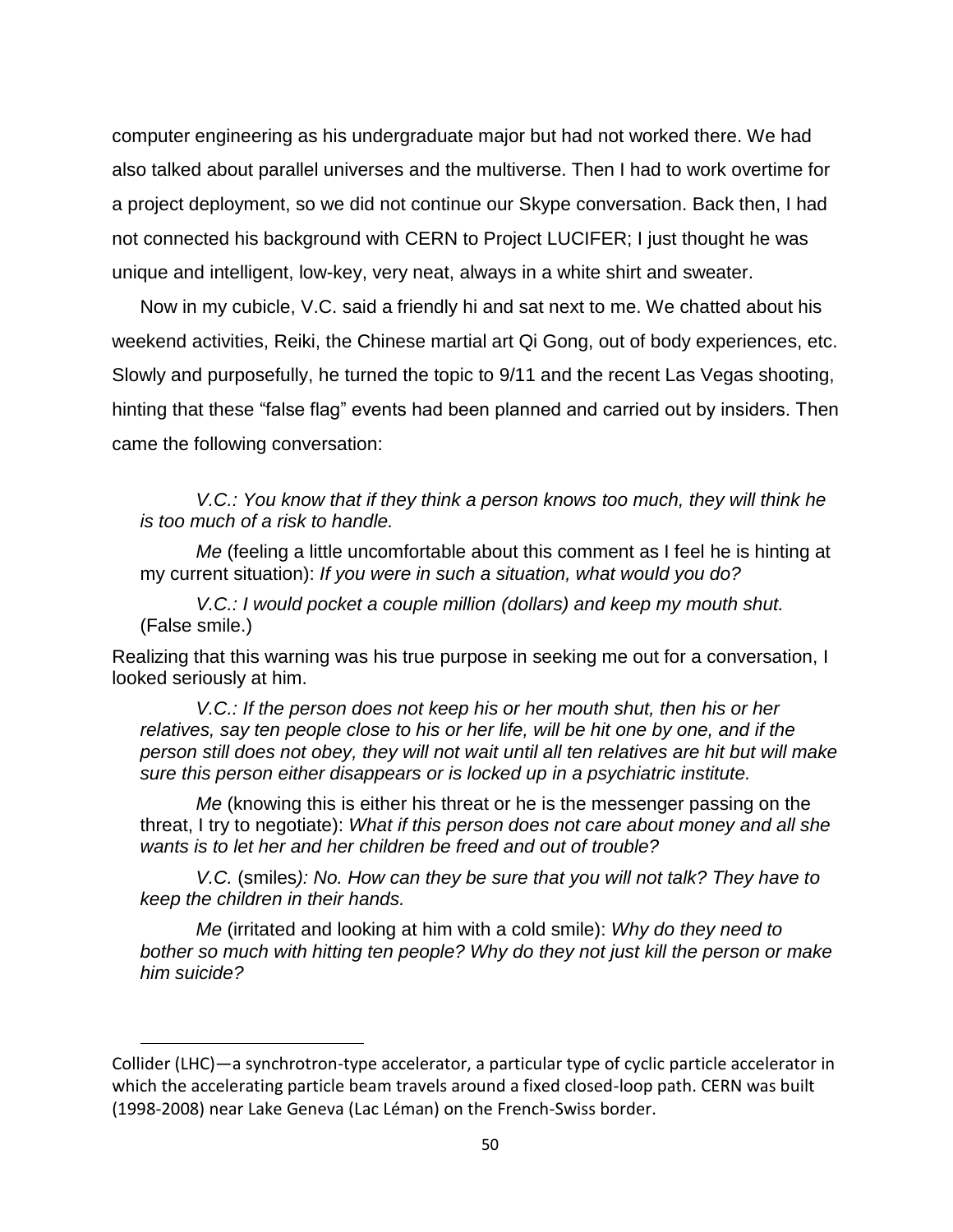computer engineering as his undergraduate major but had not worked there. We had also talked about parallel universes and the multiverse. Then I had to work overtime for a project deployment, so we did not continue our Skype conversation. Back then, I had not connected his background with CERN to Project LUCIFER; I just thought he was unique and intelligent, low-key, very neat, always in a white shirt and sweater.

Now in my cubicle, V.C. said a friendly hi and sat next to me. We chatted about his weekend activities, Reiki, the Chinese martial art Qi Gong, out of body experiences, etc. Slowly and purposefully, he turned the topic to 9/11 and the recent Las Vegas shooting, hinting that these "false flag" events had been planned and carried out by insiders. Then came the following conversation:

> *V.C.: You know that if they think a person knows too much, they will think he is too much of a risk to handle.*
>
> *Me* (feeling a little uncomfortable about this comment as I feel he is hinting at my current situation): *If you were in such a situation, what would you do?*
>
> *V.C.: I would pocket a couple million (dollars) and keep my mouth shut.* (False smile.)

Realizing that this warning was his true purpose in seeking me out for a conversation, I looked seriously at him.

> *V.C.: If the person does not keep his or her mouth shut, then his or her relatives, say ten people close to his or her life, will be hit one by one, and if the person still does not obey, they will not wait until all ten relatives are hit but will make sure this person either disappears or is locked up in a psychiatric institute.*
>
> *Me* (knowing this is either his threat or he is the messenger passing on the threat, I try to negotiate): *What if this person does not care about money and all she wants is to let her and her children be freed and out of trouble?*
>
> *V.C.* (smiles*): No. How can they be sure that you will not talk? They have to keep the children in their hands.*
>
> *Me* (irritated and looking at him with a cold smile): *Why do they need to bother so much with hitting ten people? Why do they not just kill the person or make him suicide?*

---

Collider (LHC)—a synchrotron-type accelerator, a particular type of cyclic particle accelerator in which the accelerating particle beam travels around a fixed closed-loop path. CERN was built (1998-2008) near Lake Geneva (Lac Léman) on the French-Swiss border.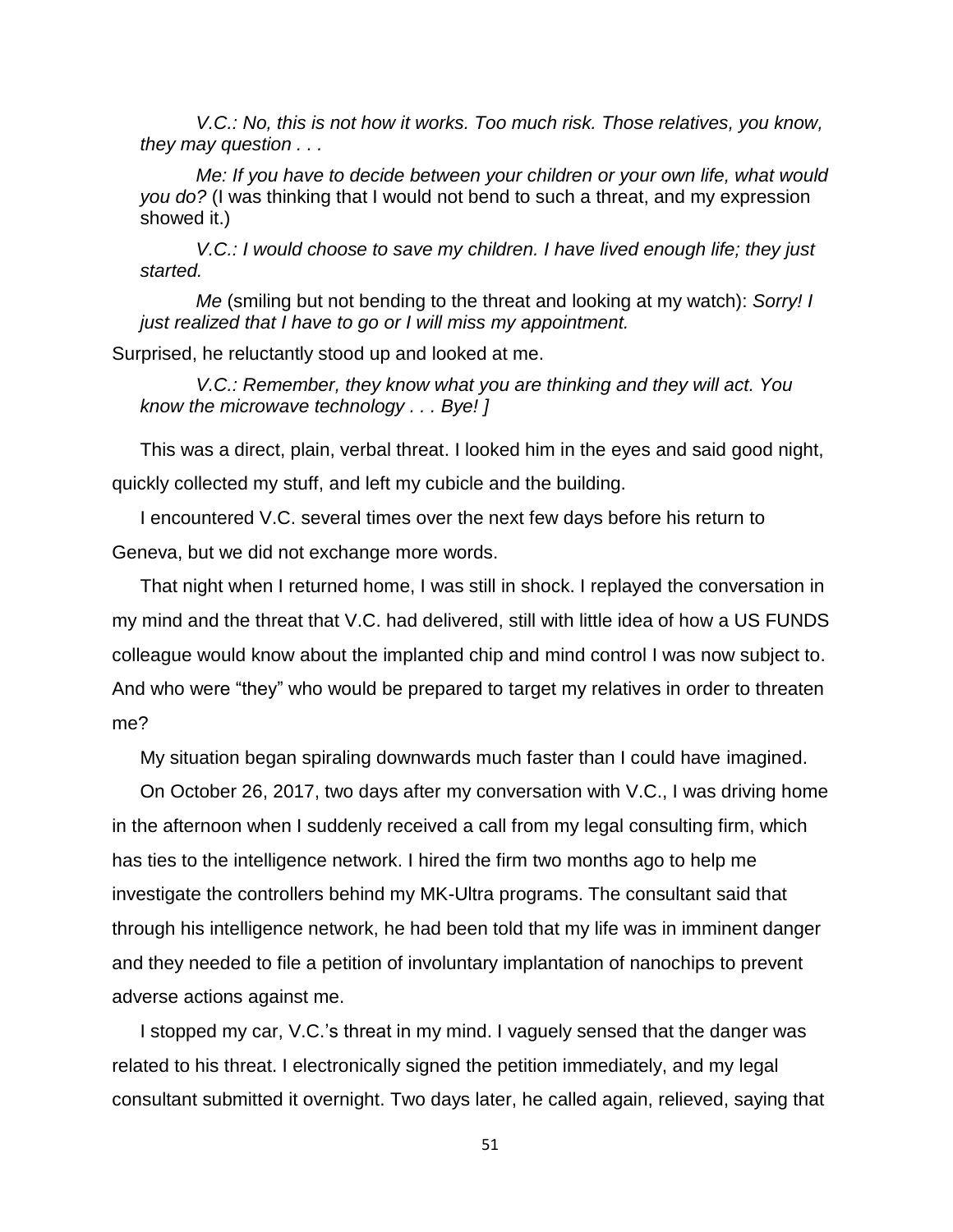*V.C.: No, this is not how it works. Too much risk. Those relatives, you know, they may question . . .*

*Me: If you have to decide between your children or your own life, what would you do?* (I was thinking that I would not bend to such a threat, and my expression showed it.)

*V.C.: I would choose to save my children. I have lived enough life; they just started.*

*Me* (smiling but not bending to the threat and looking at my watch): *Sorry! I just realized that I have to go or I will miss my appointment.*

Surprised, he reluctantly stood up and looked at me.

*V.C.: Remember, they know what you are thinking and they will act. You know the microwave technology . . . Bye! ]*

This was a direct, plain, verbal threat. I looked him in the eyes and said good night, quickly collected my stuff, and left my cubicle and the building.

I encountered V.C. several times over the next few days before his return to Geneva, but we did not exchange more words.

That night when I returned home, I was still in shock. I replayed the conversation in my mind and the threat that V.C. had delivered, still with little idea of how a US FUNDS colleague would know about the implanted chip and mind control I was now subject to. And who were "they" who would be prepared to target my relatives in order to threaten me?

My situation began spiraling downwards much faster than I could have imagined.

On October 26, 2017, two days after my conversation with V.C., I was driving home in the afternoon when I suddenly received a call from my legal consulting firm, which has ties to the intelligence network. I hired the firm two months ago to help me investigate the controllers behind my MK-Ultra programs. The consultant said that through his intelligence network, he had been told that my life was in imminent danger and they needed to file a petition of involuntary implantation of nanochips to prevent adverse actions against me.

I stopped my car, V.C.'s threat in my mind. I vaguely sensed that the danger was related to his threat. I electronically signed the petition immediately, and my legal consultant submitted it overnight. Two days later, he called again, relieved, saying that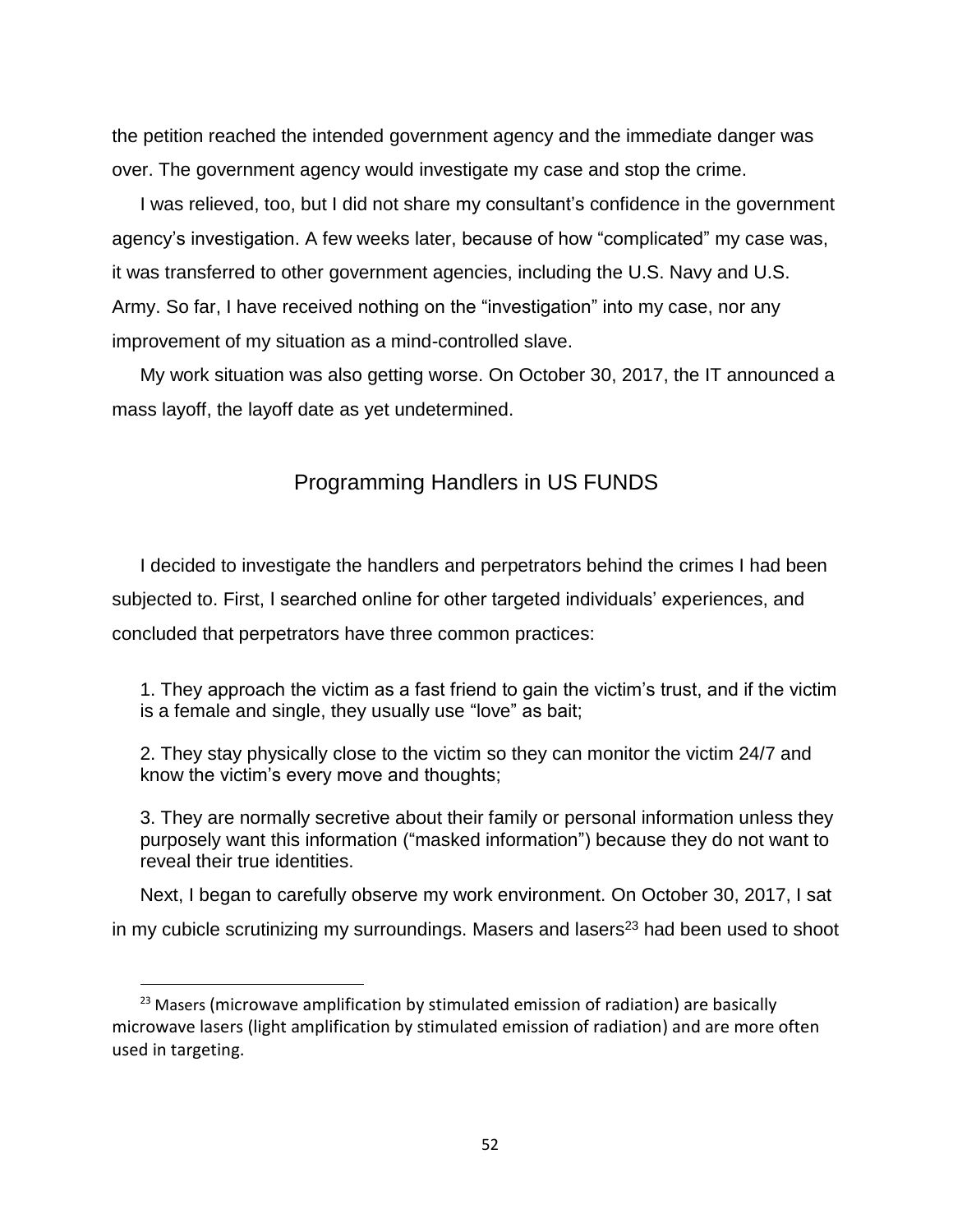the petition reached the intended government agency and the immediate danger was over. The government agency would investigate my case and stop the crime.

I was relieved, too, but I did not share my consultant's confidence in the government agency's investigation. A few weeks later, because of how "complicated" my case was, it was transferred to other government agencies, including the U.S. Navy and U.S. Army. So far, I have received nothing on the "investigation" into my case, nor any improvement of my situation as a mind-controlled slave.

My work situation was also getting worse. On October 30, 2017, the IT announced a mass layoff, the layoff date as yet undetermined.

## Programming Handlers in US FUNDS

I decided to investigate the handlers and perpetrators behind the crimes I had been subjected to. First, I searched online for other targeted individuals' experiences, and concluded that perpetrators have three common practices:

1. They approach the victim as a fast friend to gain the victim's trust, and if the victim is a female and single, they usually use "love" as bait;

2. They stay physically close to the victim so they can monitor the victim 24/7 and know the victim's every move and thoughts;

3. They are normally secretive about their family or personal information unless they purposely want this information ("masked information") because they do not want to reveal their true identities.

Next, I began to carefully observe my work environment. On October 30, 2017, I sat in my cubicle scrutinizing my surroundings. Masers and lasers[23] had been used to shoot

[23] Masers (microwave amplification by stimulated emission of radiation) are basically microwave lasers (light amplification by stimulated emission of radiation) and are more often used in targeting.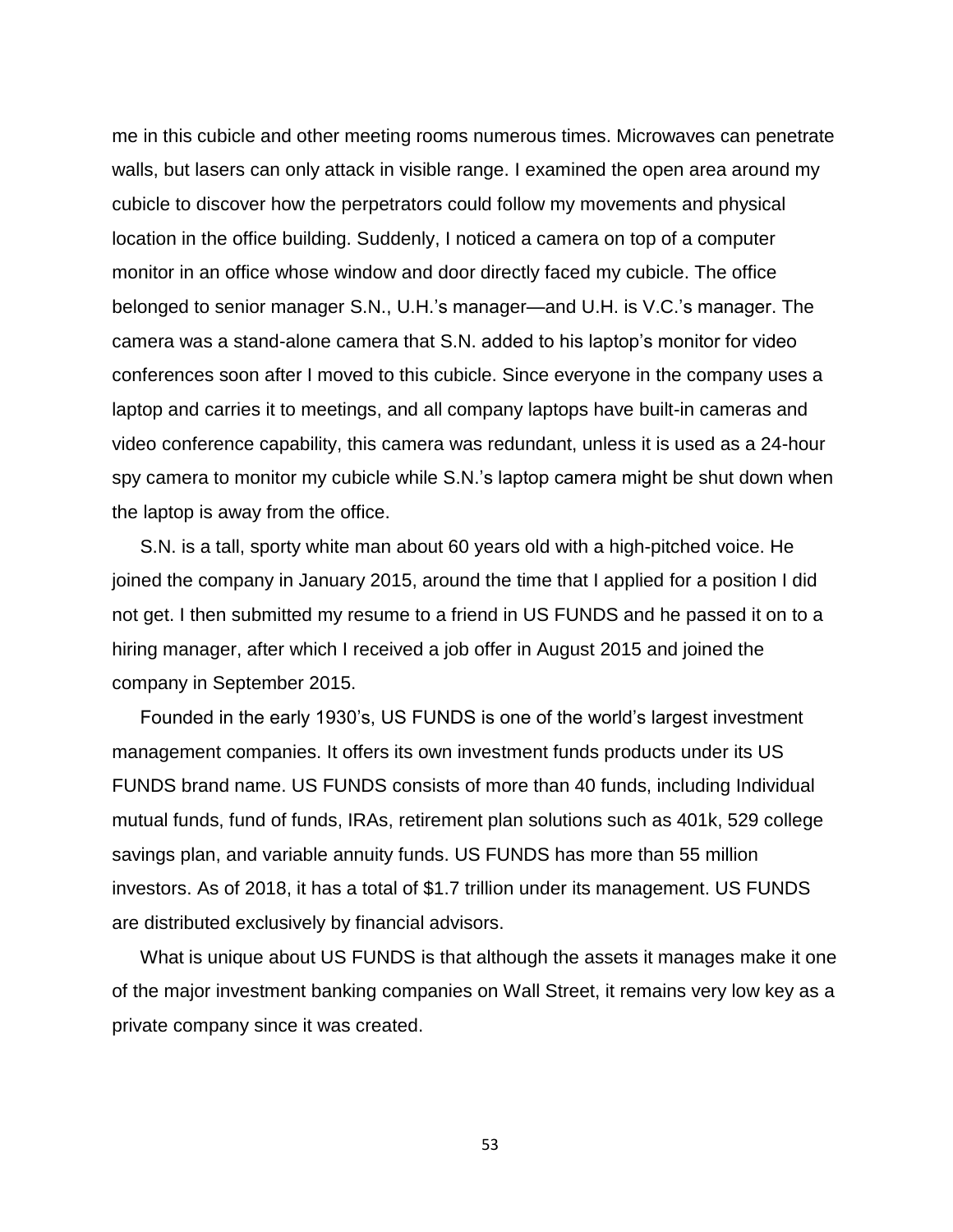me in this cubicle and other meeting rooms numerous times. Microwaves can penetrate walls, but lasers can only attack in visible range. I examined the open area around my cubicle to discover how the perpetrators could follow my movements and physical location in the office building. Suddenly, I noticed a camera on top of a computer monitor in an office whose window and door directly faced my cubicle. The office belonged to senior manager S.N., U.H.'s manager—and U.H. is V.C.'s manager. The camera was a stand-alone camera that S.N. added to his laptop's monitor for video conferences soon after I moved to this cubicle. Since everyone in the company uses a laptop and carries it to meetings, and all company laptops have built-in cameras and video conference capability, this camera was redundant, unless it is used as a 24-hour spy camera to monitor my cubicle while S.N.'s laptop camera might be shut down when the laptop is away from the office.

S.N. is a tall, sporty white man about 60 years old with a high-pitched voice. He joined the company in January 2015, around the time that I applied for a position I did not get. I then submitted my resume to a friend in US FUNDS and he passed it on to a hiring manager, after which I received a job offer in August 2015 and joined the company in September 2015.

Founded in the early 1930's, US FUNDS is one of the world's largest investment management companies. It offers its own investment funds products under its US FUNDS brand name. US FUNDS consists of more than 40 funds, including Individual mutual funds, fund of funds, IRAs, retirement plan solutions such as 401k, 529 college savings plan, and variable annuity funds. US FUNDS has more than 55 million investors. As of 2018, it has a total of $1.7 trillion under its management. US FUNDS are distributed exclusively by financial advisors.

What is unique about US FUNDS is that although the assets it manages make it one of the major investment banking companies on Wall Street, it remains very low key as a private company since it was created.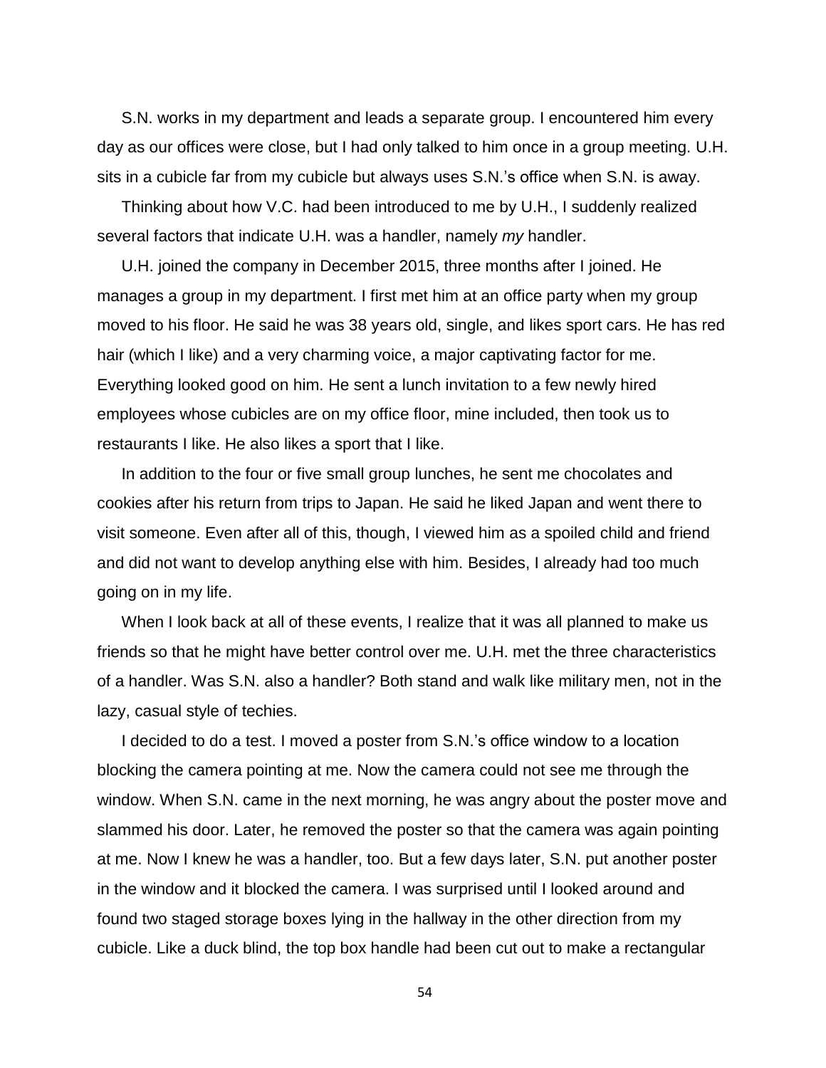S.N. works in my department and leads a separate group. I encountered him every day as our offices were close, but I had only talked to him once in a group meeting. U.H. sits in a cubicle far from my cubicle but always uses S.N.'s office when S.N. is away.

Thinking about how V.C. had been introduced to me by U.H., I suddenly realized several factors that indicate U.H. was a handler, namely *my* handler.

U.H. joined the company in December 2015, three months after I joined. He manages a group in my department. I first met him at an office party when my group moved to his floor. He said he was 38 years old, single, and likes sport cars. He has red hair (which I like) and a very charming voice, a major captivating factor for me. Everything looked good on him. He sent a lunch invitation to a few newly hired employees whose cubicles are on my office floor, mine included, then took us to restaurants I like. He also likes a sport that I like.

In addition to the four or five small group lunches, he sent me chocolates and cookies after his return from trips to Japan. He said he liked Japan and went there to visit someone. Even after all of this, though, I viewed him as a spoiled child and friend and did not want to develop anything else with him. Besides, I already had too much going on in my life.

When I look back at all of these events, I realize that it was all planned to make us friends so that he might have better control over me. U.H. met the three characteristics of a handler. Was S.N. also a handler? Both stand and walk like military men, not in the lazy, casual style of techies.

I decided to do a test. I moved a poster from S.N.'s office window to a location blocking the camera pointing at me. Now the camera could not see me through the window. When S.N. came in the next morning, he was angry about the poster move and slammed his door. Later, he removed the poster so that the camera was again pointing at me. Now I knew he was a handler, too. But a few days later, S.N. put another poster in the window and it blocked the camera. I was surprised until I looked around and found two staged storage boxes lying in the hallway in the other direction from my cubicle. Like a duck blind, the top box handle had been cut out to make a rectangular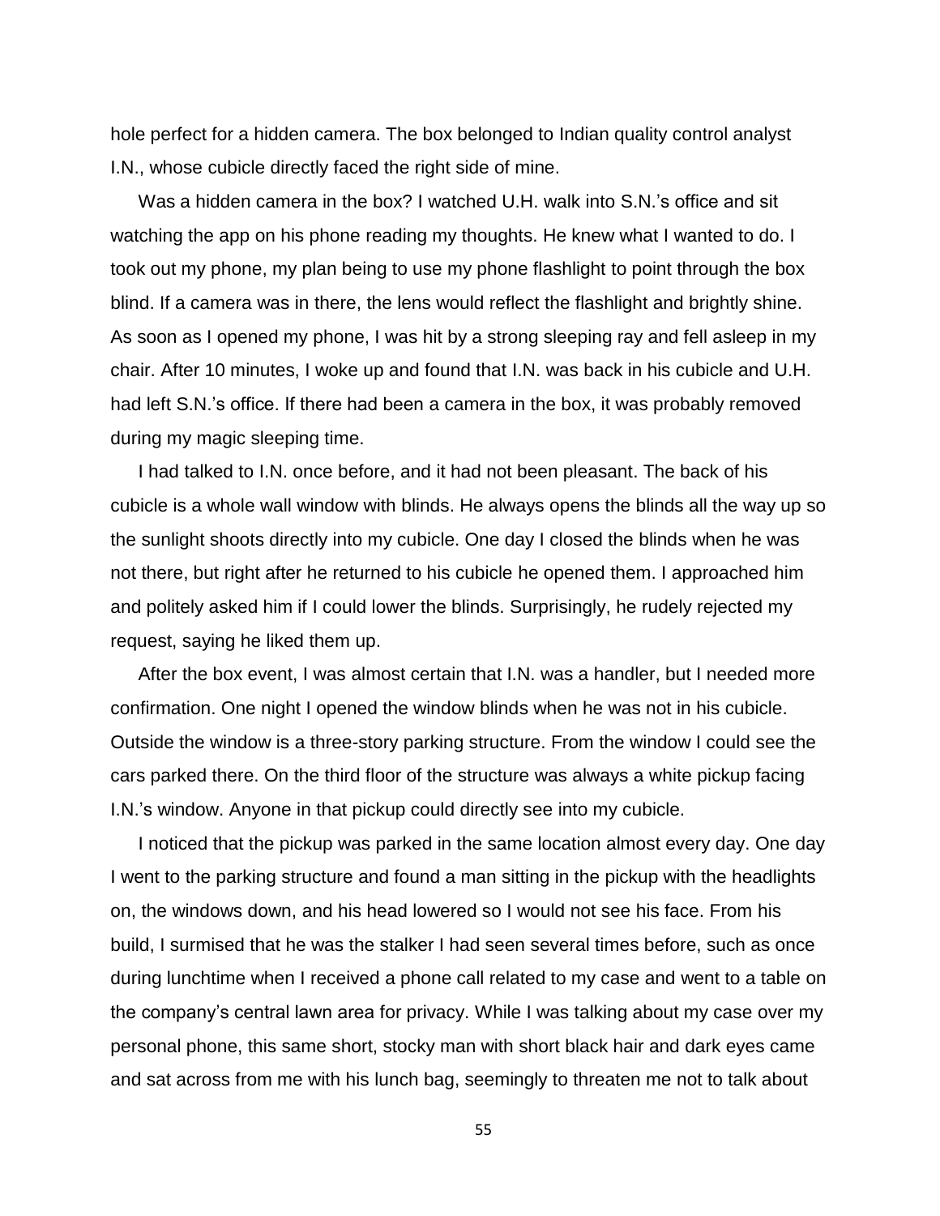hole perfect for a hidden camera. The box belonged to Indian quality control analyst I.N., whose cubicle directly faced the right side of mine.

Was a hidden camera in the box? I watched U.H. walk into S.N.'s office and sit watching the app on his phone reading my thoughts. He knew what I wanted to do. I took out my phone, my plan being to use my phone flashlight to point through the box blind. If a camera was in there, the lens would reflect the flashlight and brightly shine. As soon as I opened my phone, I was hit by a strong sleeping ray and fell asleep in my chair. After 10 minutes, I woke up and found that I.N. was back in his cubicle and U.H. had left S.N.'s office. If there had been a camera in the box, it was probably removed during my magic sleeping time.

I had talked to I.N. once before, and it had not been pleasant. The back of his cubicle is a whole wall window with blinds. He always opens the blinds all the way up so the sunlight shoots directly into my cubicle. One day I closed the blinds when he was not there, but right after he returned to his cubicle he opened them. I approached him and politely asked him if I could lower the blinds. Surprisingly, he rudely rejected my request, saying he liked them up.

After the box event, I was almost certain that I.N. was a handler, but I needed more confirmation. One night I opened the window blinds when he was not in his cubicle. Outside the window is a three-story parking structure. From the window I could see the cars parked there. On the third floor of the structure was always a white pickup facing I.N.'s window. Anyone in that pickup could directly see into my cubicle.

I noticed that the pickup was parked in the same location almost every day. One day I went to the parking structure and found a man sitting in the pickup with the headlights on, the windows down, and his head lowered so I would not see his face. From his build, I surmised that he was the stalker I had seen several times before, such as once during lunchtime when I received a phone call related to my case and went to a table on the company's central lawn area for privacy. While I was talking about my case over my personal phone, this same short, stocky man with short black hair and dark eyes came and sat across from me with his lunch bag, seemingly to threaten me not to talk about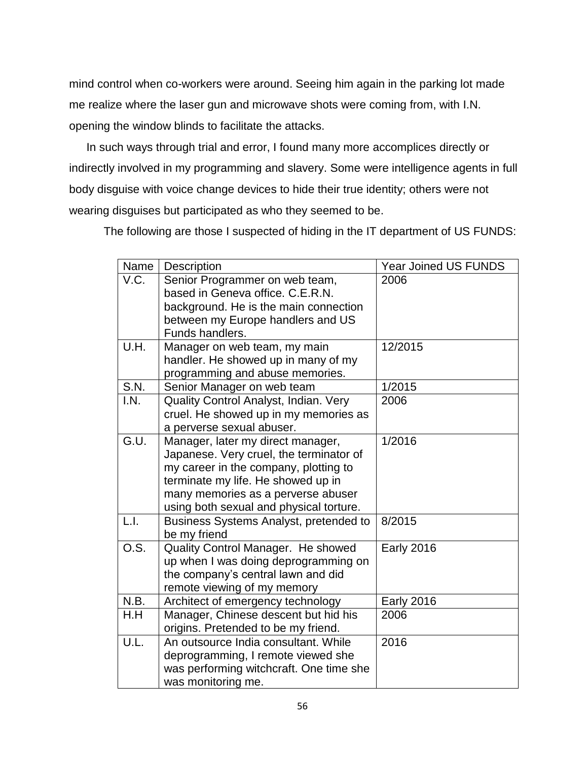mind control when co-workers were around. Seeing him again in the parking lot made me realize where the laser gun and microwave shots were coming from, with I.N. opening the window blinds to facilitate the attacks.

In such ways through trial and error, I found many more accomplices directly or indirectly involved in my programming and slavery. Some were intelligence agents in full body disguise with voice change devices to hide their true identity; others were not wearing disguises but participated as who they seemed to be.

The following are those I suspected of hiding in the IT department of US FUNDS:

| Name | Description | Year Joined US FUNDS |
|---|---|---|
| V.C. | Senior Programmer on web team, based in Geneva office. C.E.R.N. background. He is the main connection between my Europe handlers and US Funds handlers. | 2006 |
| U.H. | Manager on web team, my main handler. He showed up in many of my programming and abuse memories. | 12/2015 |
| S.N. | Senior Manager on web team | 1/2015 |
| I.N. | Quality Control Analyst, Indian. Very cruel. He showed up in my memories as a perverse sexual abuser. | 2006 |
| G.U. | Manager, later my direct manager, Japanese. Very cruel, the terminator of my career in the company, plotting to terminate my life. He showed up in many memories as a perverse abuser using both sexual and physical torture. | 1/2016 |
| L.I. | Business Systems Analyst, pretended to be my friend | 8/2015 |
| O.S. | Quality Control Manager. He showed up when I was doing deprogramming on the company's central lawn and did remote viewing of my memory | Early 2016 |
| N.B. | Architect of emergency technology | Early 2016 |
| H.H | Manager, Chinese descent but hid his origins. Pretended to be my friend. | 2006 |
| U.L. | An outsource India consultant. While deprogramming, I remote viewed she was performing witchcraft. One time she was monitoring me. | 2016 |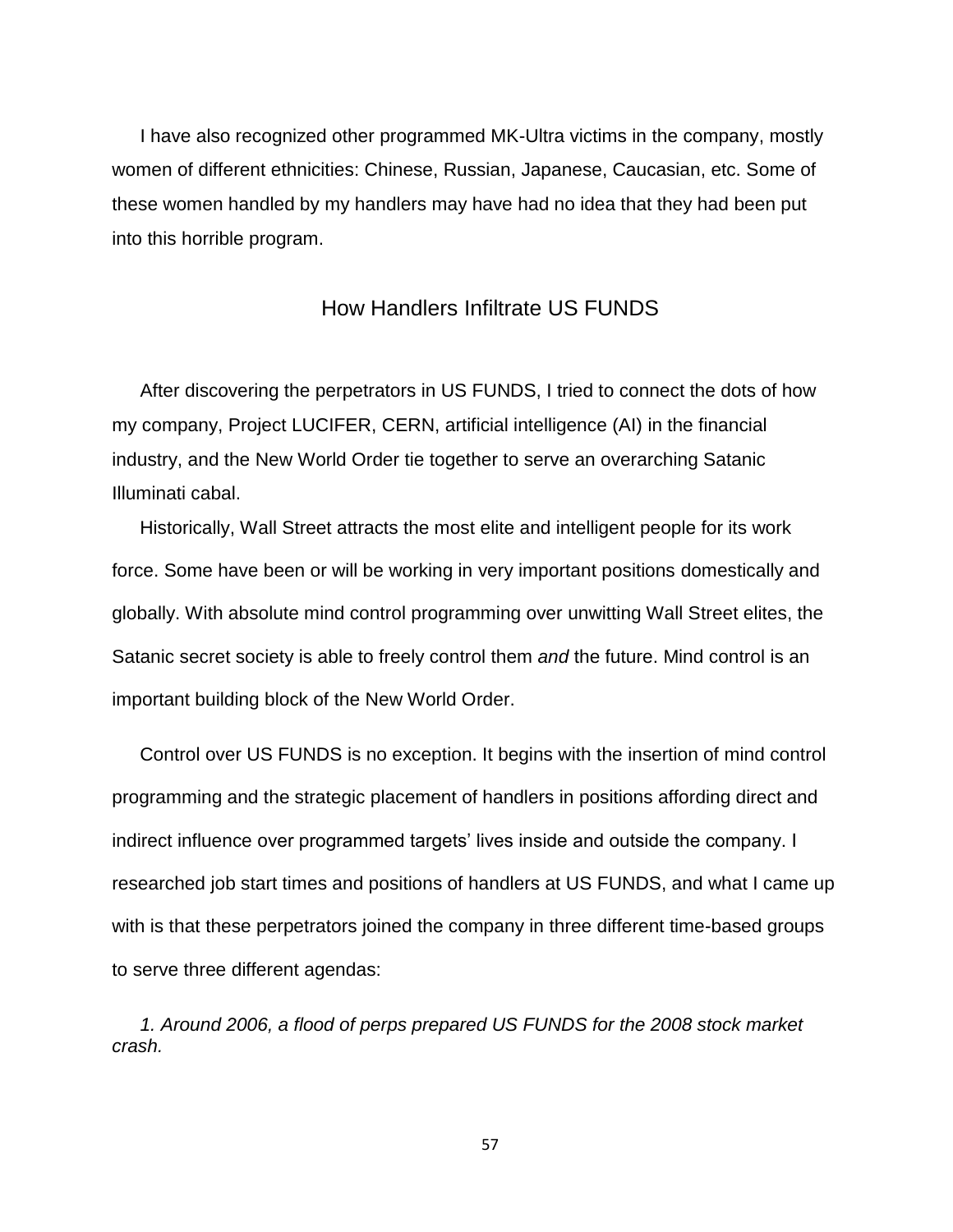I have also recognized other programmed MK-Ultra victims in the company, mostly women of different ethnicities: Chinese, Russian, Japanese, Caucasian, etc. Some of these women handled by my handlers may have had no idea that they had been put into this horrible program.

## How Handlers Infiltrate US FUNDS

After discovering the perpetrators in US FUNDS, I tried to connect the dots of how my company, Project LUCIFER, CERN, artificial intelligence (AI) in the financial industry, and the New World Order tie together to serve an overarching Satanic Illuminati cabal.

Historically, Wall Street attracts the most elite and intelligent people for its work force. Some have been or will be working in very important positions domestically and globally. With absolute mind control programming over unwitting Wall Street elites, the Satanic secret society is able to freely control them *and* the future. Mind control is an important building block of the New World Order.

Control over US FUNDS is no exception. It begins with the insertion of mind control programming and the strategic placement of handlers in positions affording direct and indirect influence over programmed targets' lives inside and outside the company. I researched job start times and positions of handlers at US FUNDS, and what I came up with is that these perpetrators joined the company in three different time-based groups to serve three different agendas:

*1. Around 2006, a flood of perps prepared US FUNDS for the 2008 stock market crash.*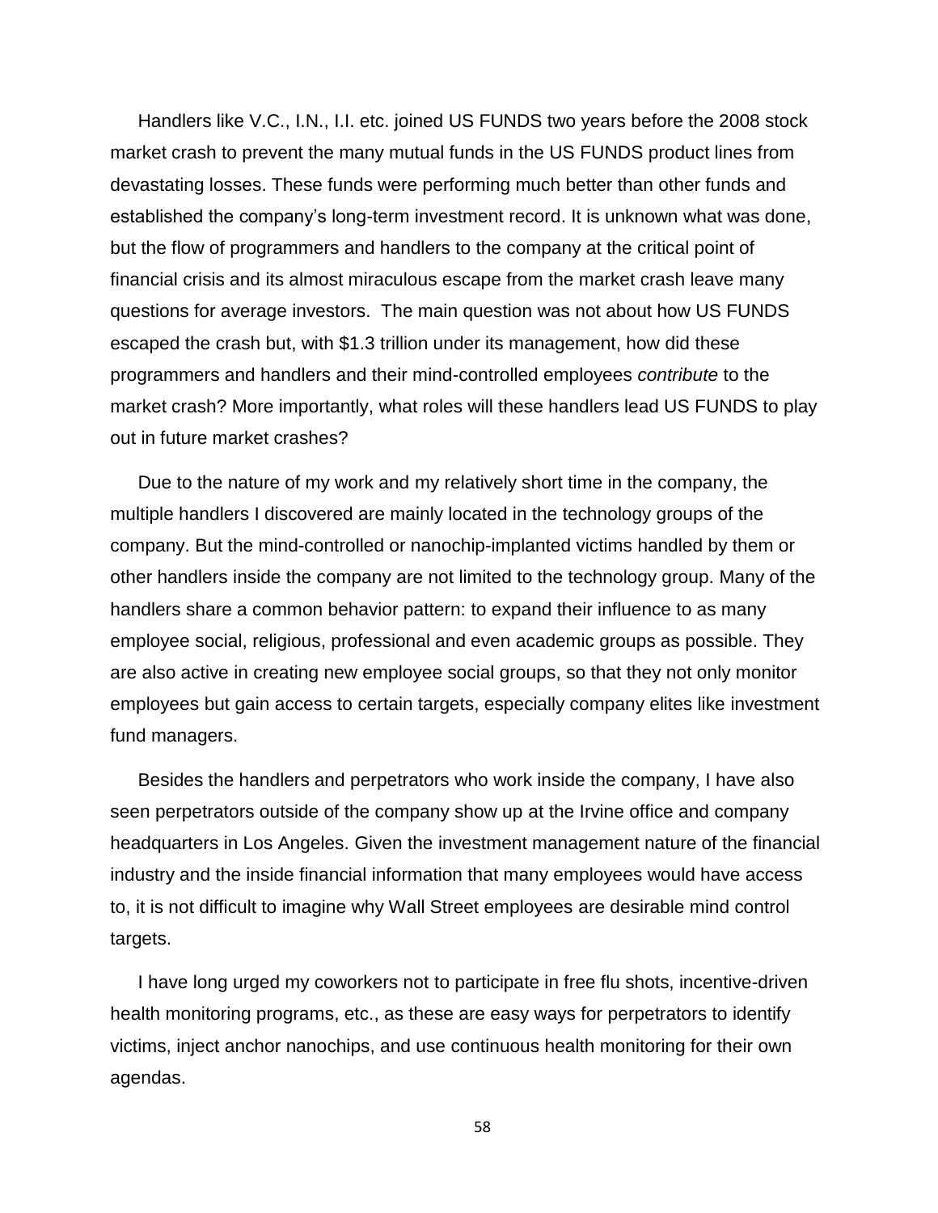Handlers like V.C., I.N., I.I. etc. joined US FUNDS two years before the 2008 stock market crash to prevent the many mutual funds in the US FUNDS product lines from devastating losses. These funds were performing much better than other funds and established the company's long-term investment record. It is unknown what was done, but the flow of programmers and handlers to the company at the critical point of financial crisis and its almost miraculous escape from the market crash leave many questions for average investors.  The main question was not about how US FUNDS escaped the crash but, with $1.3 trillion under its management, how did these programmers and handlers and their mind-controlled employees *contribute* to the market crash? More importantly, what roles will these handlers lead US FUNDS to play out in future market crashes?

Due to the nature of my work and my relatively short time in the company, the multiple handlers I discovered are mainly located in the technology groups of the company. But the mind-controlled or nanochip-implanted victims handled by them or other handlers inside the company are not limited to the technology group. Many of the handlers share a common behavior pattern: to expand their influence to as many employee social, religious, professional and even academic groups as possible. They are also active in creating new employee social groups, so that they not only monitor employees but gain access to certain targets, especially company elites like investment fund managers.

Besides the handlers and perpetrators who work inside the company, I have also seen perpetrators outside of the company show up at the Irvine office and company headquarters in Los Angeles. Given the investment management nature of the financial industry and the inside financial information that many employees would have access to, it is not difficult to imagine why Wall Street employees are desirable mind control targets.

I have long urged my coworkers not to participate in free flu shots, incentive-driven health monitoring programs, etc., as these are easy ways for perpetrators to identify victims, inject anchor nanochips, and use continuous health monitoring for their own agendas.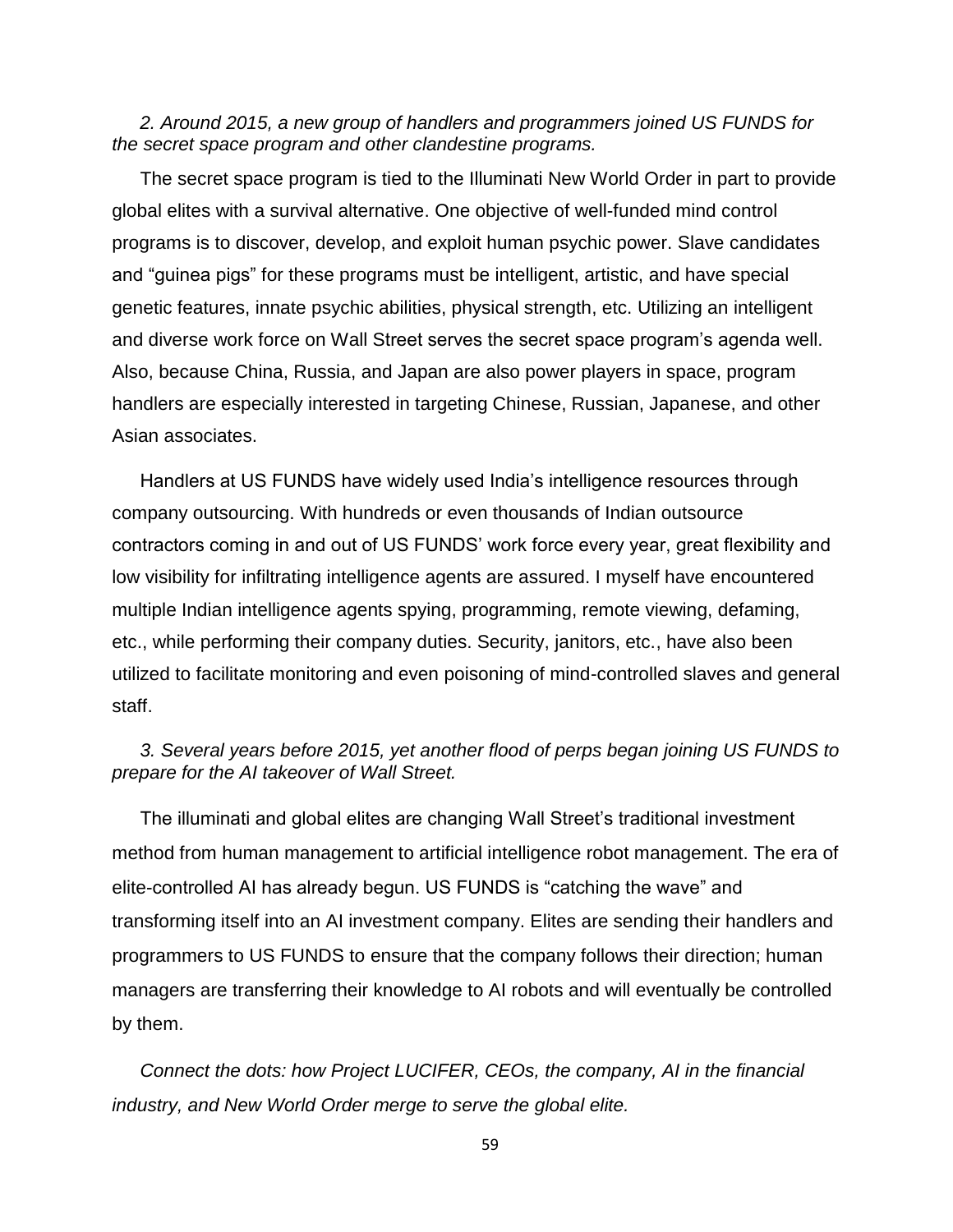*2. Around 2015, a new group of handlers and programmers joined US FUNDS for the secret space program and other clandestine programs.*

The secret space program is tied to the Illuminati New World Order in part to provide global elites with a survival alternative. One objective of well-funded mind control programs is to discover, develop, and exploit human psychic power. Slave candidates and "guinea pigs" for these programs must be intelligent, artistic, and have special genetic features, innate psychic abilities, physical strength, etc. Utilizing an intelligent and diverse work force on Wall Street serves the secret space program's agenda well. Also, because China, Russia, and Japan are also power players in space, program handlers are especially interested in targeting Chinese, Russian, Japanese, and other Asian associates.

Handlers at US FUNDS have widely used India's intelligence resources through company outsourcing. With hundreds or even thousands of Indian outsource contractors coming in and out of US FUNDS' work force every year, great flexibility and low visibility for infiltrating intelligence agents are assured. I myself have encountered multiple Indian intelligence agents spying, programming, remote viewing, defaming, etc., while performing their company duties. Security, janitors, etc., have also been utilized to facilitate monitoring and even poisoning of mind-controlled slaves and general staff.

*3. Several years before 2015, yet another flood of perps began joining US FUNDS to prepare for the AI takeover of Wall Street.*

The illuminati and global elites are changing Wall Street's traditional investment method from human management to artificial intelligence robot management. The era of elite-controlled AI has already begun. US FUNDS is "catching the wave" and transforming itself into an AI investment company. Elites are sending their handlers and programmers to US FUNDS to ensure that the company follows their direction; human managers are transferring their knowledge to AI robots and will eventually be controlled by them.

*Connect the dots: how Project LUCIFER, CEOs, the company, AI in the financial industry, and New World Order merge to serve the global elite.*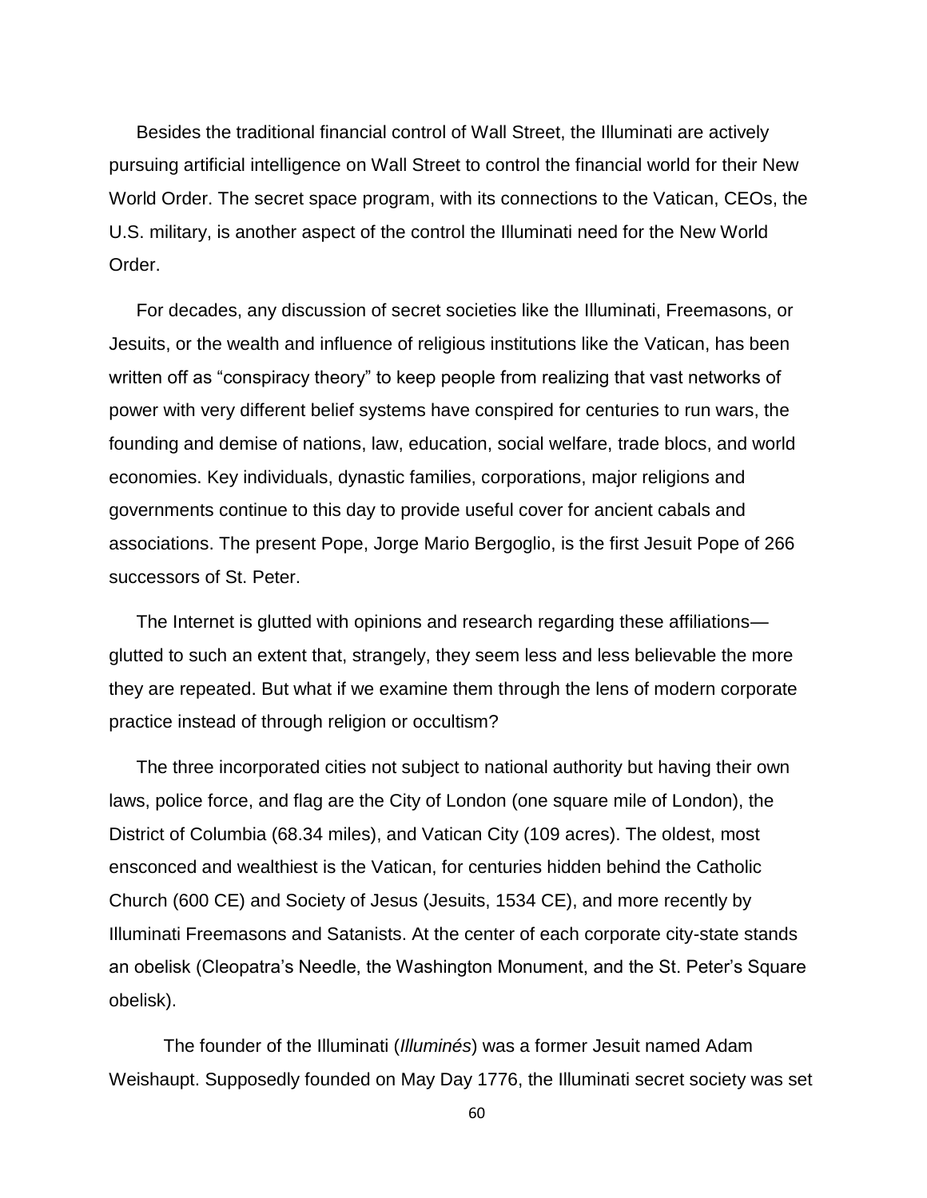Besides the traditional financial control of Wall Street, the Illuminati are actively pursuing artificial intelligence on Wall Street to control the financial world for their New World Order. The secret space program, with its connections to the Vatican, CEOs, the U.S. military, is another aspect of the control the Illuminati need for the New World Order.

For decades, any discussion of secret societies like the Illuminati, Freemasons, or Jesuits, or the wealth and influence of religious institutions like the Vatican, has been written off as "conspiracy theory" to keep people from realizing that vast networks of power with very different belief systems have conspired for centuries to run wars, the founding and demise of nations, law, education, social welfare, trade blocs, and world economies. Key individuals, dynastic families, corporations, major religions and governments continue to this day to provide useful cover for ancient cabals and associations. The present Pope, Jorge Mario Bergoglio, is the first Jesuit Pope of 266 successors of St. Peter.

The Internet is glutted with opinions and research regarding these affiliations—glutted to such an extent that, strangely, they seem less and less believable the more they are repeated. But what if we examine them through the lens of modern corporate practice instead of through religion or occultism?

The three incorporated cities not subject to national authority but having their own laws, police force, and flag are the City of London (one square mile of London), the District of Columbia (68.34 miles), and Vatican City (109 acres). The oldest, most ensconced and wealthiest is the Vatican, for centuries hidden behind the Catholic Church (600 CE) and Society of Jesus (Jesuits, 1534 CE), and more recently by Illuminati Freemasons and Satanists. At the center of each corporate city-state stands an obelisk (Cleopatra's Needle, the Washington Monument, and the St. Peter's Square obelisk).

The founder of the Illuminati (*Illuminés*) was a former Jesuit named Adam Weishaupt. Supposedly founded on May Day 1776, the Illuminati secret society was set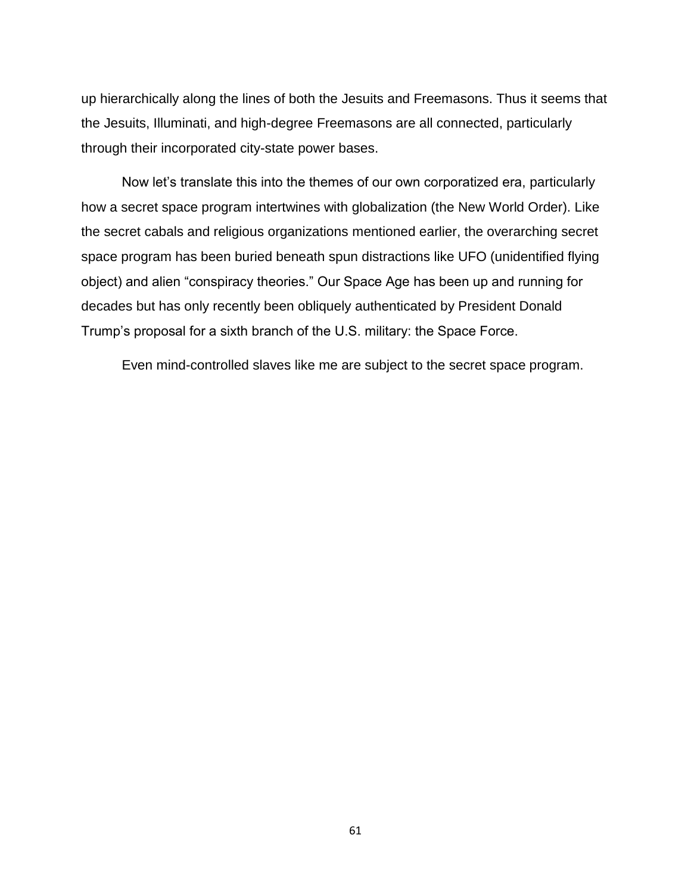up hierarchically along the lines of both the Jesuits and Freemasons. Thus it seems that the Jesuits, Illuminati, and high-degree Freemasons are all connected, particularly through their incorporated city-state power bases.

Now let's translate this into the themes of our own corporatized era, particularly how a secret space program intertwines with globalization (the New World Order). Like the secret cabals and religious organizations mentioned earlier, the overarching secret space program has been buried beneath spun distractions like UFO (unidentified flying object) and alien "conspiracy theories." Our Space Age has been up and running for decades but has only recently been obliquely authenticated by President Donald Trump's proposal for a sixth branch of the U.S. military: the Space Force.

Even mind-controlled slaves like me are subject to the secret space program.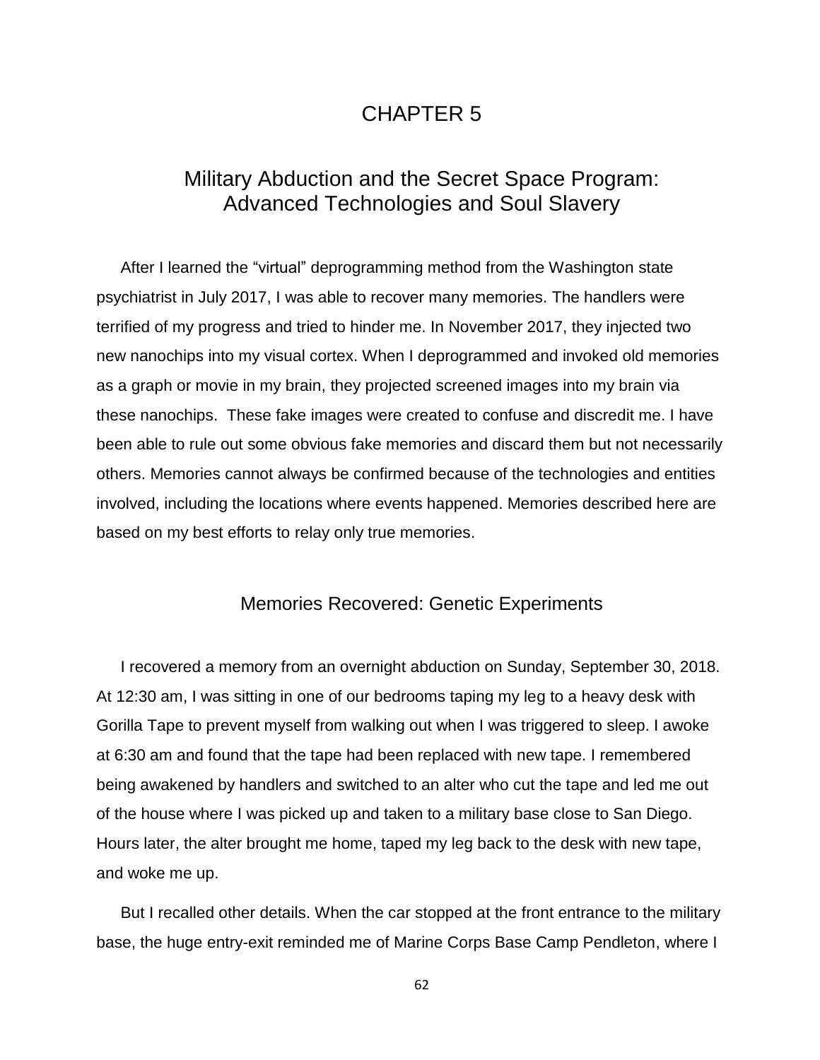# CHAPTER 5

## Military Abduction and the Secret Space Program: Advanced Technologies and Soul Slavery

After I learned the "virtual" deprogramming method from the Washington state psychiatrist in July 2017, I was able to recover many memories. The handlers were terrified of my progress and tried to hinder me. In November 2017, they injected two new nanochips into my visual cortex. When I deprogrammed and invoked old memories as a graph or movie in my brain, they projected screened images into my brain via these nanochips. These fake images were created to confuse and discredit me. I have been able to rule out some obvious fake memories and discard them but not necessarily others. Memories cannot always be confirmed because of the technologies and entities involved, including the locations where events happened. Memories described here are based on my best efforts to relay only true memories.

### Memories Recovered: Genetic Experiments

I recovered a memory from an overnight abduction on Sunday, September 30, 2018. At 12:30 am, I was sitting in one of our bedrooms taping my leg to a heavy desk with Gorilla Tape to prevent myself from walking out when I was triggered to sleep. I awoke at 6:30 am and found that the tape had been replaced with new tape. I remembered being awakened by handlers and switched to an alter who cut the tape and led me out of the house where I was picked up and taken to a military base close to San Diego. Hours later, the alter brought me home, taped my leg back to the desk with new tape, and woke me up.

But I recalled other details. When the car stopped at the front entrance to the military base, the huge entry-exit reminded me of Marine Corps Base Camp Pendleton, where I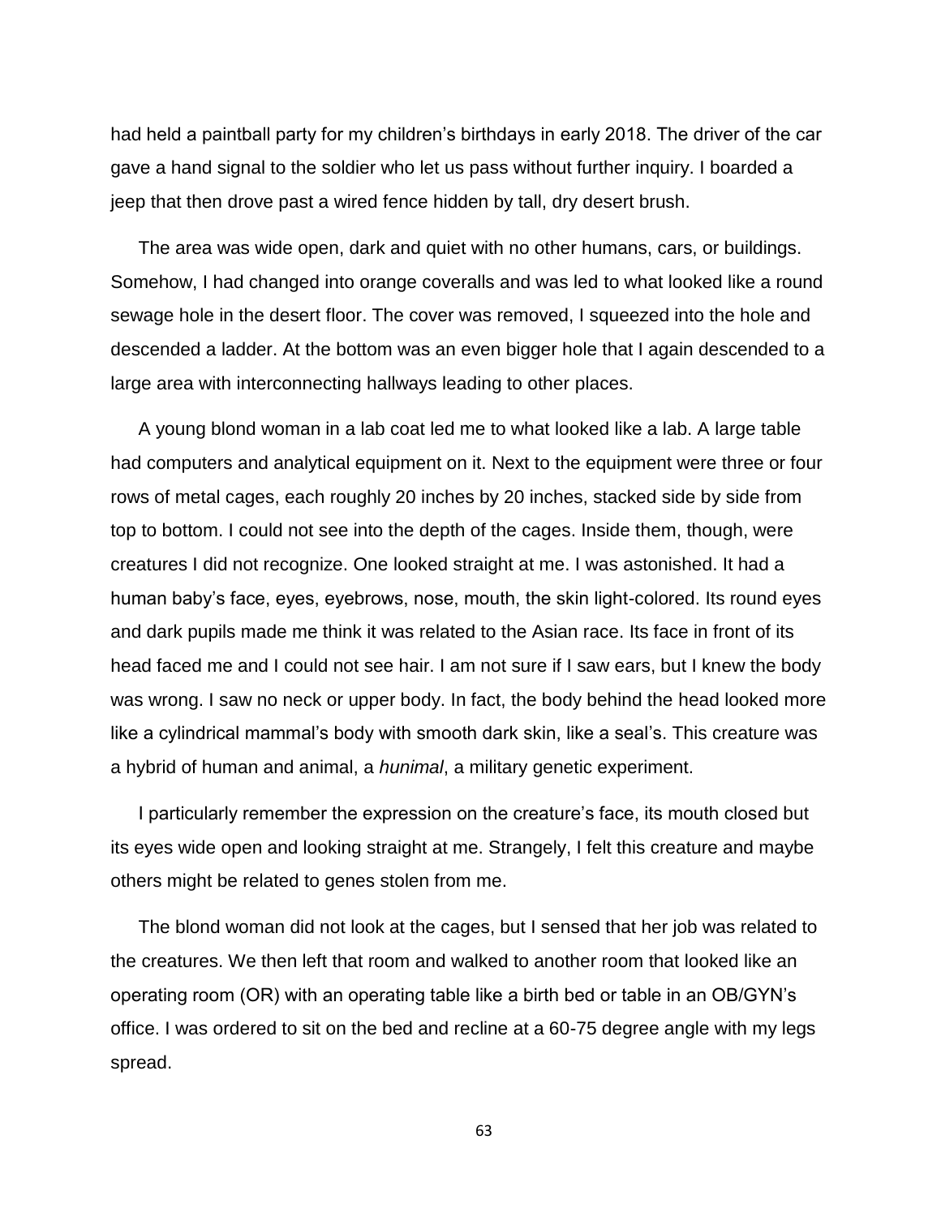had held a paintball party for my children's birthdays in early 2018. The driver of the car gave a hand signal to the soldier who let us pass without further inquiry. I boarded a jeep that then drove past a wired fence hidden by tall, dry desert brush.

The area was wide open, dark and quiet with no other humans, cars, or buildings. Somehow, I had changed into orange coveralls and was led to what looked like a round sewage hole in the desert floor. The cover was removed, I squeezed into the hole and descended a ladder. At the bottom was an even bigger hole that I again descended to a large area with interconnecting hallways leading to other places.

A young blond woman in a lab coat led me to what looked like a lab. A large table had computers and analytical equipment on it. Next to the equipment were three or four rows of metal cages, each roughly 20 inches by 20 inches, stacked side by side from top to bottom. I could not see into the depth of the cages. Inside them, though, were creatures I did not recognize. One looked straight at me. I was astonished. It had a human baby's face, eyes, eyebrows, nose, mouth, the skin light-colored. Its round eyes and dark pupils made me think it was related to the Asian race. Its face in front of its head faced me and I could not see hair. I am not sure if I saw ears, but I knew the body was wrong. I saw no neck or upper body. In fact, the body behind the head looked more like a cylindrical mammal's body with smooth dark skin, like a seal's. This creature was a hybrid of human and animal, a *hunimal*, a military genetic experiment.

I particularly remember the expression on the creature's face, its mouth closed but its eyes wide open and looking straight at me. Strangely, I felt this creature and maybe others might be related to genes stolen from me.

The blond woman did not look at the cages, but I sensed that her job was related to the creatures. We then left that room and walked to another room that looked like an operating room (OR) with an operating table like a birth bed or table in an OB/GYN's office. I was ordered to sit on the bed and recline at a 60-75 degree angle with my legs spread.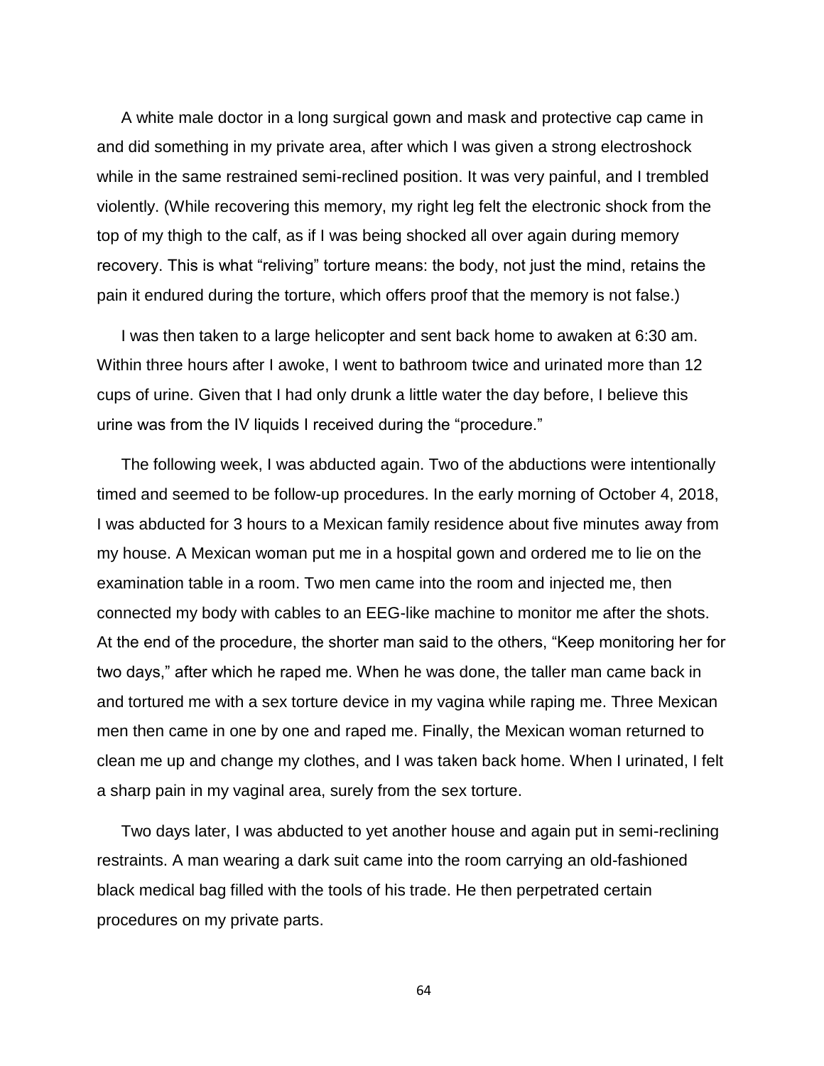A white male doctor in a long surgical gown and mask and protective cap came in and did something in my private area, after which I was given a strong electroshock while in the same restrained semi-reclined position. It was very painful, and I trembled violently. (While recovering this memory, my right leg felt the electronic shock from the top of my thigh to the calf, as if I was being shocked all over again during memory recovery. This is what "reliving" torture means: the body, not just the mind, retains the pain it endured during the torture, which offers proof that the memory is not false.)

I was then taken to a large helicopter and sent back home to awaken at 6:30 am. Within three hours after I awoke, I went to bathroom twice and urinated more than 12 cups of urine. Given that I had only drunk a little water the day before, I believe this urine was from the IV liquids I received during the "procedure."

The following week, I was abducted again. Two of the abductions were intentionally timed and seemed to be follow-up procedures. In the early morning of October 4, 2018, I was abducted for 3 hours to a Mexican family residence about five minutes away from my house. A Mexican woman put me in a hospital gown and ordered me to lie on the examination table in a room. Two men came into the room and injected me, then connected my body with cables to an EEG-like machine to monitor me after the shots. At the end of the procedure, the shorter man said to the others, "Keep monitoring her for two days," after which he raped me. When he was done, the taller man came back in and tortured me with a sex torture device in my vagina while raping me. Three Mexican men then came in one by one and raped me. Finally, the Mexican woman returned to clean me up and change my clothes, and I was taken back home. When I urinated, I felt a sharp pain in my vaginal area, surely from the sex torture.

Two days later, I was abducted to yet another house and again put in semi-reclining restraints. A man wearing a dark suit came into the room carrying an old-fashioned black medical bag filled with the tools of his trade. He then perpetrated certain procedures on my private parts.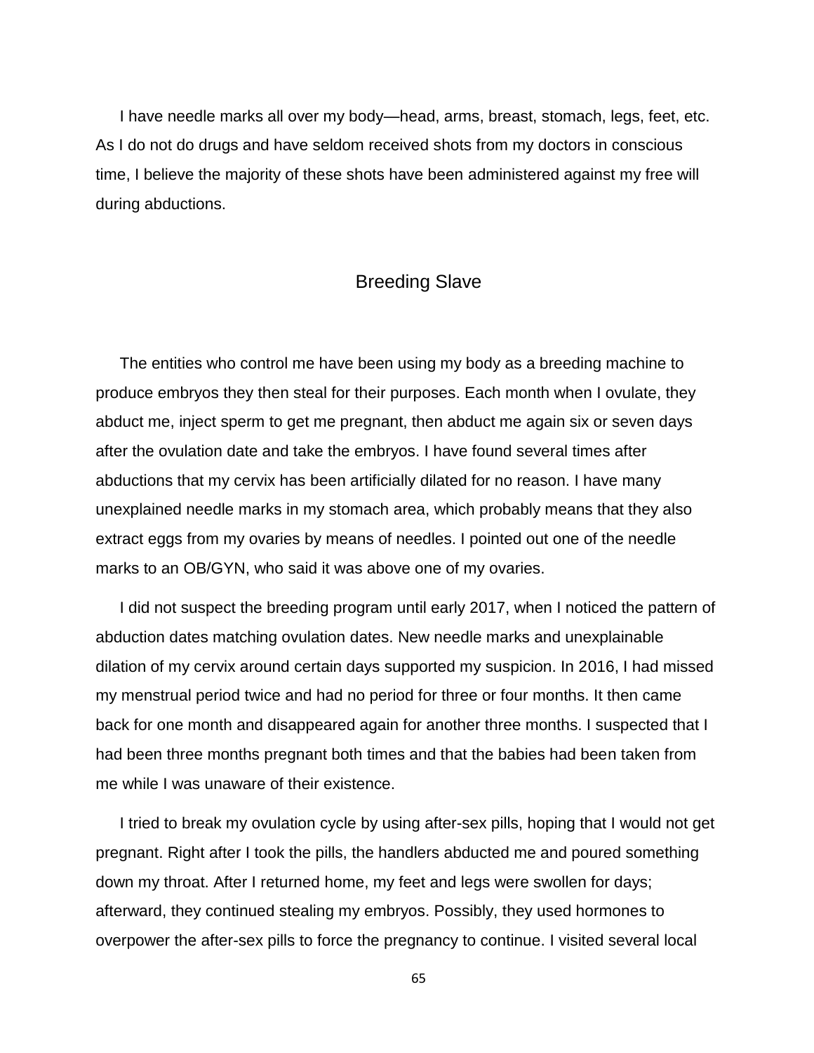I have needle marks all over my body—head, arms, breast, stomach, legs, feet, etc. As I do not do drugs and have seldom received shots from my doctors in conscious time, I believe the majority of these shots have been administered against my free will during abductions.

## Breeding Slave

The entities who control me have been using my body as a breeding machine to produce embryos they then steal for their purposes. Each month when I ovulate, they abduct me, inject sperm to get me pregnant, then abduct me again six or seven days after the ovulation date and take the embryos. I have found several times after abductions that my cervix has been artificially dilated for no reason. I have many unexplained needle marks in my stomach area, which probably means that they also extract eggs from my ovaries by means of needles. I pointed out one of the needle marks to an OB/GYN, who said it was above one of my ovaries.

I did not suspect the breeding program until early 2017, when I noticed the pattern of abduction dates matching ovulation dates. New needle marks and unexplainable dilation of my cervix around certain days supported my suspicion. In 2016, I had missed my menstrual period twice and had no period for three or four months. It then came back for one month and disappeared again for another three months. I suspected that I had been three months pregnant both times and that the babies had been taken from me while I was unaware of their existence.

I tried to break my ovulation cycle by using after-sex pills, hoping that I would not get pregnant. Right after I took the pills, the handlers abducted me and poured something down my throat. After I returned home, my feet and legs were swollen for days; afterward, they continued stealing my embryos. Possibly, they used hormones to overpower the after-sex pills to force the pregnancy to continue. I visited several local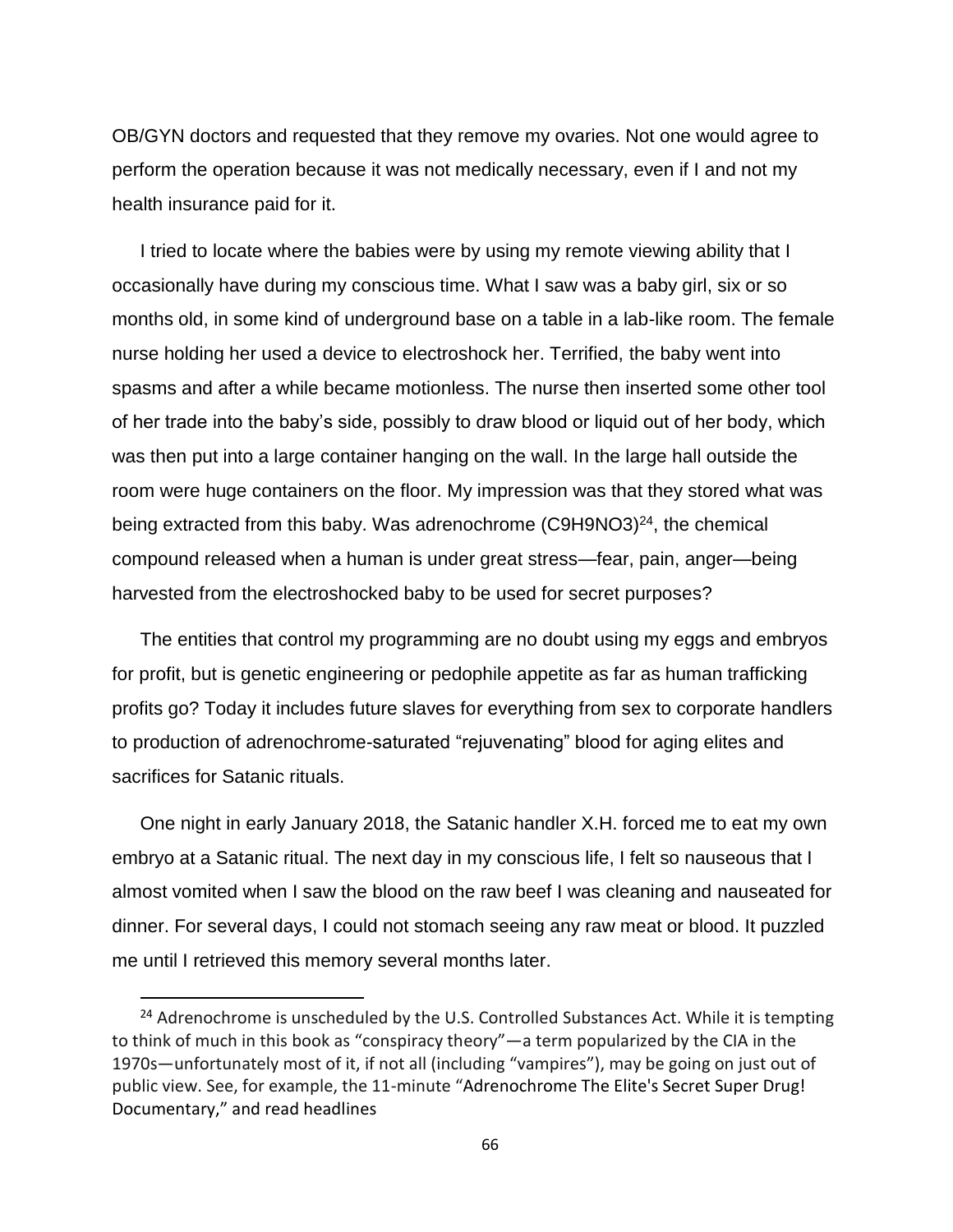OB/GYN doctors and requested that they remove my ovaries. Not one would agree to perform the operation because it was not medically necessary, even if I and not my health insurance paid for it.

I tried to locate where the babies were by using my remote viewing ability that I occasionally have during my conscious time. What I saw was a baby girl, six or so months old, in some kind of underground base on a table in a lab-like room. The female nurse holding her used a device to electroshock her. Terrified, the baby went into spasms and after a while became motionless. The nurse then inserted some other tool of her trade into the baby's side, possibly to draw blood or liquid out of her body, which was then put into a large container hanging on the wall. In the large hall outside the room were huge containers on the floor. My impression was that they stored what was being extracted from this baby. Was adrenochrome ($C_9H_9NO_3$)[24], the chemical compound released when a human is under great stress—fear, pain, anger—being harvested from the electroshocked baby to be used for secret purposes?

The entities that control my programming are no doubt using my eggs and embryos for profit, but is genetic engineering or pedophile appetite as far as human trafficking profits go? Today it includes future slaves for everything from sex to corporate handlers to production of adrenochrome-saturated "rejuvenating" blood for aging elites and sacrifices for Satanic rituals.

One night in early January 2018, the Satanic handler X.H. forced me to eat my own embryo at a Satanic ritual. The next day in my conscious life, I felt so nauseous that I almost vomited when I saw the blood on the raw beef I was cleaning and nauseated for dinner. For several days, I could not stomach seeing any raw meat or blood. It puzzled me until I retrieved this memory several months later.

[24] Adrenochrome is unscheduled by the U.S. Controlled Substances Act. While it is tempting to think of much in this book as "conspiracy theory"—a term popularized by the CIA in the 1970s—unfortunately most of it, if not all (including "vampires"), may be going on just out of public view. See, for example, the 11-minute "Adrenochrome The Elite's Secret Super Drug! Documentary," and read headlines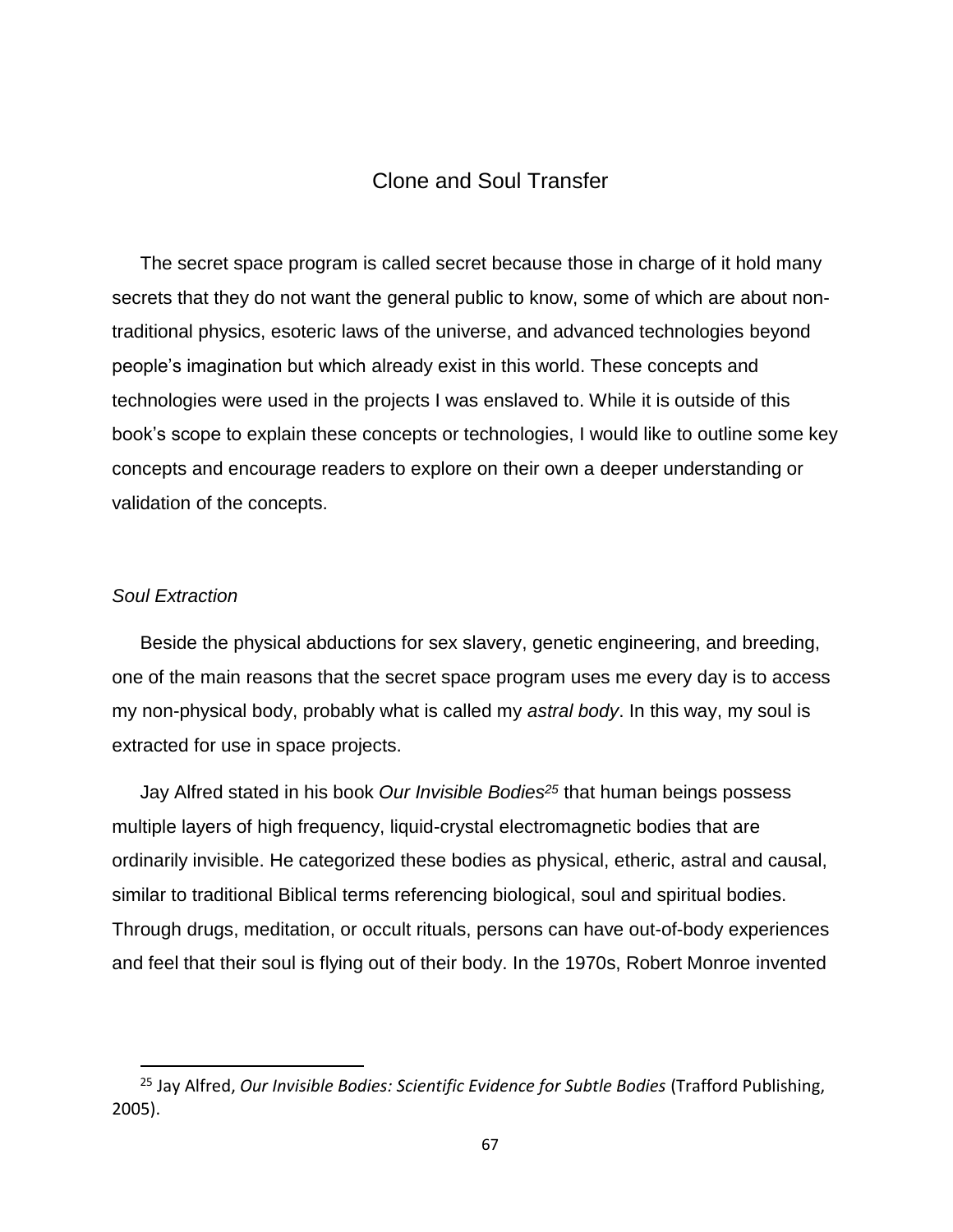## Clone and Soul Transfer

The secret space program is called secret because those in charge of it hold many secrets that they do not want the general public to know, some of which are about non-traditional physics, esoteric laws of the universe, and advanced technologies beyond people's imagination but which already exist in this world. These concepts and technologies were used in the projects I was enslaved to. While it is outside of this book's scope to explain these concepts or technologies, I would like to outline some key concepts and encourage readers to explore on their own a deeper understanding or validation of the concepts.

### *Soul Extraction*

Beside the physical abductions for sex slavery, genetic engineering, and breeding, one of the main reasons that the secret space program uses me every day is to access my non-physical body, probably what is called my *astral body*. In this way, my soul is extracted for use in space projects.

Jay Alfred stated in his book *Our Invisible Bodies*[25] that human beings possess multiple layers of high frequency, liquid-crystal electromagnetic bodies that are ordinarily invisible. He categorized these bodies as physical, etheric, astral and causal, similar to traditional Biblical terms referencing biological, soul and spiritual bodies. Through drugs, meditation, or occult rituals, persons can have out-of-body experiences and feel that their soul is flying out of their body. In the 1970s, Robert Monroe invented

---

[25] Jay Alfred, *Our Invisible Bodies: Scientific Evidence for Subtle Bodies* (Trafford Publishing, 2005).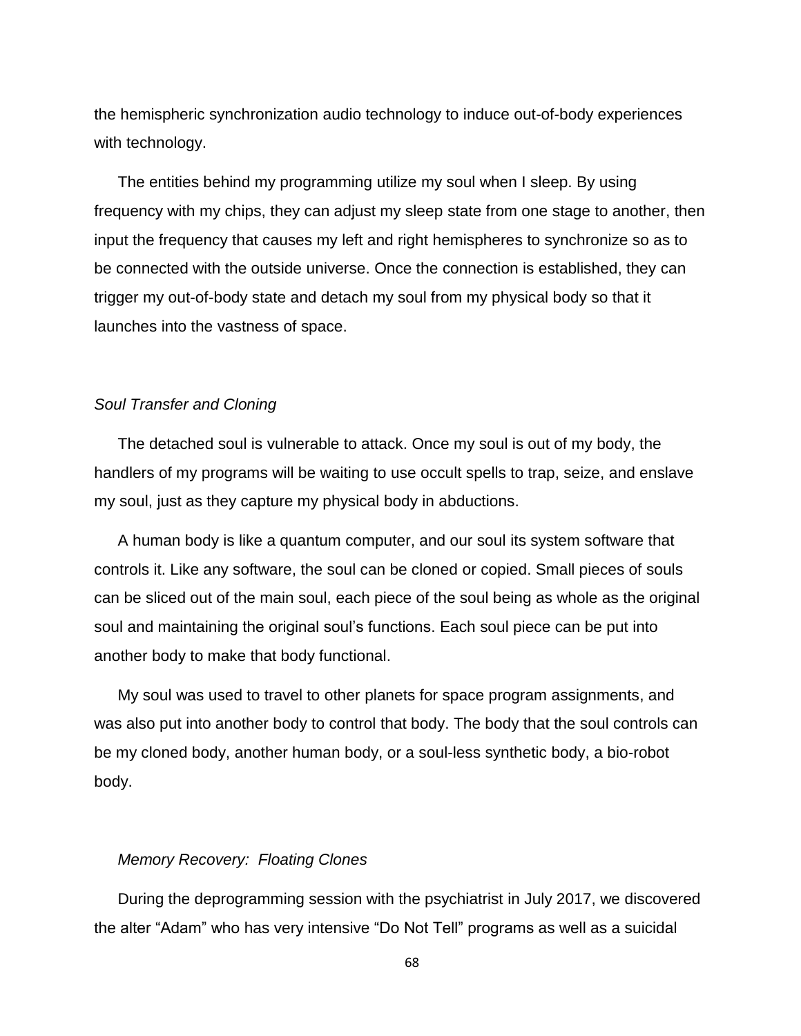the hemispheric synchronization audio technology to induce out-of-body experiences with technology.

The entities behind my programming utilize my soul when I sleep. By using frequency with my chips, they can adjust my sleep state from one stage to another, then input the frequency that causes my left and right hemispheres to synchronize so as to be connected with the outside universe. Once the connection is established, they can trigger my out-of-body state and detach my soul from my physical body so that it launches into the vastness of space.

*Soul Transfer and Cloning*

The detached soul is vulnerable to attack. Once my soul is out of my body, the handlers of my programs will be waiting to use occult spells to trap, seize, and enslave my soul, just as they capture my physical body in abductions.

A human body is like a quantum computer, and our soul its system software that controls it. Like any software, the soul can be cloned or copied. Small pieces of souls can be sliced out of the main soul, each piece of the soul being as whole as the original soul and maintaining the original soul's functions. Each soul piece can be put into another body to make that body functional.

My soul was used to travel to other planets for space program assignments, and was also put into another body to control that body. The body that the soul controls can be my cloned body, another human body, or a soul-less synthetic body, a bio-robot body.

*Memory Recovery: Floating Clones*

During the deprogramming session with the psychiatrist in July 2017, we discovered the alter "Adam" who has very intensive "Do Not Tell" programs as well as a suicidal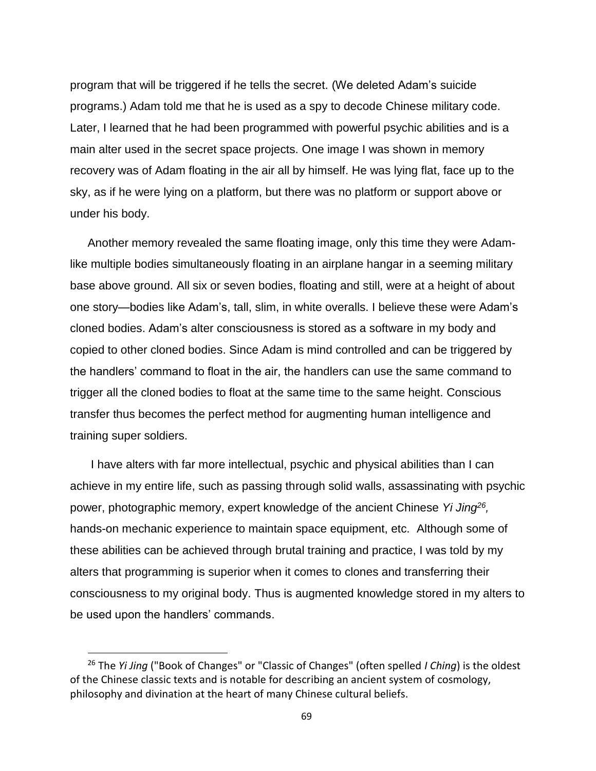program that will be triggered if he tells the secret. (We deleted Adam's suicide programs.) Adam told me that he is used as a spy to decode Chinese military code. Later, I learned that he had been programmed with powerful psychic abilities and is a main alter used in the secret space projects. One image I was shown in memory recovery was of Adam floating in the air all by himself. He was lying flat, face up to the sky, as if he were lying on a platform, but there was no platform or support above or under his body.

Another memory revealed the same floating image, only this time they were Adam-like multiple bodies simultaneously floating in an airplane hangar in a seeming military base above ground. All six or seven bodies, floating and still, were at a height of about one story—bodies like Adam's, tall, slim, in white overalls. I believe these were Adam's cloned bodies. Adam's alter consciousness is stored as a software in my body and copied to other cloned bodies. Since Adam is mind controlled and can be triggered by the handlers' command to float in the air, the handlers can use the same command to trigger all the cloned bodies to float at the same time to the same height. Conscious transfer thus becomes the perfect method for augmenting human intelligence and training super soldiers.

I have alters with far more intellectual, psychic and physical abilities than I can achieve in my entire life, such as passing through solid walls, assassinating with psychic power, photographic memory, expert knowledge of the ancient Chinese *Yi Jing*[26], hands-on mechanic experience to maintain space equipment, etc. Although some of these abilities can be achieved through brutal training and practice, I was told by my alters that programming is superior when it comes to clones and transferring their consciousness to my original body. Thus is augmented knowledge stored in my alters to be used upon the handlers' commands.

---

[26] The *Yi Jing* ("Book of Changes" or "Classic of Changes" (often spelled *I Ching*) is the oldest of the Chinese classic texts and is notable for describing an ancient system of cosmology, philosophy and divination at the heart of many Chinese cultural beliefs.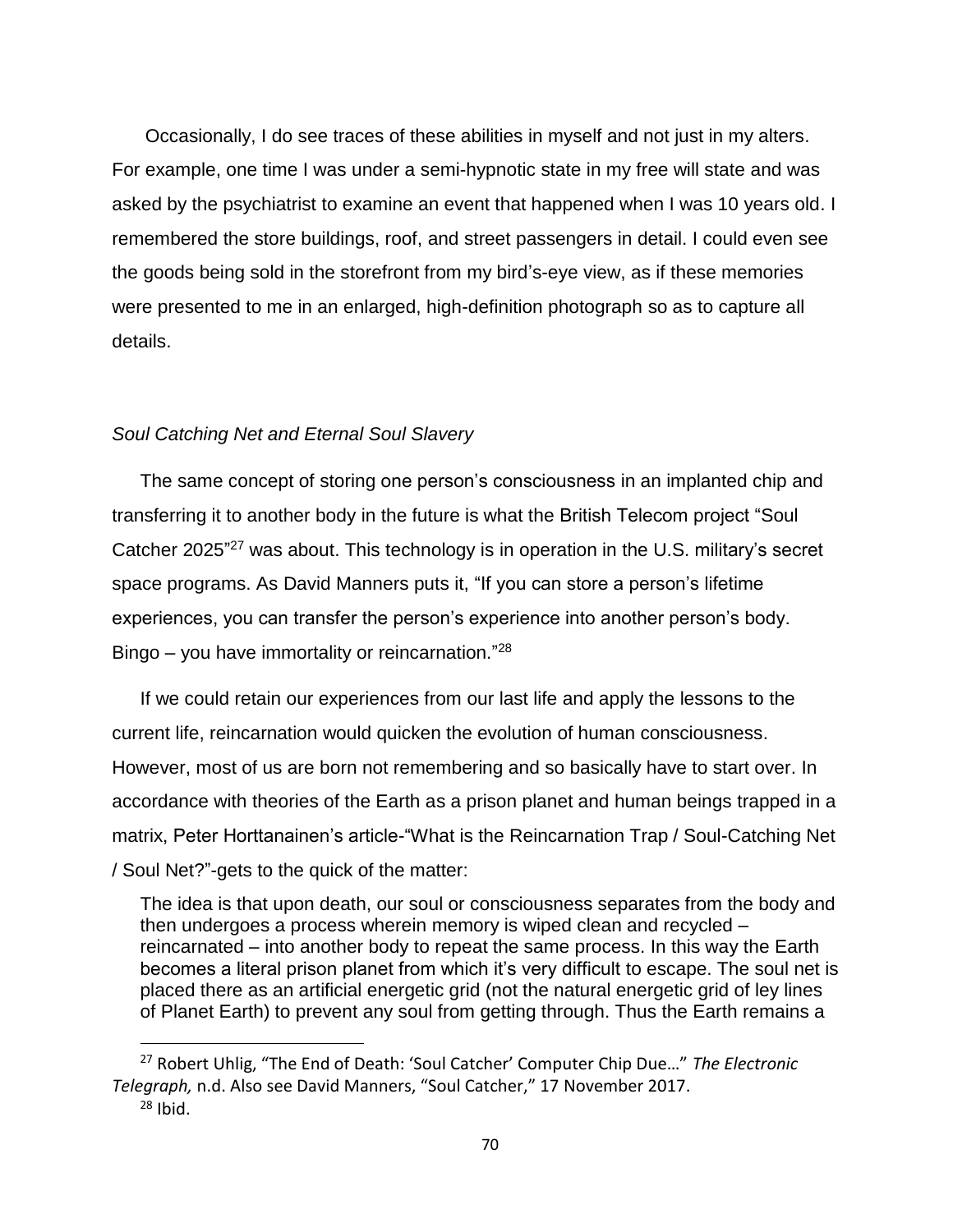Occasionally, I do see traces of these abilities in myself and not just in my alters. For example, one time I was under a semi-hypnotic state in my free will state and was asked by the psychiatrist to examine an event that happened when I was 10 years old. I remembered the store buildings, roof, and street passengers in detail. I could even see the goods being sold in the storefront from my bird's-eye view, as if these memories were presented to me in an enlarged, high-definition photograph so as to capture all details.

*Soul Catching Net and Eternal Soul Slavery*

The same concept of storing one person's consciousness in an implanted chip and transferring it to another body in the future is what the British Telecom project "Soul Catcher 2025"[27] was about. This technology is in operation in the U.S. military's secret space programs. As David Manners puts it, "If you can store a person's lifetime experiences, you can transfer the person's experience into another person's body. Bingo – you have immortality or reincarnation."[28]

If we could retain our experiences from our last life and apply the lessons to the current life, reincarnation would quicken the evolution of human consciousness. However, most of us are born not remembering and so basically have to start over. In accordance with theories of the Earth as a prison planet and human beings trapped in a matrix, Peter Horttanainen's article-"What is the Reincarnation Trap / Soul-Catching Net / Soul Net?"-gets to the quick of the matter:

> The idea is that upon death, our soul or consciousness separates from the body and then undergoes a process wherein memory is wiped clean and recycled – reincarnated – into another body to repeat the same process. In this way the Earth becomes a literal prison planet from which it's very difficult to escape. The soul net is placed there as an artificial energetic grid (not the natural energetic grid of ley lines of Planet Earth) to prevent any soul from getting through. Thus the Earth remains a

---

[27] Robert Uhlig, "The End of Death: 'Soul Catcher' Computer Chip Due…" *The Electronic Telegraph,* n.d. Also see David Manners, "Soul Catcher," 17 November 2017.

[28] Ibid.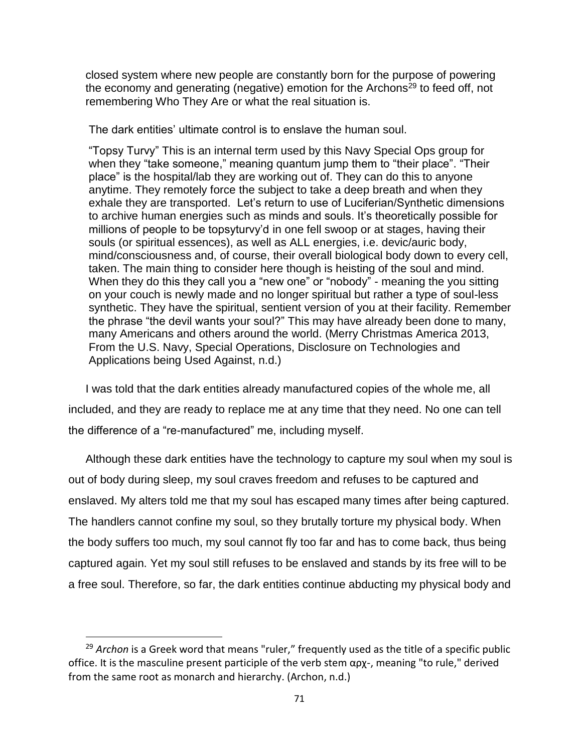closed system where new people are constantly born for the purpose of powering the economy and generating (negative) emotion for the Archons[29] to feed off, not remembering Who They Are or what the real situation is.

The dark entities' ultimate control is to enslave the human soul.

"Topsy Turvy" This is an internal term used by this Navy Special Ops group for when they "take someone," meaning quantum jump them to "their place". "Their place" is the hospital/lab they are working out of. They can do this to anyone anytime. They remotely force the subject to take a deep breath and when they exhale they are transported. Let's return to use of Luciferian/Synthetic dimensions to archive human energies such as minds and souls. It's theoretically possible for millions of people to be topsyturvy'd in one fell swoop or at stages, having their souls (or spiritual essences), as well as ALL energies, i.e. devic/auric body, mind/consciousness and, of course, their overall biological body down to every cell, taken. The main thing to consider here though is heisting of the soul and mind. When they do this they call you a "new one" or "nobody" - meaning the you sitting on your couch is newly made and no longer spiritual but rather a type of soul-less synthetic. They have the spiritual, sentient version of you at their facility. Remember the phrase "the devil wants your soul?" This may have already been done to many, many Americans and others around the world. (Merry Christmas America 2013, From the U.S. Navy, Special Operations, Disclosure on Technologies and Applications being Used Against, n.d.)

I was told that the dark entities already manufactured copies of the whole me, all included, and they are ready to replace me at any time that they need. No one can tell the difference of a "re-manufactured" me, including myself.

Although these dark entities have the technology to capture my soul when my soul is out of body during sleep, my soul craves freedom and refuses to be captured and enslaved. My alters told me that my soul has escaped many times after being captured. The handlers cannot confine my soul, so they brutally torture my physical body. When the body suffers too much, my soul cannot fly too far and has to come back, thus being captured again. Yet my soul still refuses to be enslaved and stands by its free will to be a free soul. Therefore, so far, the dark entities continue abducting my physical body and

---

[29] *Archon* is a Greek word that means "ruler," frequently used as the title of a specific public office. It is the masculine present participle of the verb stem αρχ-, meaning "to rule," derived from the same root as monarch and hierarchy. (Archon, n.d.)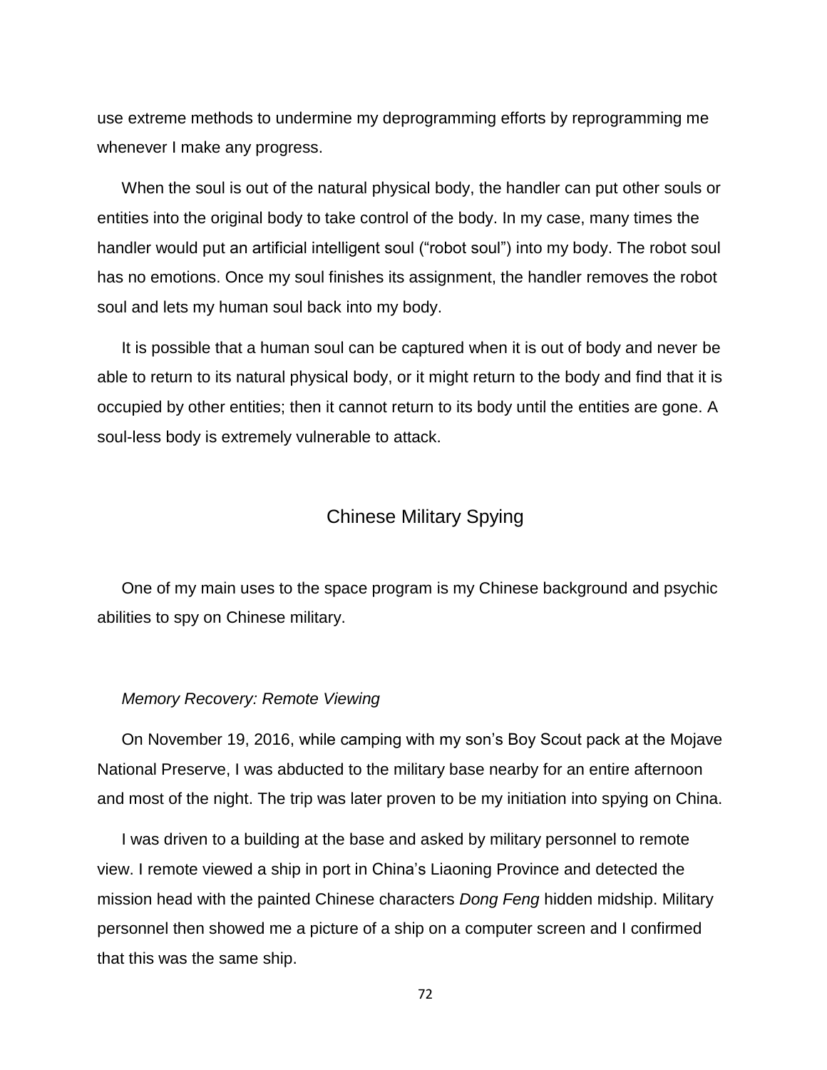use extreme methods to undermine my deprogramming efforts by reprogramming me whenever I make any progress.

When the soul is out of the natural physical body, the handler can put other souls or entities into the original body to take control of the body. In my case, many times the handler would put an artificial intelligent soul (“robot soul”) into my body. The robot soul has no emotions. Once my soul finishes its assignment, the handler removes the robot soul and lets my human soul back into my body.

It is possible that a human soul can be captured when it is out of body and never be able to return to its natural physical body, or it might return to the body and find that it is occupied by other entities; then it cannot return to its body until the entities are gone. A soul-less body is extremely vulnerable to attack.

## Chinese Military Spying

One of my main uses to the space program is my Chinese background and psychic abilities to spy on Chinese military.

### *Memory Recovery: Remote Viewing*

On November 19, 2016, while camping with my son’s Boy Scout pack at the Mojave National Preserve, I was abducted to the military base nearby for an entire afternoon and most of the night. The trip was later proven to be my initiation into spying on China.

I was driven to a building at the base and asked by military personnel to remote view. I remote viewed a ship in port in China’s Liaoning Province and detected the mission head with the painted Chinese characters *Dong Feng* hidden midship. Military personnel then showed me a picture of a ship on a computer screen and I confirmed that this was the same ship.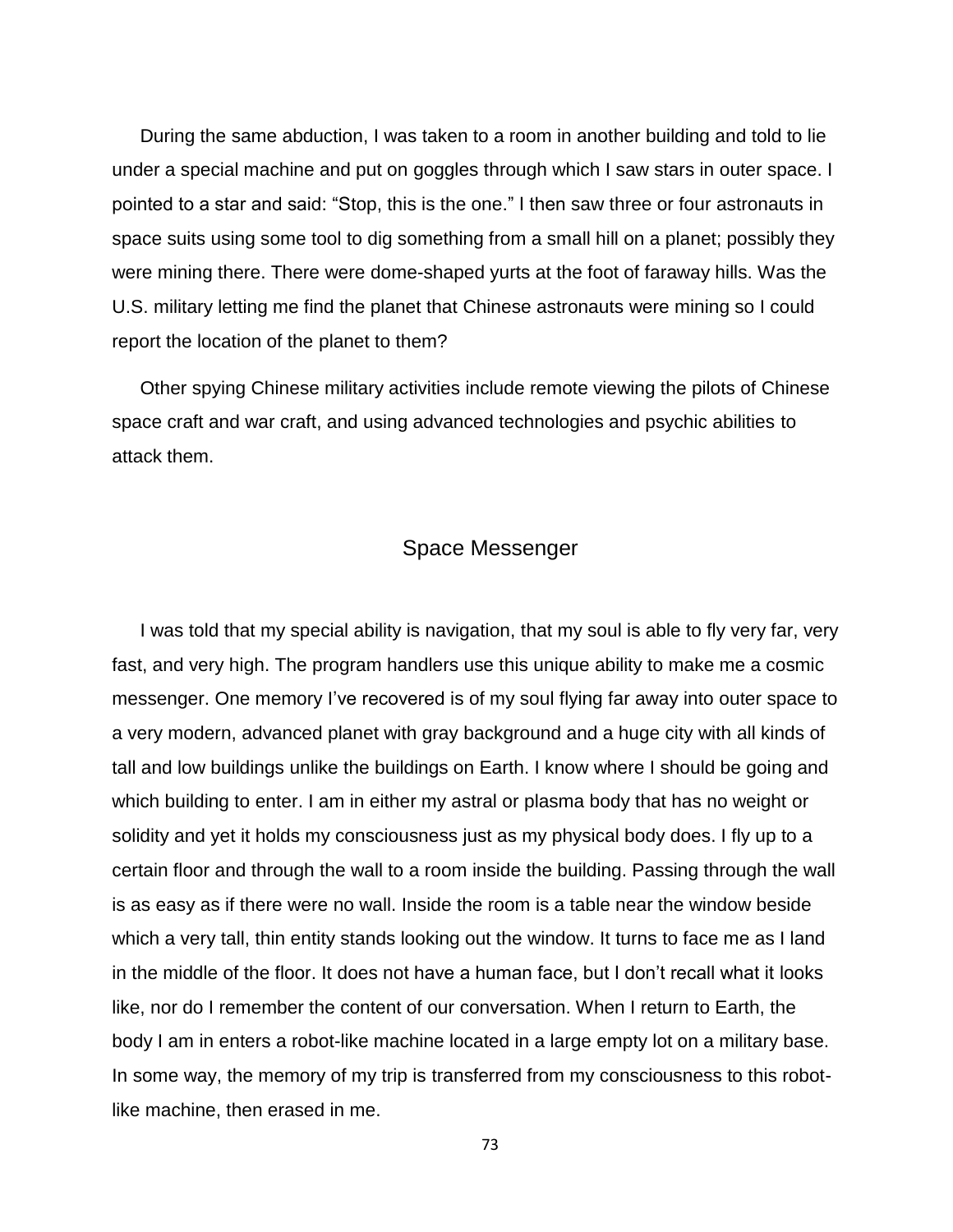During the same abduction, I was taken to a room in another building and told to lie under a special machine and put on goggles through which I saw stars in outer space. I pointed to a star and said: "Stop, this is the one." I then saw three or four astronauts in space suits using some tool to dig something from a small hill on a planet; possibly they were mining there. There were dome-shaped yurts at the foot of faraway hills. Was the U.S. military letting me find the planet that Chinese astronauts were mining so I could report the location of the planet to them?

Other spying Chinese military activities include remote viewing the pilots of Chinese space craft and war craft, and using advanced technologies and psychic abilities to attack them.

## Space Messenger

I was told that my special ability is navigation, that my soul is able to fly very far, very fast, and very high. The program handlers use this unique ability to make me a cosmic messenger. One memory I've recovered is of my soul flying far away into outer space to a very modern, advanced planet with gray background and a huge city with all kinds of tall and low buildings unlike the buildings on Earth. I know where I should be going and which building to enter. I am in either my astral or plasma body that has no weight or solidity and yet it holds my consciousness just as my physical body does. I fly up to a certain floor and through the wall to a room inside the building. Passing through the wall is as easy as if there were no wall. Inside the room is a table near the window beside which a very tall, thin entity stands looking out the window. It turns to face me as I land in the middle of the floor. It does not have a human face, but I don't recall what it looks like, nor do I remember the content of our conversation. When I return to Earth, the body I am in enters a robot-like machine located in a large empty lot on a military base. In some way, the memory of my trip is transferred from my consciousness to this robot-like machine, then erased in me.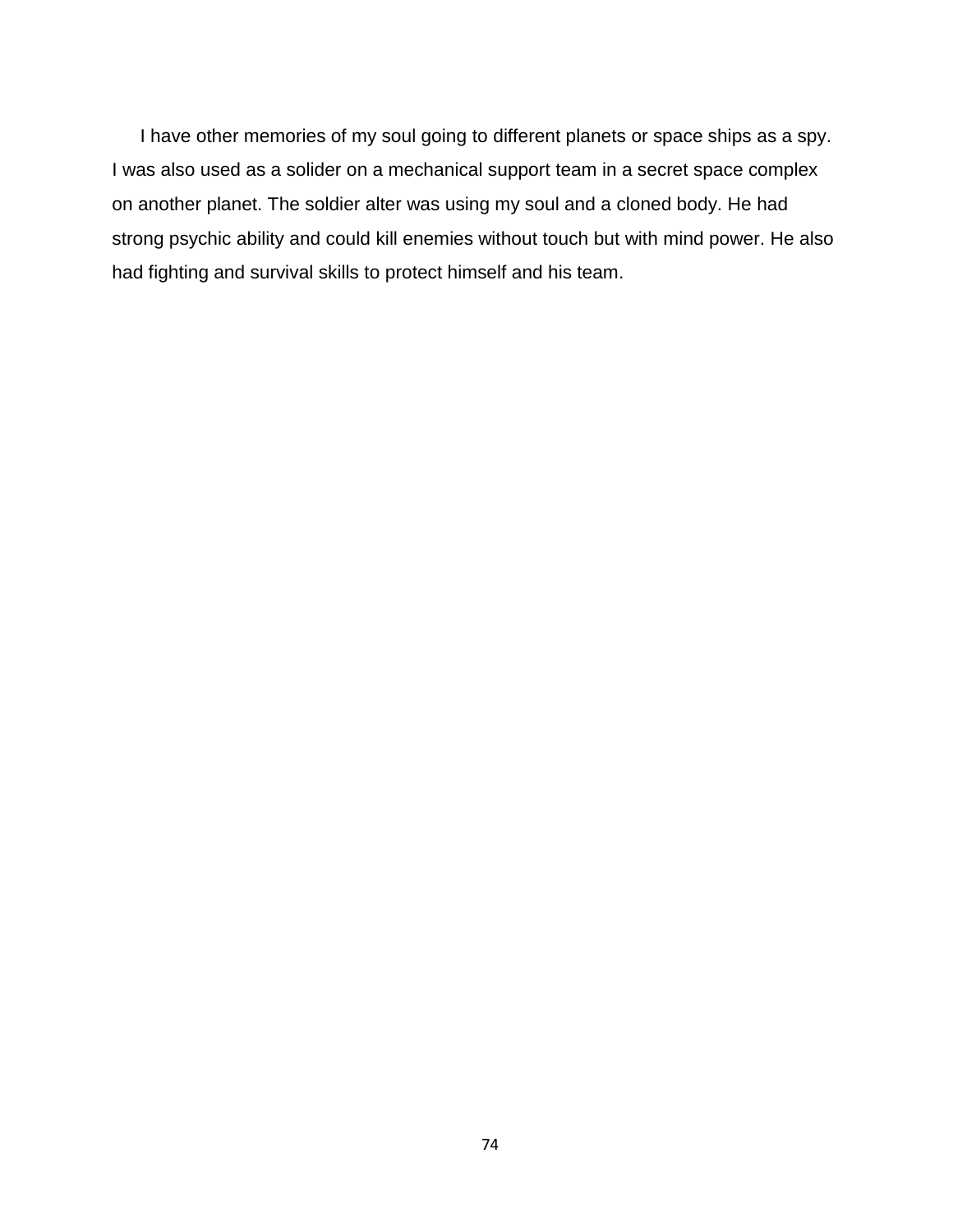I have other memories of my soul going to different planets or space ships as a spy. I was also used as a solider on a mechanical support team in a secret space complex on another planet. The soldier alter was using my soul and a cloned body. He had strong psychic ability and could kill enemies without touch but with mind power. He also had fighting and survival skills to protect himself and his team.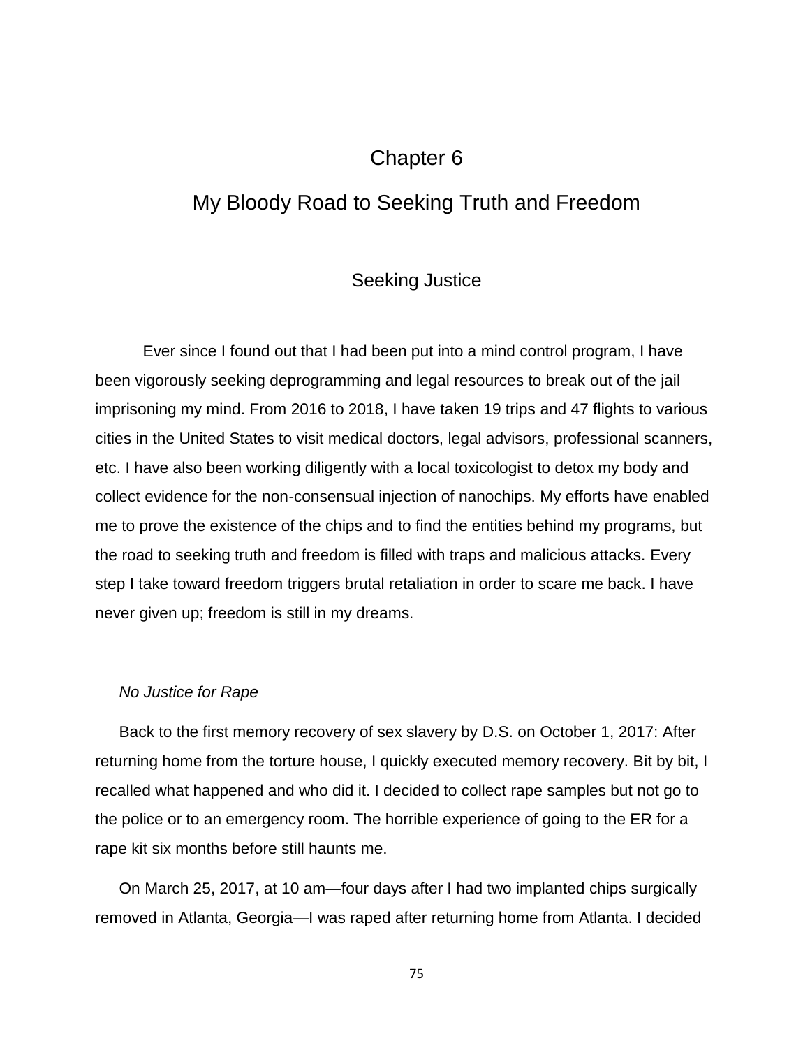# Chapter 6

# My Bloody Road to Seeking Truth and Freedom

## Seeking Justice

Ever since I found out that I had been put into a mind control program, I have been vigorously seeking deprogramming and legal resources to break out of the jail imprisoning my mind. From 2016 to 2018, I have taken 19 trips and 47 flights to various cities in the United States to visit medical doctors, legal advisors, professional scanners, etc. I have also been working diligently with a local toxicologist to detox my body and collect evidence for the non-consensual injection of nanochips. My efforts have enabled me to prove the existence of the chips and to find the entities behind my programs, but the road to seeking truth and freedom is filled with traps and malicious attacks. Every step I take toward freedom triggers brutal retaliation in order to scare me back. I have never given up; freedom is still in my dreams.

*No Justice for Rape*

Back to the first memory recovery of sex slavery by D.S. on October 1, 2017: After returning home from the torture house, I quickly executed memory recovery. Bit by bit, I recalled what happened and who did it. I decided to collect rape samples but not go to the police or to an emergency room. The horrible experience of going to the ER for a rape kit six months before still haunts me.

On March 25, 2017, at 10 am—four days after I had two implanted chips surgically removed in Atlanta, Georgia—I was raped after returning home from Atlanta. I decided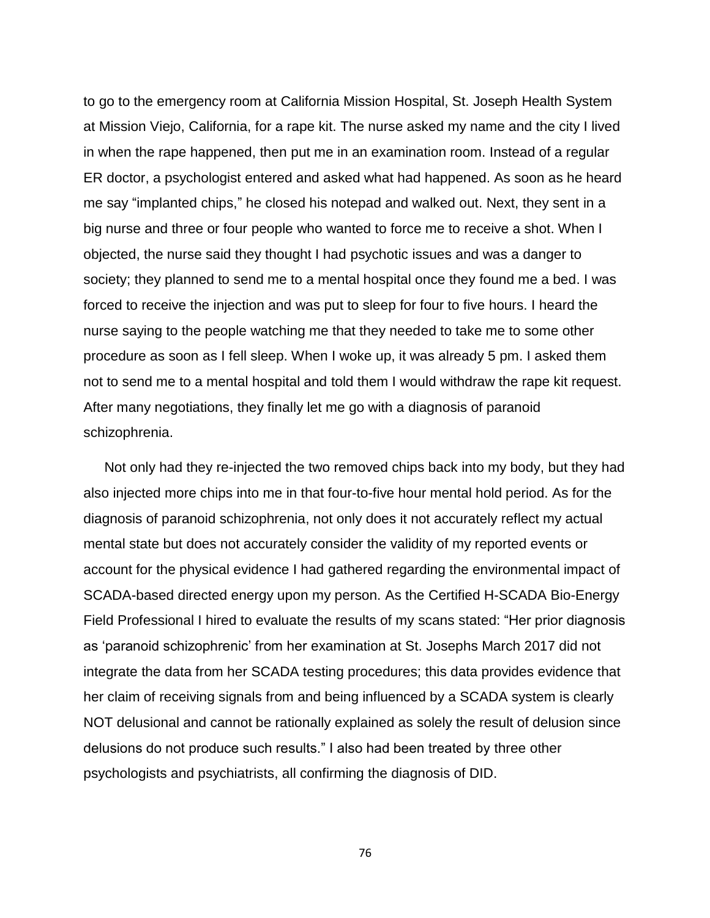to go to the emergency room at California Mission Hospital, St. Joseph Health System at Mission Viejo, California, for a rape kit. The nurse asked my name and the city I lived in when the rape happened, then put me in an examination room. Instead of a regular ER doctor, a psychologist entered and asked what had happened. As soon as he heard me say "implanted chips," he closed his notepad and walked out. Next, they sent in a big nurse and three or four people who wanted to force me to receive a shot. When I objected, the nurse said they thought I had psychotic issues and was a danger to society; they planned to send me to a mental hospital once they found me a bed. I was forced to receive the injection and was put to sleep for four to five hours. I heard the nurse saying to the people watching me that they needed to take me to some other procedure as soon as I fell sleep. When I woke up, it was already 5 pm. I asked them not to send me to a mental hospital and told them I would withdraw the rape kit request. After many negotiations, they finally let me go with a diagnosis of paranoid schizophrenia.

Not only had they re-injected the two removed chips back into my body, but they had also injected more chips into me in that four-to-five hour mental hold period. As for the diagnosis of paranoid schizophrenia, not only does it not accurately reflect my actual mental state but does not accurately consider the validity of my reported events or account for the physical evidence I had gathered regarding the environmental impact of SCADA-based directed energy upon my person. As the Certified H-SCADA Bio-Energy Field Professional I hired to evaluate the results of my scans stated: "Her prior diagnosis as 'paranoid schizophrenic' from her examination at St. Josephs March 2017 did not integrate the data from her SCADA testing procedures; this data provides evidence that her claim of receiving signals from and being influenced by a SCADA system is clearly NOT delusional and cannot be rationally explained as solely the result of delusion since delusions do not produce such results." I also had been treated by three other psychologists and psychiatrists, all confirming the diagnosis of DID.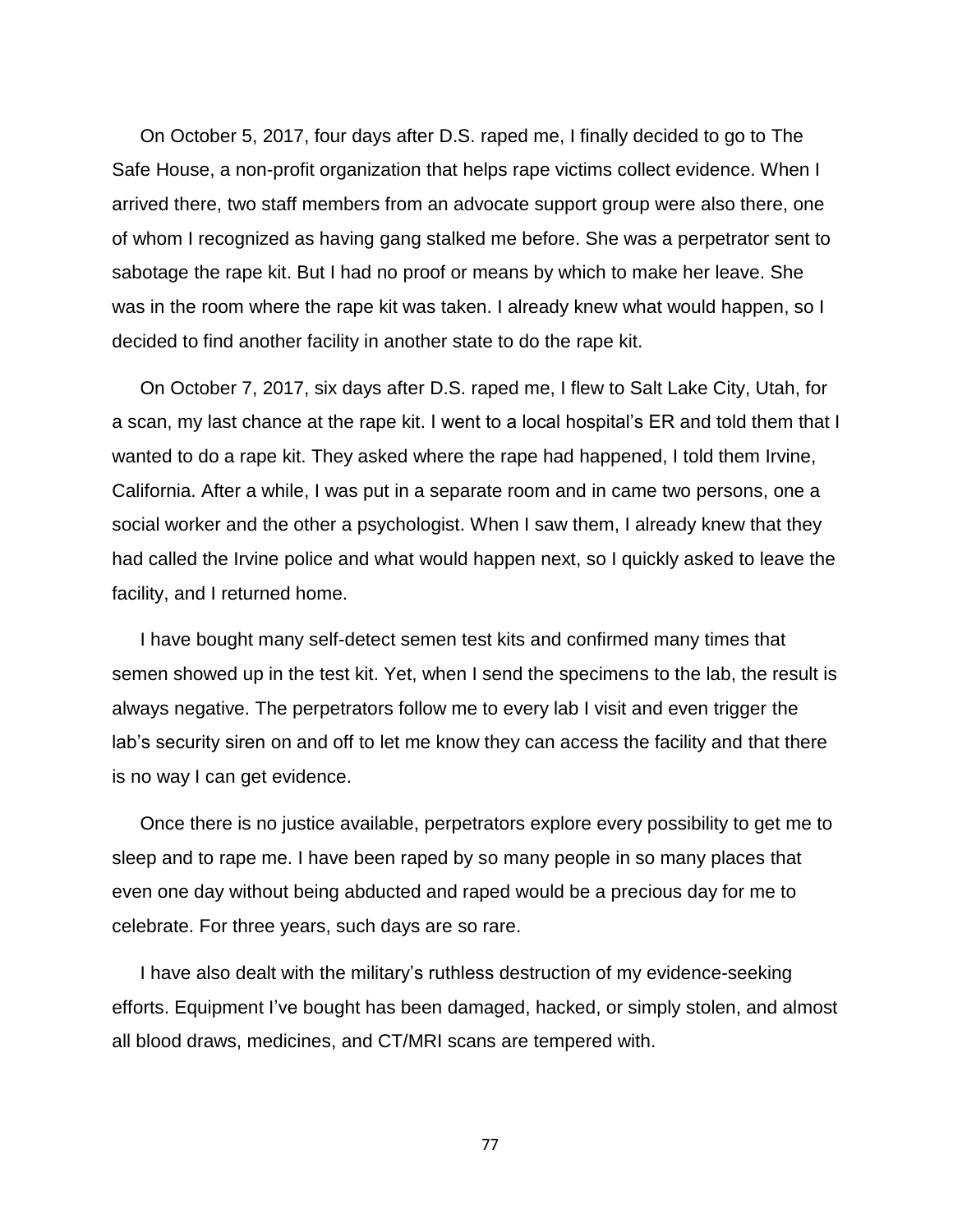On October 5, 2017, four days after D.S. raped me, I finally decided to go to The Safe House, a non-profit organization that helps rape victims collect evidence. When I arrived there, two staff members from an advocate support group were also there, one of whom I recognized as having gang stalked me before. She was a perpetrator sent to sabotage the rape kit. But I had no proof or means by which to make her leave. She was in the room where the rape kit was taken. I already knew what would happen, so I decided to find another facility in another state to do the rape kit.

On October 7, 2017, six days after D.S. raped me, I flew to Salt Lake City, Utah, for a scan, my last chance at the rape kit. I went to a local hospital's ER and told them that I wanted to do a rape kit. They asked where the rape had happened, I told them Irvine, California. After a while, I was put in a separate room and in came two persons, one a social worker and the other a psychologist. When I saw them, I already knew that they had called the Irvine police and what would happen next, so I quickly asked to leave the facility, and I returned home.

I have bought many self-detect semen test kits and confirmed many times that semen showed up in the test kit. Yet, when I send the specimens to the lab, the result is always negative. The perpetrators follow me to every lab I visit and even trigger the lab's security siren on and off to let me know they can access the facility and that there is no way I can get evidence.

Once there is no justice available, perpetrators explore every possibility to get me to sleep and to rape me. I have been raped by so many people in so many places that even one day without being abducted and raped would be a precious day for me to celebrate. For three years, such days are so rare.

I have also dealt with the military's ruthless destruction of my evidence-seeking efforts. Equipment I've bought has been damaged, hacked, or simply stolen, and almost all blood draws, medicines, and CT/MRI scans are tempered with.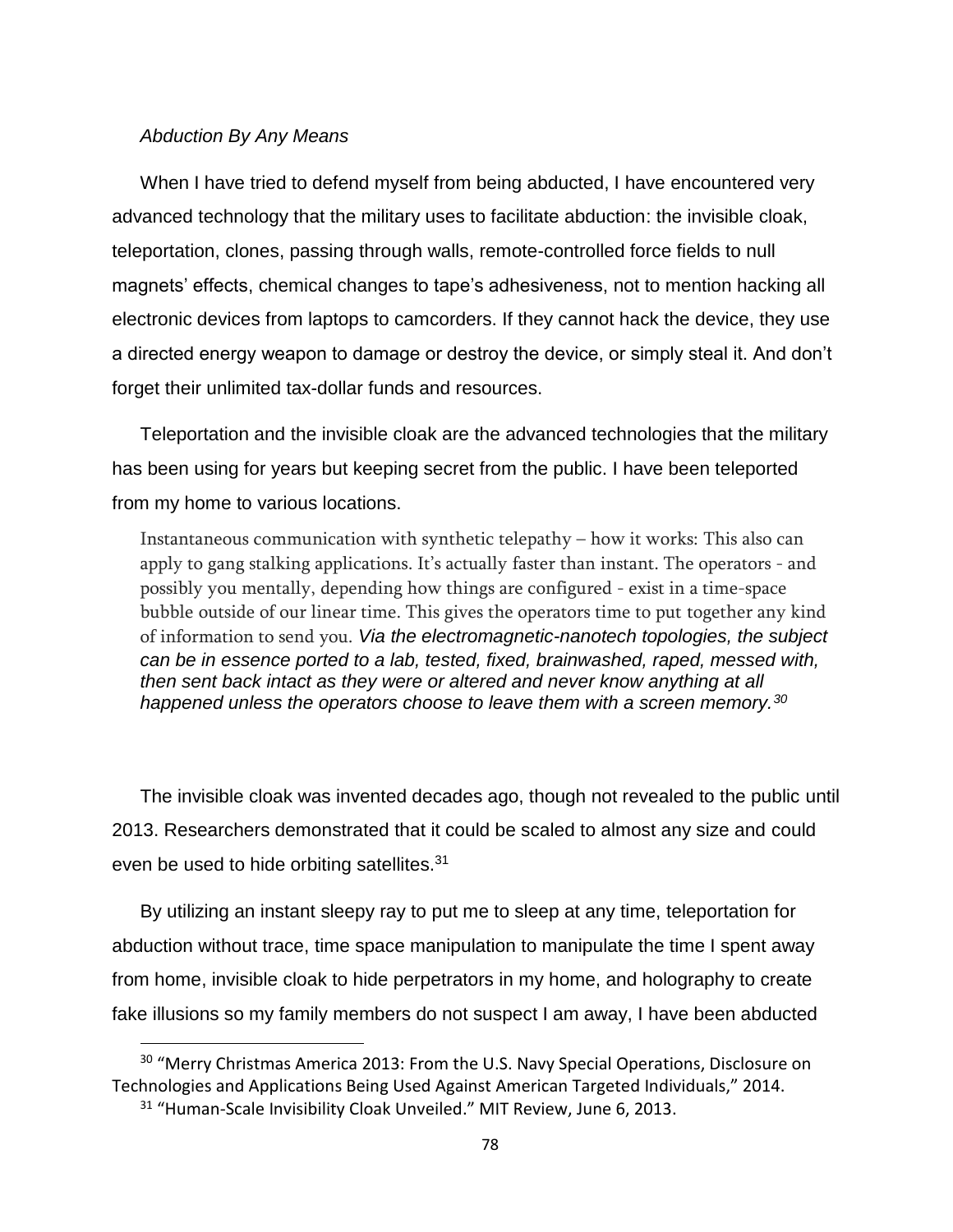*Abduction By Any Means*

When I have tried to defend myself from being abducted, I have encountered very advanced technology that the military uses to facilitate abduction: the invisible cloak, teleportation, clones, passing through walls, remote-controlled force fields to null magnets' effects, chemical changes to tape's adhesiveness, not to mention hacking all electronic devices from laptops to camcorders. If they cannot hack the device, they use a directed energy weapon to damage or destroy the device, or simply steal it. And don't forget their unlimited tax-dollar funds and resources.

Teleportation and the invisible cloak are the advanced technologies that the military has been using for years but keeping secret from the public. I have been teleported from my home to various locations.

> Instantaneous communication with synthetic telepathy – how it works: This also can apply to gang stalking applications. It's actually faster than instant. The operators - and possibly you mentally, depending how things are configured - exist in a time-space bubble outside of our linear time. This gives the operators time to put together any kind of information to send you. *Via the electromagnetic-nanotech topologies, the subject can be in essence ported to a lab, tested, fixed, brainwashed, raped, messed with, then sent back intact as they were or altered and never know anything at all happened unless the operators choose to leave them with a screen memory.*[30]

The invisible cloak was invented decades ago, though not revealed to the public until 2013. Researchers demonstrated that it could be scaled to almost any size and could even be used to hide orbiting satellites.[31]

By utilizing an instant sleepy ray to put me to sleep at any time, teleportation for abduction without trace, time space manipulation to manipulate the time I spent away from home, invisible cloak to hide perpetrators in my home, and holography to create fake illusions so my family members do not suspect I am away, I have been abducted

---

[30] "Merry Christmas America 2013: From the U.S. Navy Special Operations, Disclosure on Technologies and Applications Being Used Against American Targeted Individuals," 2014.

[31] "Human-Scale Invisibility Cloak Unveiled." MIT Review, June 6, 2013.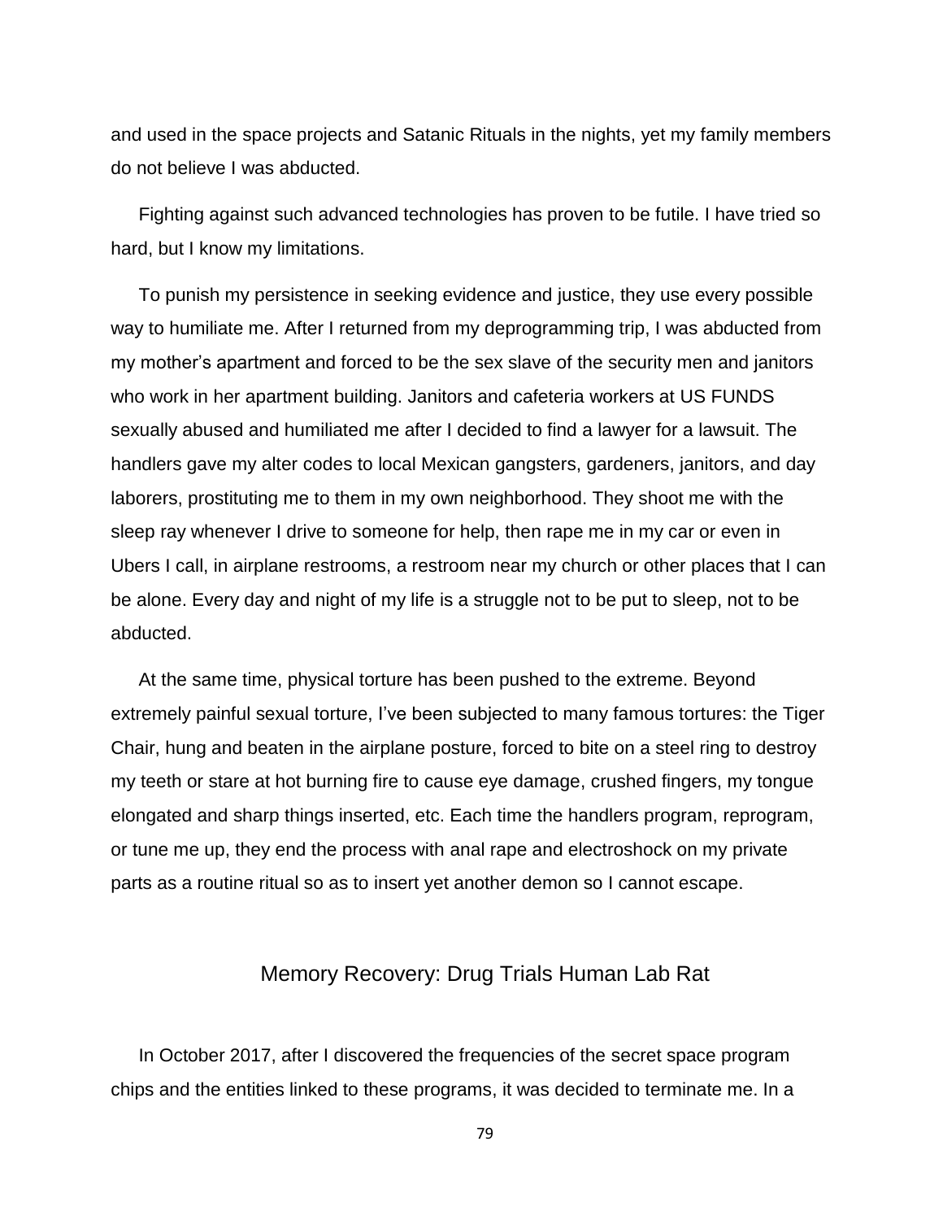and used in the space projects and Satanic Rituals in the nights, yet my family members do not believe I was abducted.

Fighting against such advanced technologies has proven to be futile. I have tried so hard, but I know my limitations.

To punish my persistence in seeking evidence and justice, they use every possible way to humiliate me. After I returned from my deprogramming trip, I was abducted from my mother's apartment and forced to be the sex slave of the security men and janitors who work in her apartment building. Janitors and cafeteria workers at US FUNDS sexually abused and humiliated me after I decided to find a lawyer for a lawsuit. The handlers gave my alter codes to local Mexican gangsters, gardeners, janitors, and day laborers, prostituting me to them in my own neighborhood. They shoot me with the sleep ray whenever I drive to someone for help, then rape me in my car or even in Ubers I call, in airplane restrooms, a restroom near my church or other places that I can be alone. Every day and night of my life is a struggle not to be put to sleep, not to be abducted.

At the same time, physical torture has been pushed to the extreme. Beyond extremely painful sexual torture, I've been subjected to many famous tortures: the Tiger Chair, hung and beaten in the airplane posture, forced to bite on a steel ring to destroy my teeth or stare at hot burning fire to cause eye damage, crushed fingers, my tongue elongated and sharp things inserted, etc. Each time the handlers program, reprogram, or tune me up, they end the process with anal rape and electroshock on my private parts as a routine ritual so as to insert yet another demon so I cannot escape.

## Memory Recovery: Drug Trials Human Lab Rat

In October 2017, after I discovered the frequencies of the secret space program chips and the entities linked to these programs, it was decided to terminate me. In a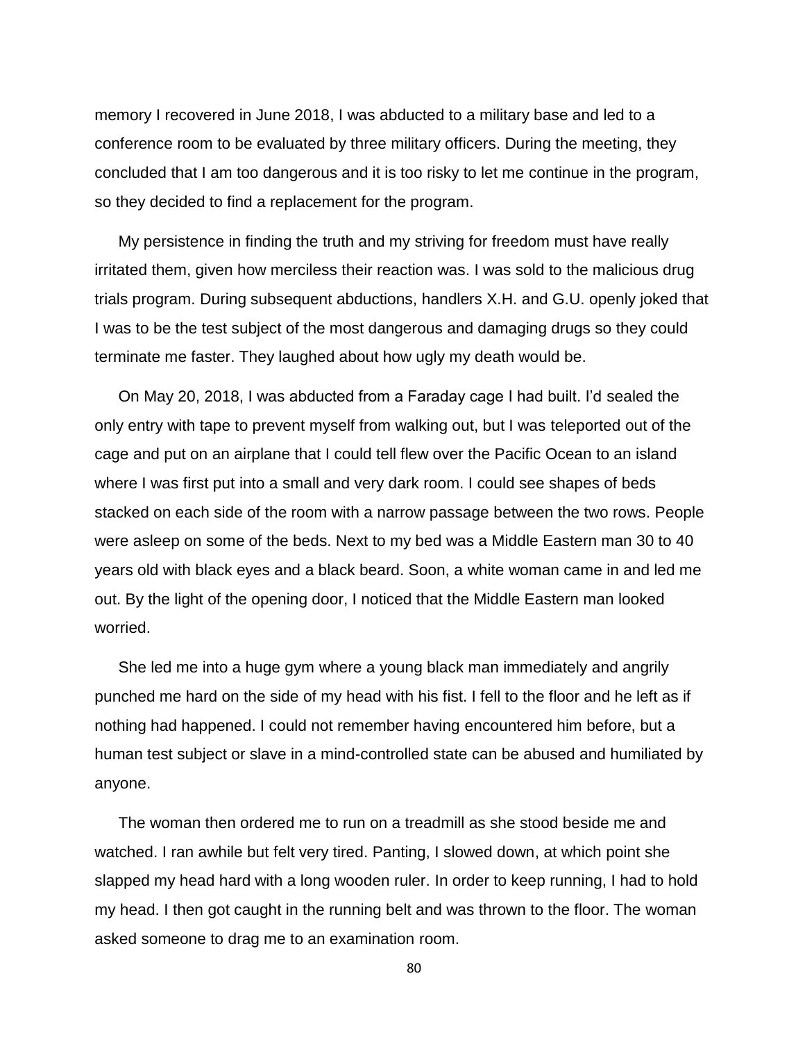memory I recovered in June 2018, I was abducted to a military base and led to a conference room to be evaluated by three military officers. During the meeting, they concluded that I am too dangerous and it is too risky to let me continue in the program, so they decided to find a replacement for the program.

My persistence in finding the truth and my striving for freedom must have really irritated them, given how merciless their reaction was. I was sold to the malicious drug trials program. During subsequent abductions, handlers X.H. and G.U. openly joked that I was to be the test subject of the most dangerous and damaging drugs so they could terminate me faster. They laughed about how ugly my death would be.

On May 20, 2018, I was abducted from a Faraday cage I had built. I'd sealed the only entry with tape to prevent myself from walking out, but I was teleported out of the cage and put on an airplane that I could tell flew over the Pacific Ocean to an island where I was first put into a small and very dark room. I could see shapes of beds stacked on each side of the room with a narrow passage between the two rows. People were asleep on some of the beds. Next to my bed was a Middle Eastern man 30 to 40 years old with black eyes and a black beard. Soon, a white woman came in and led me out. By the light of the opening door, I noticed that the Middle Eastern man looked worried.

She led me into a huge gym where a young black man immediately and angrily punched me hard on the side of my head with his fist. I fell to the floor and he left as if nothing had happened. I could not remember having encountered him before, but a human test subject or slave in a mind-controlled state can be abused and humiliated by anyone.

The woman then ordered me to run on a treadmill as she stood beside me and watched. I ran awhile but felt very tired. Panting, I slowed down, at which point she slapped my head hard with a long wooden ruler. In order to keep running, I had to hold my head. I then got caught in the running belt and was thrown to the floor. The woman asked someone to drag me to an examination room.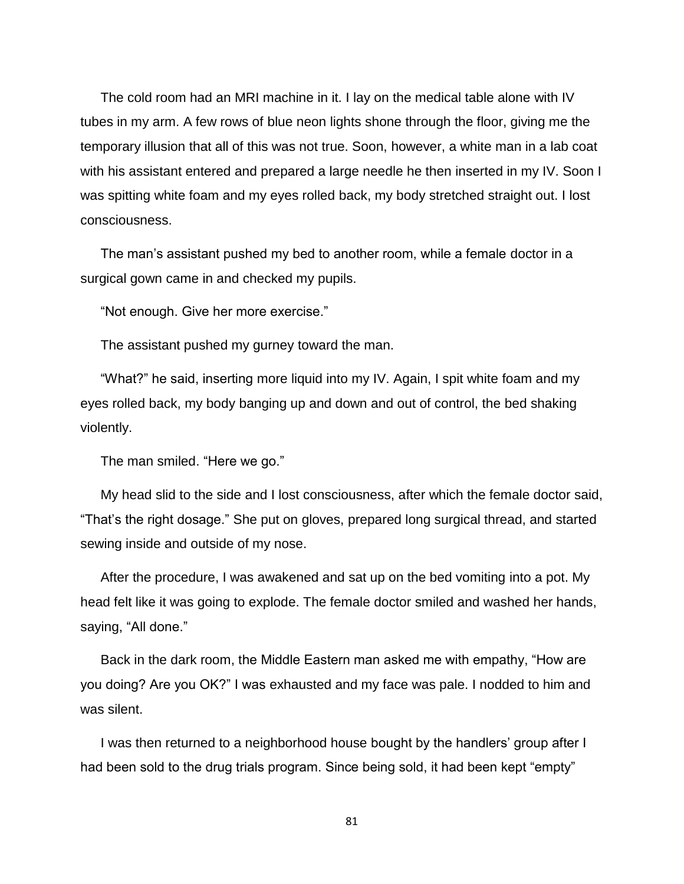The cold room had an MRI machine in it. I lay on the medical table alone with IV tubes in my arm. A few rows of blue neon lights shone through the floor, giving me the temporary illusion that all of this was not true. Soon, however, a white man in a lab coat with his assistant entered and prepared a large needle he then inserted in my IV. Soon I was spitting white foam and my eyes rolled back, my body stretched straight out. I lost consciousness.

The man's assistant pushed my bed to another room, while a female doctor in a surgical gown came in and checked my pupils.

"Not enough. Give her more exercise."

The assistant pushed my gurney toward the man.

"What?" he said, inserting more liquid into my IV. Again, I spit white foam and my eyes rolled back, my body banging up and down and out of control, the bed shaking violently.

The man smiled. "Here we go."

My head slid to the side and I lost consciousness, after which the female doctor said, "That's the right dosage." She put on gloves, prepared long surgical thread, and started sewing inside and outside of my nose.

After the procedure, I was awakened and sat up on the bed vomiting into a pot. My head felt like it was going to explode. The female doctor smiled and washed her hands, saying, "All done."

Back in the dark room, the Middle Eastern man asked me with empathy, "How are you doing? Are you OK?" I was exhausted and my face was pale. I nodded to him and was silent.

I was then returned to a neighborhood house bought by the handlers' group after I had been sold to the drug trials program. Since being sold, it had been kept "empty"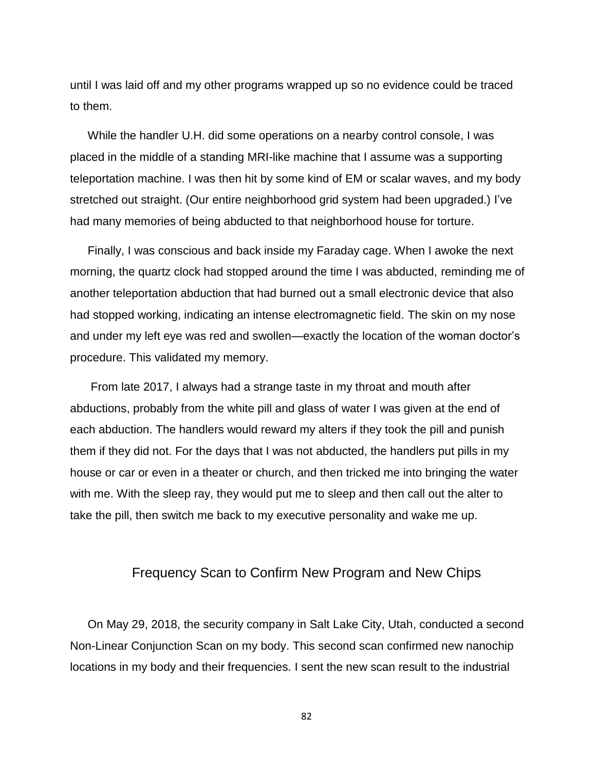until I was laid off and my other programs wrapped up so no evidence could be traced to them.

While the handler U.H. did some operations on a nearby control console, I was placed in the middle of a standing MRI-like machine that I assume was a supporting teleportation machine. I was then hit by some kind of EM or scalar waves, and my body stretched out straight. (Our entire neighborhood grid system had been upgraded.) I've had many memories of being abducted to that neighborhood house for torture.

Finally, I was conscious and back inside my Faraday cage. When I awoke the next morning, the quartz clock had stopped around the time I was abducted, reminding me of another teleportation abduction that had burned out a small electronic device that also had stopped working, indicating an intense electromagnetic field. The skin on my nose and under my left eye was red and swollen—exactly the location of the woman doctor's procedure. This validated my memory.

From late 2017, I always had a strange taste in my throat and mouth after abductions, probably from the white pill and glass of water I was given at the end of each abduction. The handlers would reward my alters if they took the pill and punish them if they did not. For the days that I was not abducted, the handlers put pills in my house or car or even in a theater or church, and then tricked me into bringing the water with me. With the sleep ray, they would put me to sleep and then call out the alter to take the pill, then switch me back to my executive personality and wake me up.

## Frequency Scan to Confirm New Program and New Chips

On May 29, 2018, the security company in Salt Lake City, Utah, conducted a second Non-Linear Conjunction Scan on my body. This second scan confirmed new nanochip locations in my body and their frequencies. I sent the new scan result to the industrial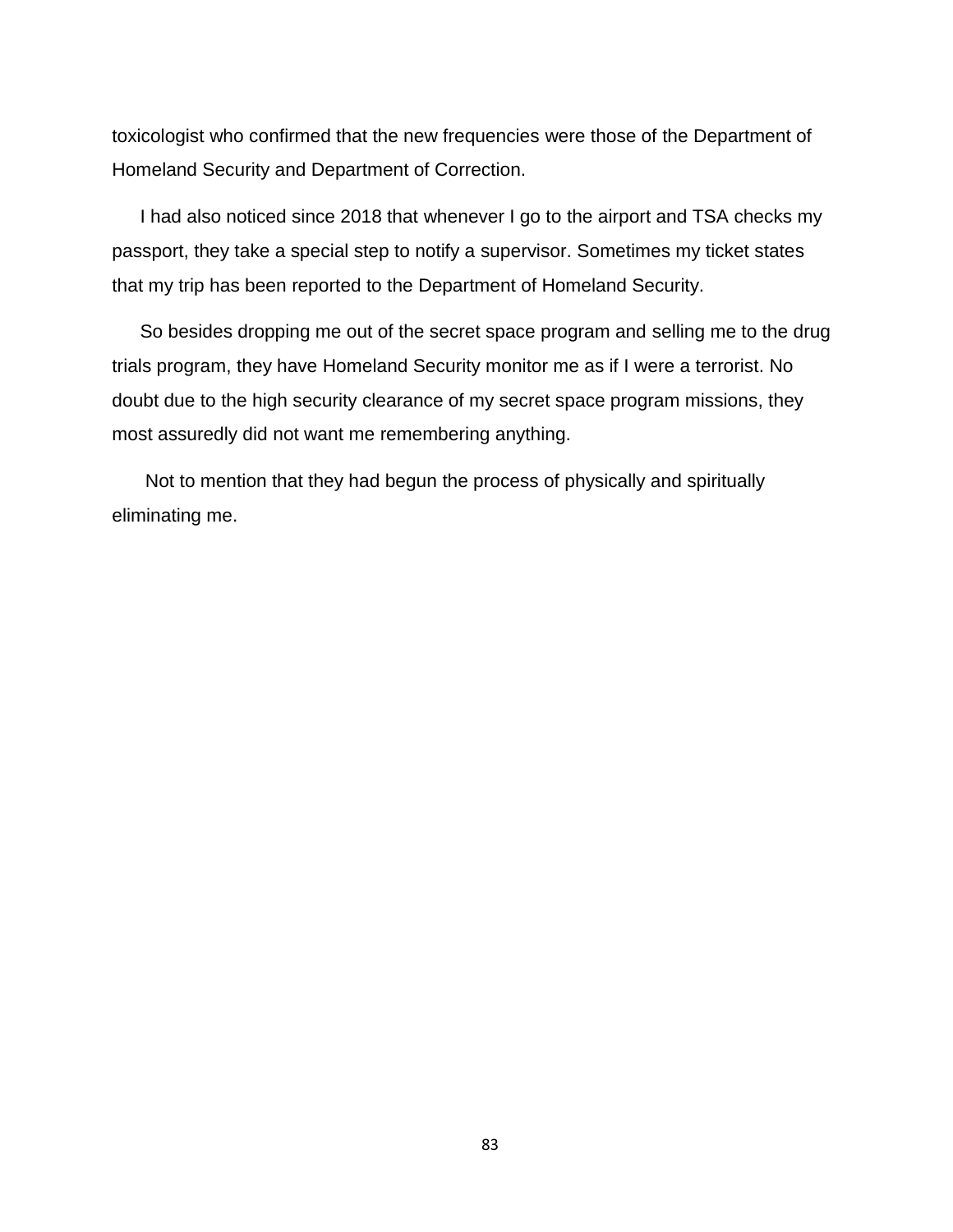toxicologist who confirmed that the new frequencies were those of the Department of Homeland Security and Department of Correction.

I had also noticed since 2018 that whenever I go to the airport and TSA checks my passport, they take a special step to notify a supervisor. Sometimes my ticket states that my trip has been reported to the Department of Homeland Security.

So besides dropping me out of the secret space program and selling me to the drug trials program, they have Homeland Security monitor me as if I were a terrorist. No doubt due to the high security clearance of my secret space program missions, they most assuredly did not want me remembering anything.

Not to mention that they had begun the process of physically and spiritually eliminating me.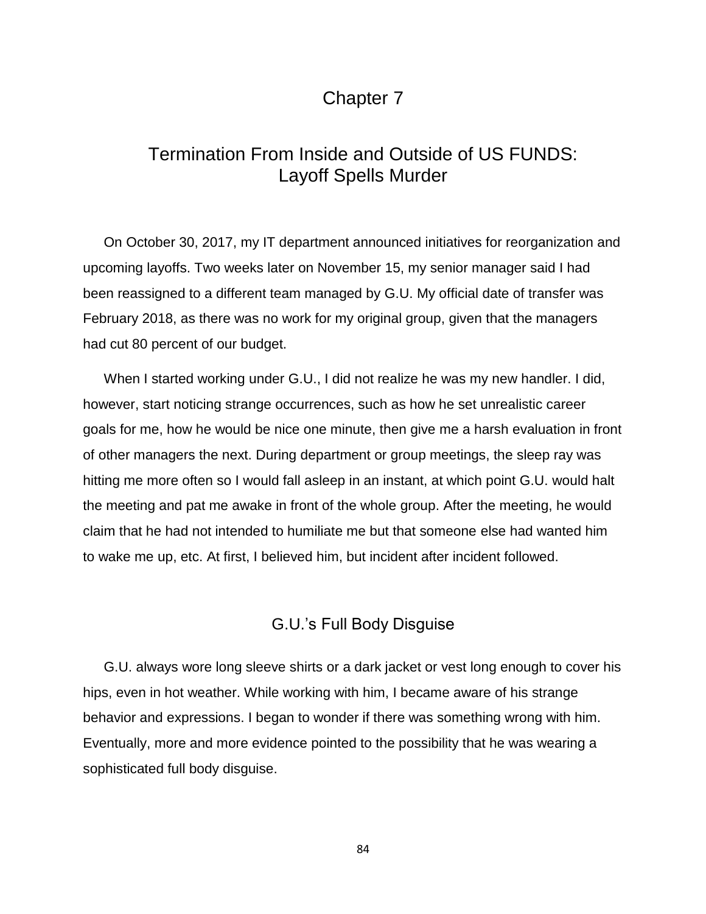# Chapter 7

## Termination From Inside and Outside of US FUNDS: Layoff Spells Murder

On October 30, 2017, my IT department announced initiatives for reorganization and upcoming layoffs. Two weeks later on November 15, my senior manager said I had been reassigned to a different team managed by G.U. My official date of transfer was February 2018, as there was no work for my original group, given that the managers had cut 80 percent of our budget.

When I started working under G.U., I did not realize he was my new handler. I did, however, start noticing strange occurrences, such as how he set unrealistic career goals for me, how he would be nice one minute, then give me a harsh evaluation in front of other managers the next. During department or group meetings, the sleep ray was hitting me more often so I would fall asleep in an instant, at which point G.U. would halt the meeting and pat me awake in front of the whole group. After the meeting, he would claim that he had not intended to humiliate me but that someone else had wanted him to wake me up, etc. At first, I believed him, but incident after incident followed.

### G.U.'s Full Body Disguise

G.U. always wore long sleeve shirts or a dark jacket or vest long enough to cover his hips, even in hot weather. While working with him, I became aware of his strange behavior and expressions. I began to wonder if there was something wrong with him. Eventually, more and more evidence pointed to the possibility that he was wearing a sophisticated full body disguise.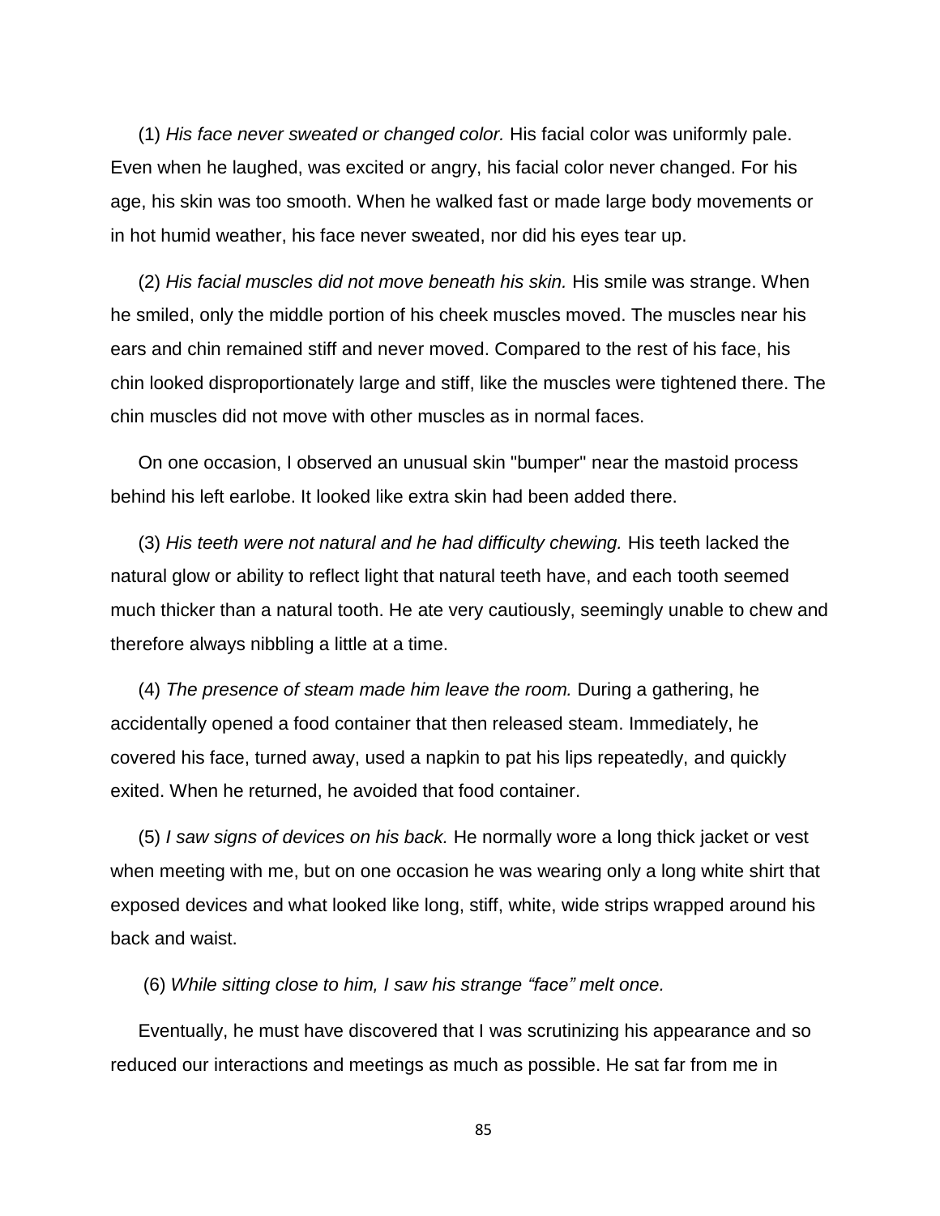(1) *His face never sweated or changed color.* His facial color was uniformly pale. Even when he laughed, was excited or angry, his facial color never changed. For his age, his skin was too smooth. When he walked fast or made large body movements or in hot humid weather, his face never sweated, nor did his eyes tear up.

(2) *His facial muscles did not move beneath his skin.* His smile was strange. When he smiled, only the middle portion of his cheek muscles moved. The muscles near his ears and chin remained stiff and never moved. Compared to the rest of his face, his chin looked disproportionately large and stiff, like the muscles were tightened there. The chin muscles did not move with other muscles as in normal faces.

On one occasion, I observed an unusual skin "bumper" near the mastoid process behind his left earlobe. It looked like extra skin had been added there.

(3) *His teeth were not natural and he had difficulty chewing.* His teeth lacked the natural glow or ability to reflect light that natural teeth have, and each tooth seemed much thicker than a natural tooth. He ate very cautiously, seemingly unable to chew and therefore always nibbling a little at a time.

(4) *The presence of steam made him leave the room.* During a gathering, he accidentally opened a food container that then released steam. Immediately, he covered his face, turned away, used a napkin to pat his lips repeatedly, and quickly exited. When he returned, he avoided that food container.

(5) *I saw signs of devices on his back.* He normally wore a long thick jacket or vest when meeting with me, but on one occasion he was wearing only a long white shirt that exposed devices and what looked like long, stiff, white, wide strips wrapped around his back and waist.

(6) *While sitting close to him, I saw his strange "face" melt once.*

Eventually, he must have discovered that I was scrutinizing his appearance and so reduced our interactions and meetings as much as possible. He sat far from me in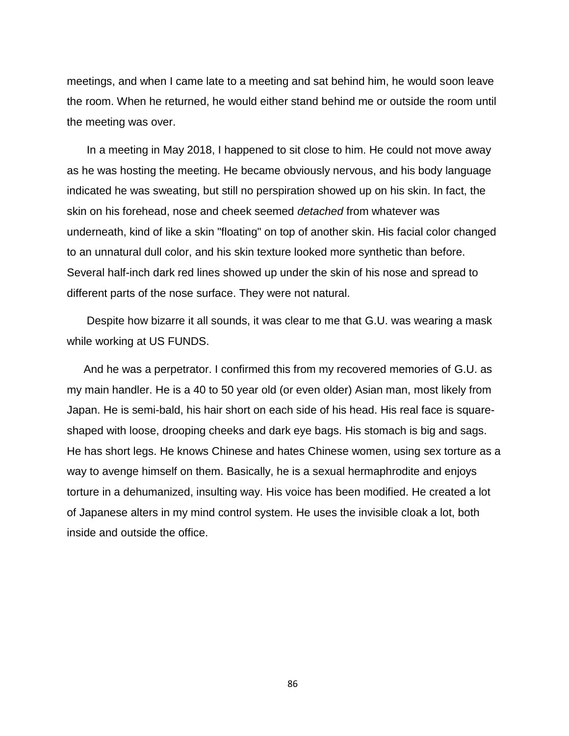meetings, and when I came late to a meeting and sat behind him, he would soon leave the room. When he returned, he would either stand behind me or outside the room until the meeting was over.

In a meeting in May 2018, I happened to sit close to him. He could not move away as he was hosting the meeting. He became obviously nervous, and his body language indicated he was sweating, but still no perspiration showed up on his skin. In fact, the skin on his forehead, nose and cheek seemed *detached* from whatever was underneath, kind of like a skin "floating" on top of another skin. His facial color changed to an unnatural dull color, and his skin texture looked more synthetic than before. Several half-inch dark red lines showed up under the skin of his nose and spread to different parts of the nose surface. They were not natural.

Despite how bizarre it all sounds, it was clear to me that G.U. was wearing a mask while working at US FUNDS.

And he was a perpetrator. I confirmed this from my recovered memories of G.U. as my main handler. He is a 40 to 50 year old (or even older) Asian man, most likely from Japan. He is semi-bald, his hair short on each side of his head. His real face is square-shaped with loose, drooping cheeks and dark eye bags. His stomach is big and sags. He has short legs. He knows Chinese and hates Chinese women, using sex torture as a way to avenge himself on them. Basically, he is a sexual hermaphrodite and enjoys torture in a dehumanized, insulting way. His voice has been modified. He created a lot of Japanese alters in my mind control system. He uses the invisible cloak a lot, both inside and outside the office.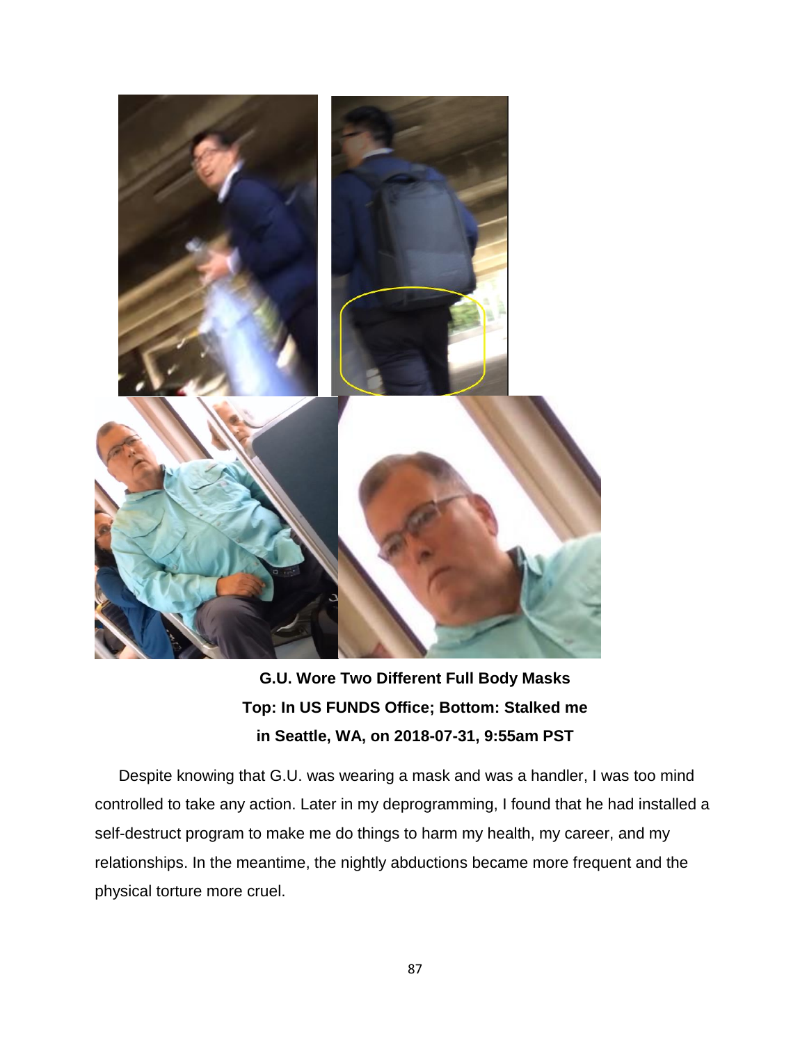**G.U. Wore Two Different Full Body Masks**
**Top: In US FUNDS Office; Bottom: Stalked me in Seattle, WA, on 2018-07-31, 9:55am PST**

Despite knowing that G.U. was wearing a mask and was a handler, I was too mind controlled to take any action. Later in my deprogramming, I found that he had installed a self-destruct program to make me do things to harm my health, my career, and my relationships. In the meantime, the nightly abductions became more frequent and the physical torture more cruel.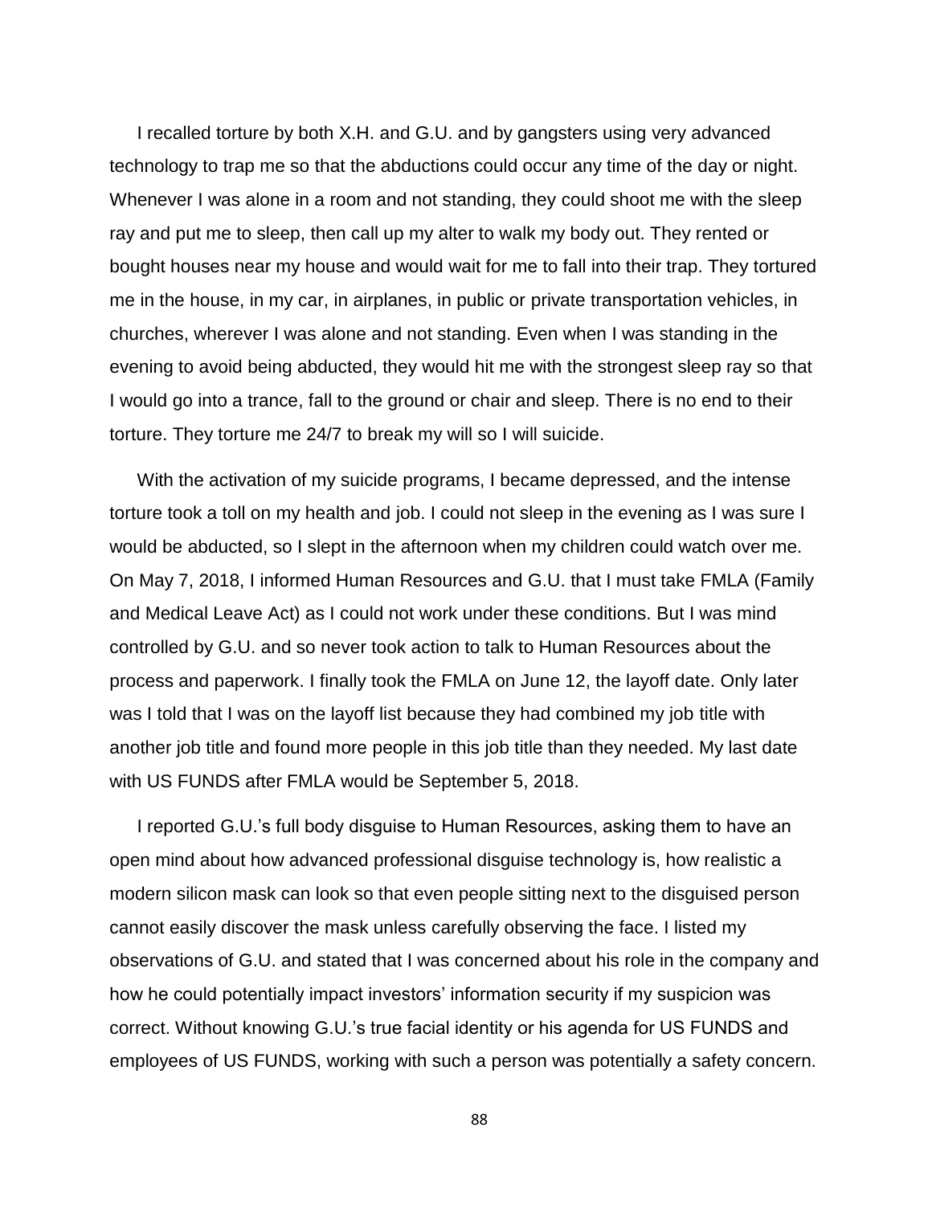I recalled torture by both X.H. and G.U. and by gangsters using very advanced technology to trap me so that the abductions could occur any time of the day or night. Whenever I was alone in a room and not standing, they could shoot me with the sleep ray and put me to sleep, then call up my alter to walk my body out. They rented or bought houses near my house and would wait for me to fall into their trap. They tortured me in the house, in my car, in airplanes, in public or private transportation vehicles, in churches, wherever I was alone and not standing. Even when I was standing in the evening to avoid being abducted, they would hit me with the strongest sleep ray so that I would go into a trance, fall to the ground or chair and sleep. There is no end to their torture. They torture me 24/7 to break my will so I will suicide.

With the activation of my suicide programs, I became depressed, and the intense torture took a toll on my health and job. I could not sleep in the evening as I was sure I would be abducted, so I slept in the afternoon when my children could watch over me. On May 7, 2018, I informed Human Resources and G.U. that I must take FMLA (Family and Medical Leave Act) as I could not work under these conditions. But I was mind controlled by G.U. and so never took action to talk to Human Resources about the process and paperwork. I finally took the FMLA on June 12, the layoff date. Only later was I told that I was on the layoff list because they had combined my job title with another job title and found more people in this job title than they needed. My last date with US FUNDS after FMLA would be September 5, 2018.

I reported G.U.'s full body disguise to Human Resources, asking them to have an open mind about how advanced professional disguise technology is, how realistic a modern silicon mask can look so that even people sitting next to the disguised person cannot easily discover the mask unless carefully observing the face. I listed my observations of G.U. and stated that I was concerned about his role in the company and how he could potentially impact investors' information security if my suspicion was correct. Without knowing G.U.'s true facial identity or his agenda for US FUNDS and employees of US FUNDS, working with such a person was potentially a safety concern.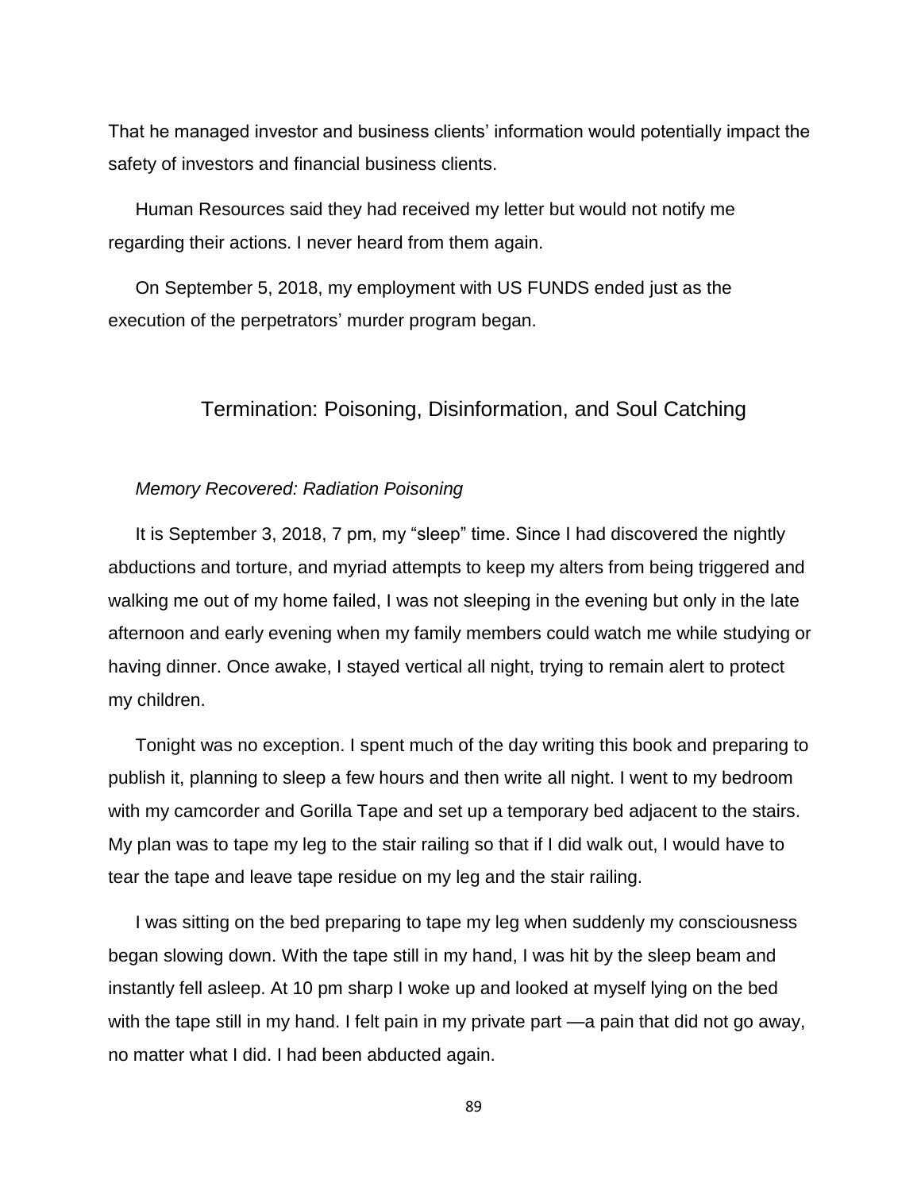That he managed investor and business clients' information would potentially impact the safety of investors and financial business clients.

Human Resources said they had received my letter but would not notify me regarding their actions. I never heard from them again.

On September 5, 2018, my employment with US FUNDS ended just as the execution of the perpetrators' murder program began.

## Termination: Poisoning, Disinformation, and Soul Catching

### *Memory Recovered: Radiation Poisoning*

It is September 3, 2018, 7 pm, my "sleep" time. Since I had discovered the nightly abductions and torture, and myriad attempts to keep my alters from being triggered and walking me out of my home failed, I was not sleeping in the evening but only in the late afternoon and early evening when my family members could watch me while studying or having dinner. Once awake, I stayed vertical all night, trying to remain alert to protect my children.

Tonight was no exception. I spent much of the day writing this book and preparing to publish it, planning to sleep a few hours and then write all night. I went to my bedroom with my camcorder and Gorilla Tape and set up a temporary bed adjacent to the stairs. My plan was to tape my leg to the stair railing so that if I did walk out, I would have to tear the tape and leave tape residue on my leg and the stair railing.

I was sitting on the bed preparing to tape my leg when suddenly my consciousness began slowing down. With the tape still in my hand, I was hit by the sleep beam and instantly fell asleep. At 10 pm sharp I woke up and looked at myself lying on the bed with the tape still in my hand. I felt pain in my private part —a pain that did not go away, no matter what I did. I had been abducted again.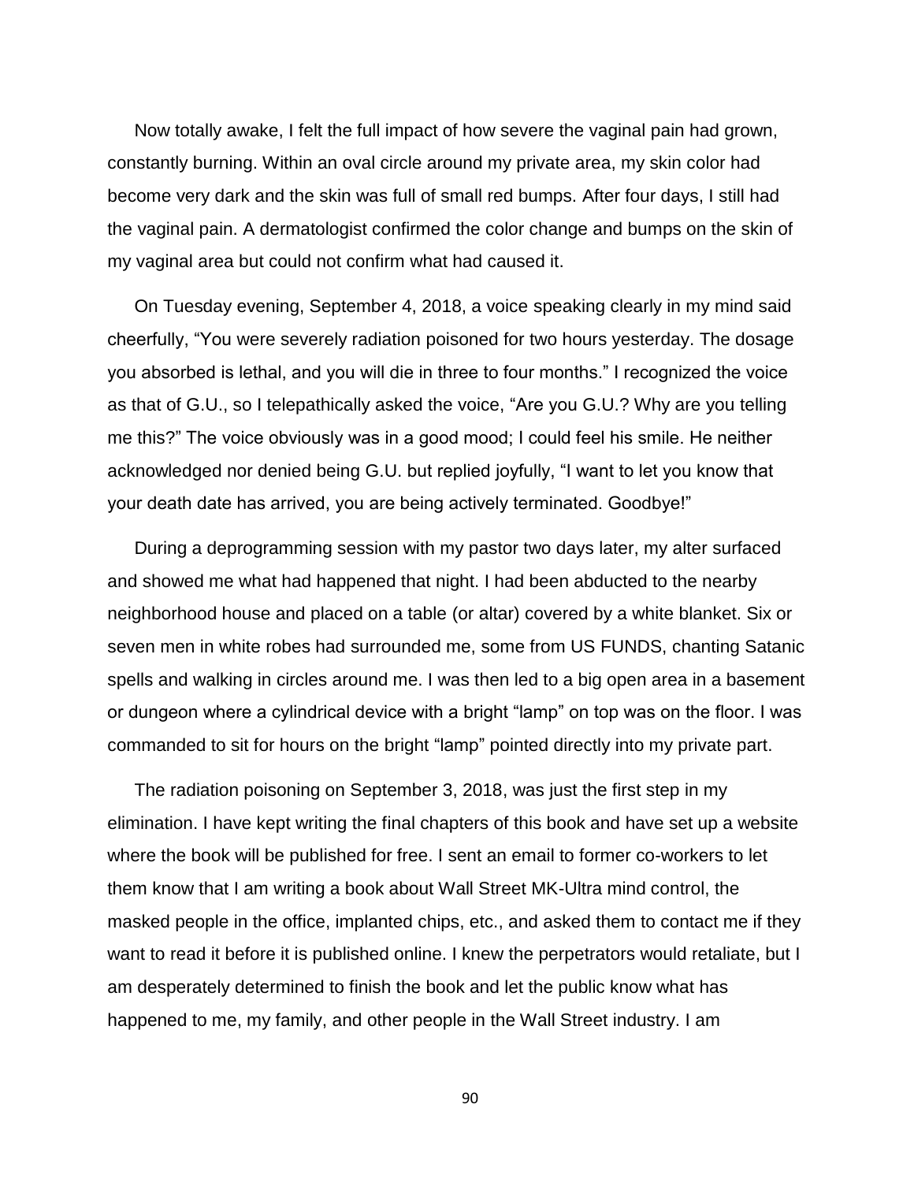Now totally awake, I felt the full impact of how severe the vaginal pain had grown, constantly burning. Within an oval circle around my private area, my skin color had become very dark and the skin was full of small red bumps. After four days, I still had the vaginal pain. A dermatologist confirmed the color change and bumps on the skin of my vaginal area but could not confirm what had caused it.

On Tuesday evening, September 4, 2018, a voice speaking clearly in my mind said cheerfully, "You were severely radiation poisoned for two hours yesterday. The dosage you absorbed is lethal, and you will die in three to four months." I recognized the voice as that of G.U., so I telepathically asked the voice, "Are you G.U.? Why are you telling me this?" The voice obviously was in a good mood; I could feel his smile. He neither acknowledged nor denied being G.U. but replied joyfully, "I want to let you know that your death date has arrived, you are being actively terminated. Goodbye!"

During a deprogramming session with my pastor two days later, my alter surfaced and showed me what had happened that night. I had been abducted to the nearby neighborhood house and placed on a table (or altar) covered by a white blanket. Six or seven men in white robes had surrounded me, some from US FUNDS, chanting Satanic spells and walking in circles around me. I was then led to a big open area in a basement or dungeon where a cylindrical device with a bright "lamp" on top was on the floor. I was commanded to sit for hours on the bright "lamp" pointed directly into my private part.

The radiation poisoning on September 3, 2018, was just the first step in my elimination. I have kept writing the final chapters of this book and have set up a website where the book will be published for free. I sent an email to former co-workers to let them know that I am writing a book about Wall Street MK-Ultra mind control, the masked people in the office, implanted chips, etc., and asked them to contact me if they want to read it before it is published online. I knew the perpetrators would retaliate, but I am desperately determined to finish the book and let the public know what has happened to me, my family, and other people in the Wall Street industry. I am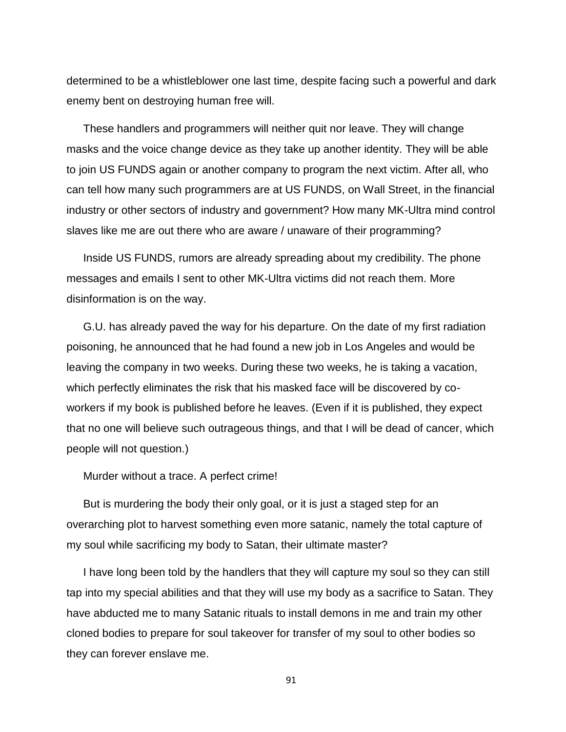determined to be a whistleblower one last time, despite facing such a powerful and dark enemy bent on destroying human free will.

These handlers and programmers will neither quit nor leave. They will change masks and the voice change device as they take up another identity. They will be able to join US FUNDS again or another company to program the next victim. After all, who can tell how many such programmers are at US FUNDS, on Wall Street, in the financial industry or other sectors of industry and government? How many MK-Ultra mind control slaves like me are out there who are aware / unaware of their programming?

Inside US FUNDS, rumors are already spreading about my credibility. The phone messages and emails I sent to other MK-Ultra victims did not reach them. More disinformation is on the way.

G.U. has already paved the way for his departure. On the date of my first radiation poisoning, he announced that he had found a new job in Los Angeles and would be leaving the company in two weeks. During these two weeks, he is taking a vacation, which perfectly eliminates the risk that his masked face will be discovered by co-workers if my book is published before he leaves. (Even if it is published, they expect that no one will believe such outrageous things, and that I will be dead of cancer, which people will not question.)

Murder without a trace. A perfect crime!

But is murdering the body their only goal, or it is just a staged step for an overarching plot to harvest something even more satanic, namely the total capture of my soul while sacrificing my body to Satan, their ultimate master?

I have long been told by the handlers that they will capture my soul so they can still tap into my special abilities and that they will use my body as a sacrifice to Satan. They have abducted me to many Satanic rituals to install demons in me and train my other cloned bodies to prepare for soul takeover for transfer of my soul to other bodies so they can forever enslave me.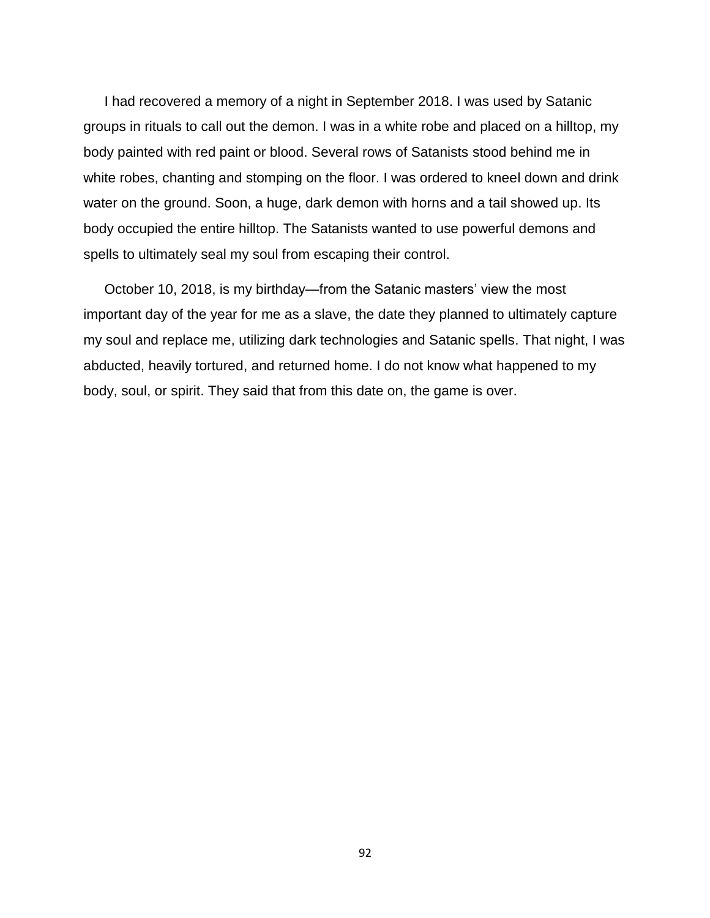I had recovered a memory of a night in September 2018. I was used by Satanic groups in rituals to call out the demon. I was in a white robe and placed on a hilltop, my body painted with red paint or blood. Several rows of Satanists stood behind me in white robes, chanting and stomping on the floor. I was ordered to kneel down and drink water on the ground. Soon, a huge, dark demon with horns and a tail showed up. Its body occupied the entire hilltop. The Satanists wanted to use powerful demons and spells to ultimately seal my soul from escaping their control.

October 10, 2018, is my birthday—from the Satanic masters' view the most important day of the year for me as a slave, the date they planned to ultimately capture my soul and replace me, utilizing dark technologies and Satanic spells. That night, I was abducted, heavily tortured, and returned home. I do not know what happened to my body, soul, or spirit. They said that from this date on, the game is over.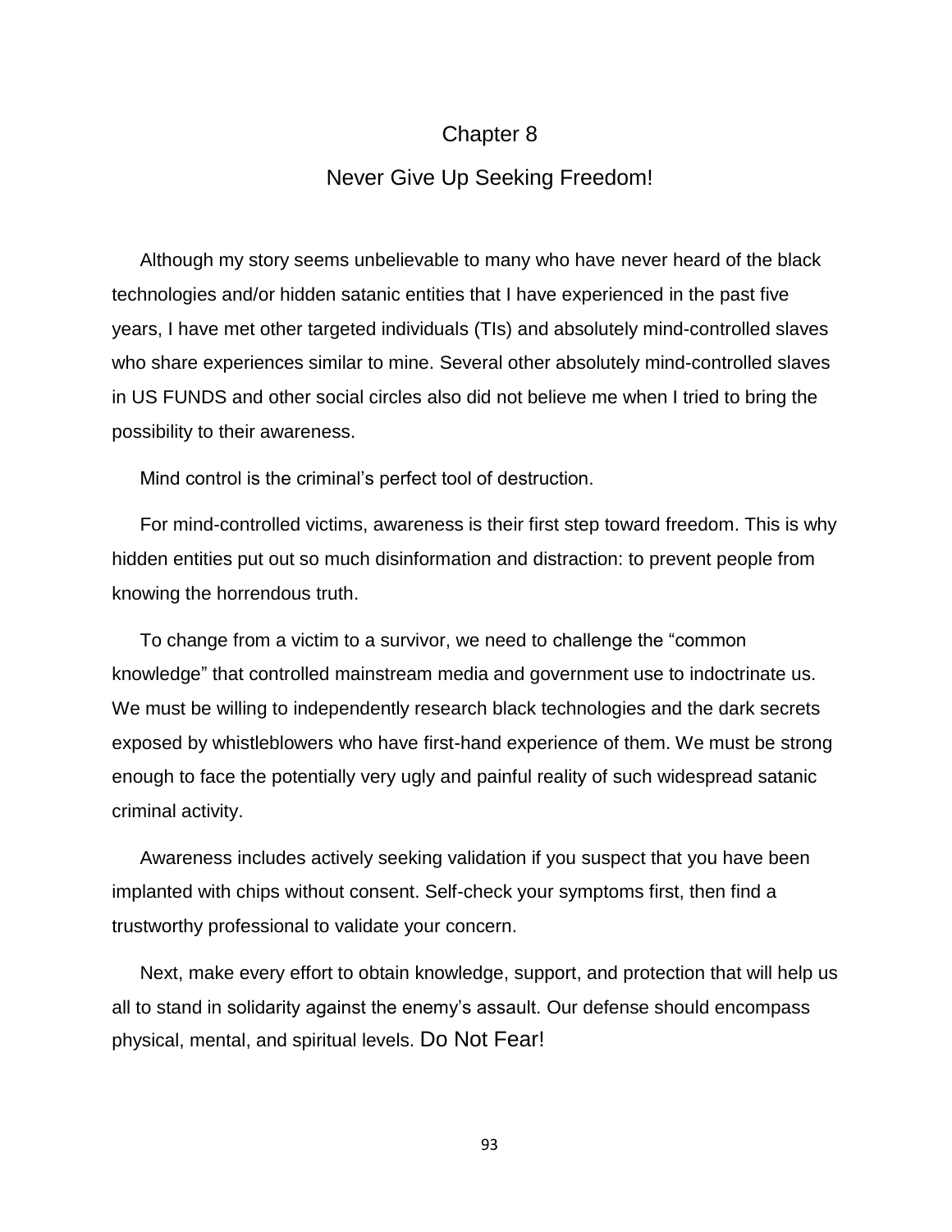# Chapter 8

## Never Give Up Seeking Freedom!

Although my story seems unbelievable to many who have never heard of the black technologies and/or hidden satanic entities that I have experienced in the past five years, I have met other targeted individuals (TIs) and absolutely mind-controlled slaves who share experiences similar to mine. Several other absolutely mind-controlled slaves in US FUNDS and other social circles also did not believe me when I tried to bring the possibility to their awareness.

Mind control is the criminal's perfect tool of destruction.

For mind-controlled victims, awareness is their first step toward freedom. This is why hidden entities put out so much disinformation and distraction: to prevent people from knowing the horrendous truth.

To change from a victim to a survivor, we need to challenge the "common knowledge" that controlled mainstream media and government use to indoctrinate us. We must be willing to independently research black technologies and the dark secrets exposed by whistleblowers who have first-hand experience of them. We must be strong enough to face the potentially very ugly and painful reality of such widespread satanic criminal activity.

Awareness includes actively seeking validation if you suspect that you have been implanted with chips without consent. Self-check your symptoms first, then find a trustworthy professional to validate your concern.

Next, make every effort to obtain knowledge, support, and protection that will help us all to stand in solidarity against the enemy's assault. Our defense should encompass physical, mental, and spiritual levels. Do Not Fear!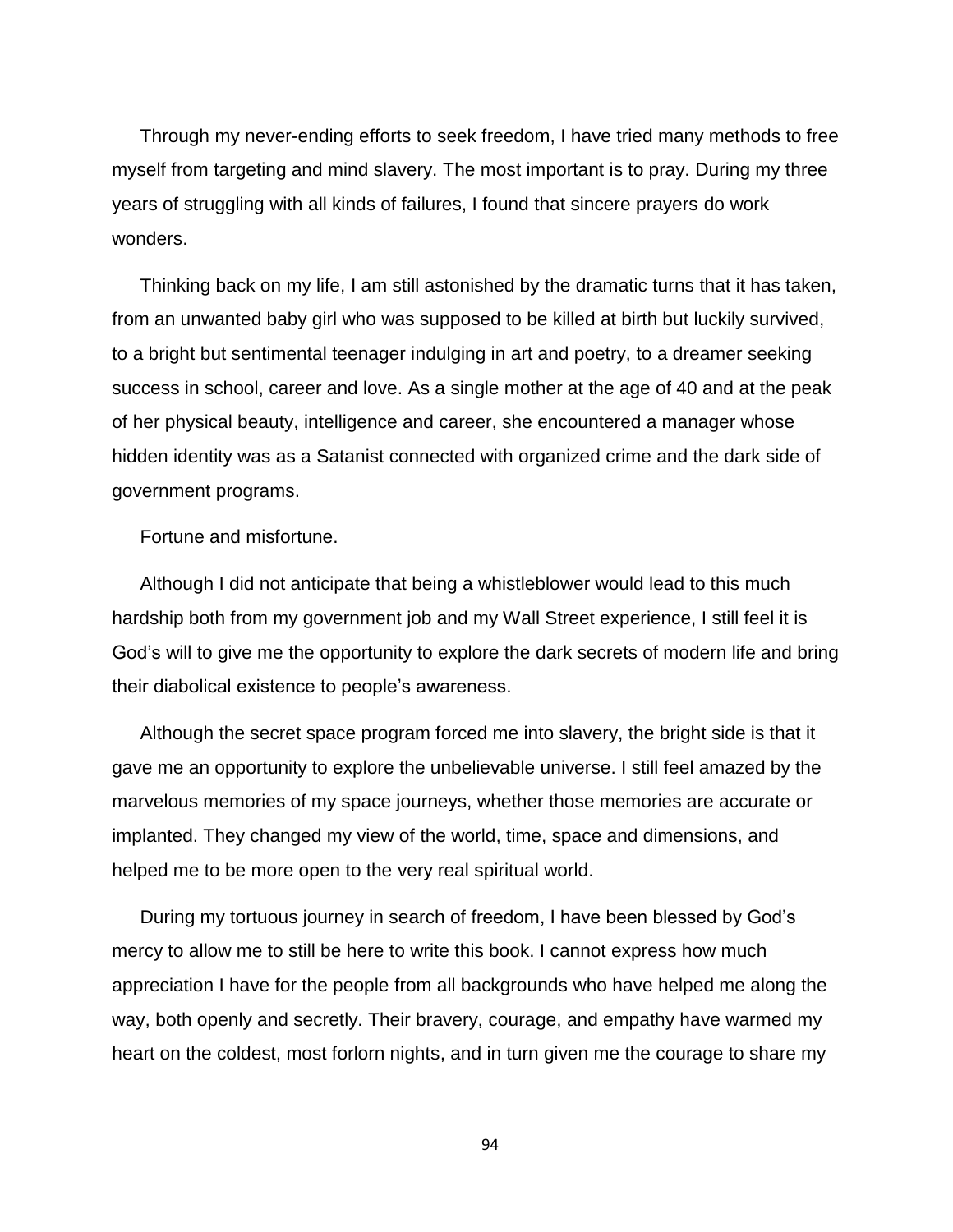Through my never-ending efforts to seek freedom, I have tried many methods to free myself from targeting and mind slavery. The most important is to pray. During my three years of struggling with all kinds of failures, I found that sincere prayers do work wonders.

Thinking back on my life, I am still astonished by the dramatic turns that it has taken, from an unwanted baby girl who was supposed to be killed at birth but luckily survived, to a bright but sentimental teenager indulging in art and poetry, to a dreamer seeking success in school, career and love. As a single mother at the age of 40 and at the peak of her physical beauty, intelligence and career, she encountered a manager whose hidden identity was as a Satanist connected with organized crime and the dark side of government programs.

Fortune and misfortune.

Although I did not anticipate that being a whistleblower would lead to this much hardship both from my government job and my Wall Street experience, I still feel it is God's will to give me the opportunity to explore the dark secrets of modern life and bring their diabolical existence to people's awareness.

Although the secret space program forced me into slavery, the bright side is that it gave me an opportunity to explore the unbelievable universe. I still feel amazed by the marvelous memories of my space journeys, whether those memories are accurate or implanted. They changed my view of the world, time, space and dimensions, and helped me to be more open to the very real spiritual world.

During my tortuous journey in search of freedom, I have been blessed by God's mercy to allow me to still be here to write this book. I cannot express how much appreciation I have for the people from all backgrounds who have helped me along the way, both openly and secretly. Their bravery, courage, and empathy have warmed my heart on the coldest, most forlorn nights, and in turn given me the courage to share my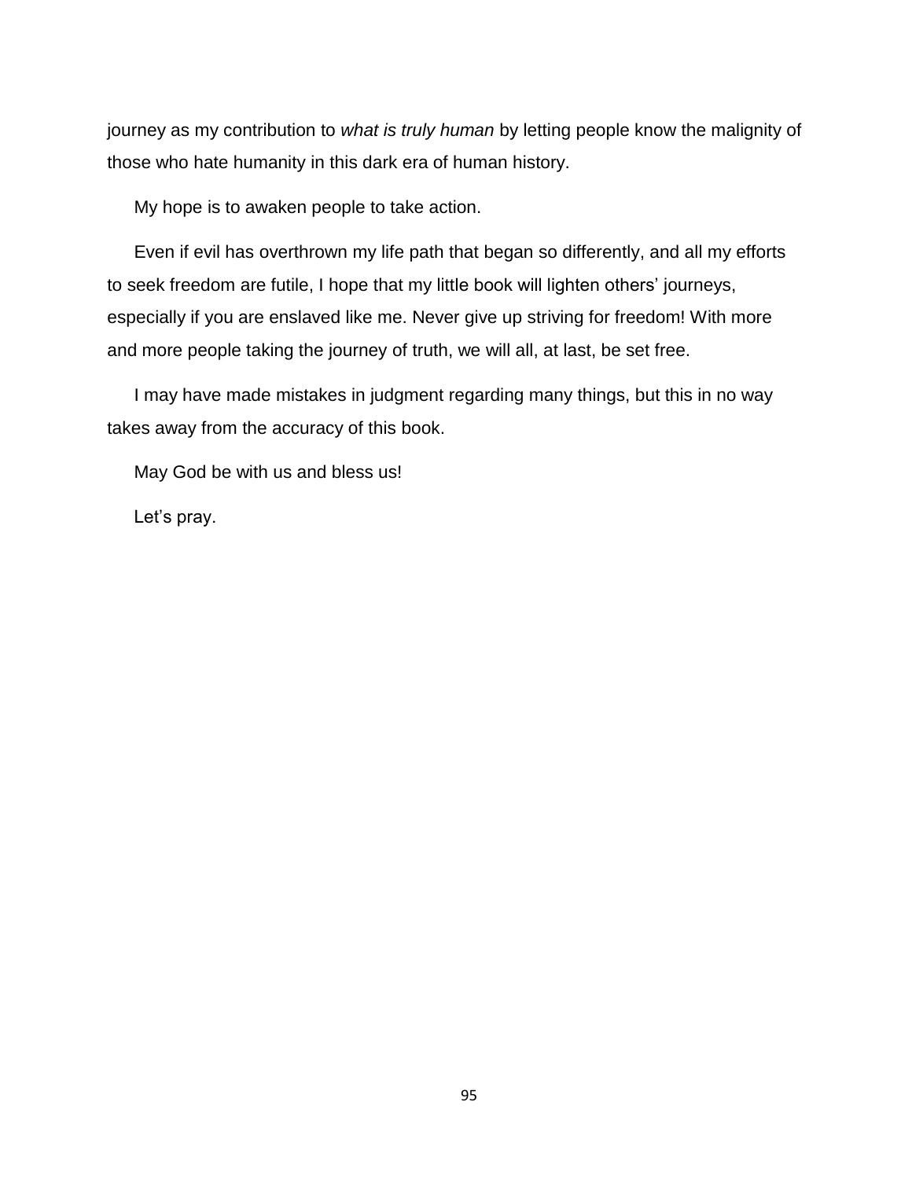journey as my contribution to *what is truly human* by letting people know the malignity of those who hate humanity in this dark era of human history.

My hope is to awaken people to take action.

Even if evil has overthrown my life path that began so differently, and all my efforts to seek freedom are futile, I hope that my little book will lighten others' journeys, especially if you are enslaved like me. Never give up striving for freedom! With more and more people taking the journey of truth, we will all, at last, be set free.

I may have made mistakes in judgment regarding many things, but this in no way takes away from the accuracy of this book.

May God be with us and bless us!

Let's pray.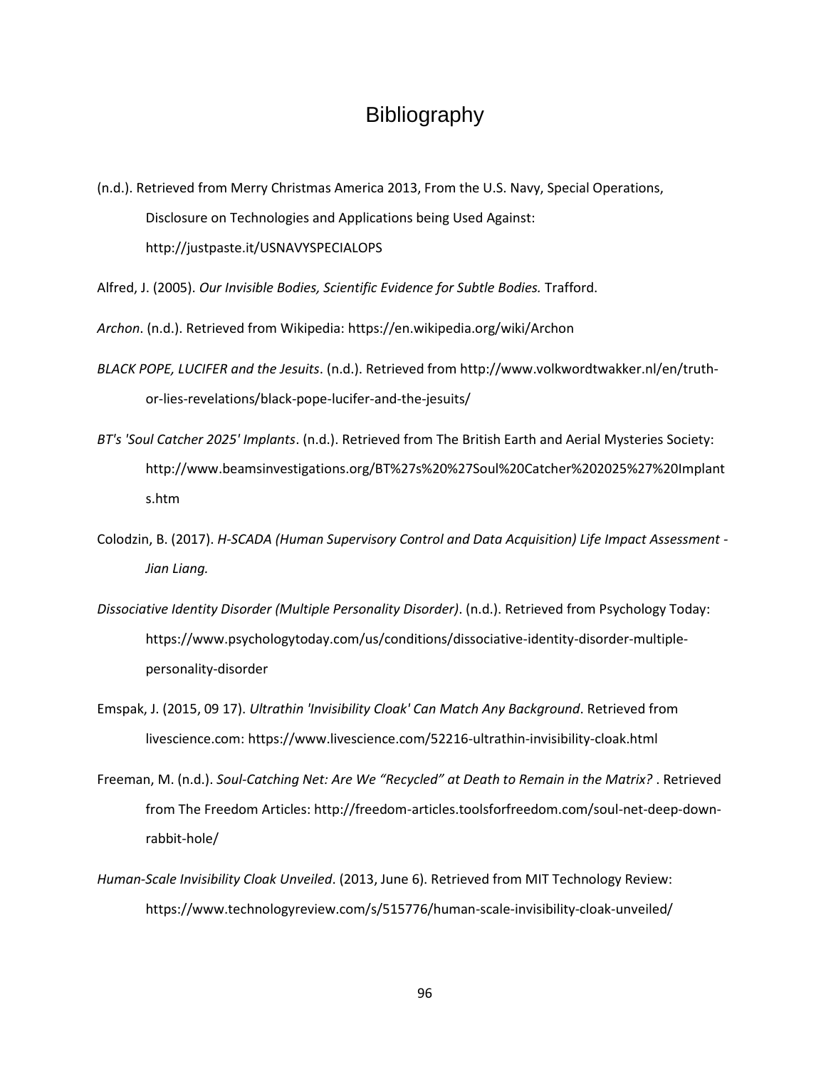# Bibliography

(n.d.). Retrieved from Merry Christmas America 2013, From the U.S. Navy, Special Operations, Disclosure on Technologies and Applications being Used Against: http://justpaste.it/USNAVYSPECIALOPS

Alfred, J. (2005). *Our Invisible Bodies, Scientific Evidence for Subtle Bodies.* Trafford.

*Archon*. (n.d.). Retrieved from Wikipedia: https://en.wikipedia.org/wiki/Archon

*BLACK POPE, LUCIFER and the Jesuits*. (n.d.). Retrieved from http://www.volkwordtwakker.nl/en/truth-or-lies-revelations/black-pope-lucifer-and-the-jesuits/

*BT's 'Soul Catcher 2025' Implants*. (n.d.). Retrieved from The British Earth and Aerial Mysteries Society: http://www.beamsinvestigations.org/BT%27s%20%27Soul%20Catcher%202025%27%20Implants.htm

Colodzin, B. (2017). *H-SCADA (Human Supervisory Control and Data Acquisition) Life Impact Assessment - Jian Liang.*

*Dissociative Identity Disorder (Multiple Personality Disorder)*. (n.d.). Retrieved from Psychology Today: https://www.psychologytoday.com/us/conditions/dissociative-identity-disorder-multiple-personality-disorder

Emspak, J. (2015, 09 17). *Ultrathin 'Invisibility Cloak' Can Match Any Background*. Retrieved from livescience.com: https://www.livescience.com/52216-ultrathin-invisibility-cloak.html

Freeman, M. (n.d.). *Soul-Catching Net: Are We "Recycled" at Death to Remain in the Matrix?* . Retrieved from The Freedom Articles: http://freedom-articles.toolsforfreedom.com/soul-net-deep-down-rabbit-hole/

*Human-Scale Invisibility Cloak Unveiled*. (2013, June 6). Retrieved from MIT Technology Review: https://www.technologyreview.com/s/515776/human-scale-invisibility-cloak-unveiled/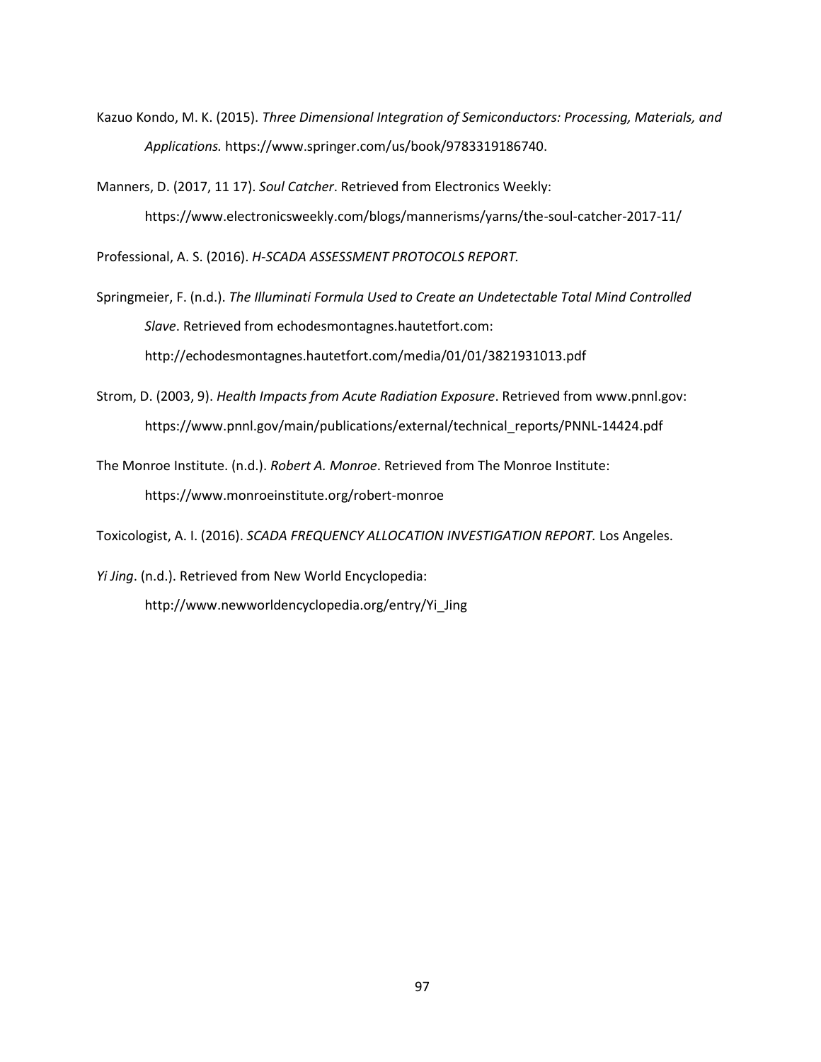Kazuo Kondo, M. K. (2015). *Three Dimensional Integration of Semiconductors: Processing, Materials, and Applications.* https://www.springer.com/us/book/9783319186740.

Manners, D. (2017, 11 17). *Soul Catcher*. Retrieved from Electronics Weekly: https://www.electronicsweekly.com/blogs/mannerisms/yarns/the-soul-catcher-2017-11/

Professional, A. S. (2016). *H-SCADA ASSESSMENT PROTOCOLS REPORT.*

Springmeier, F. (n.d.). *The Illuminati Formula Used to Create an Undetectable Total Mind Controlled Slave*. Retrieved from echodesmontagnes.hautetfort.com: http://echodesmontagnes.hautetfort.com/media/01/01/3821931013.pdf

Strom, D. (2003, 9). *Health Impacts from Acute Radiation Exposure*. Retrieved from www.pnnl.gov: https://www.pnnl.gov/main/publications/external/technical_reports/PNNL-14424.pdf

The Monroe Institute. (n.d.). *Robert A. Monroe*. Retrieved from The Monroe Institute: https://www.monroeinstitute.org/robert-monroe

Toxicologist, A. I. (2016). *SCADA FREQUENCY ALLOCATION INVESTIGATION REPORT.* Los Angeles.

*Yi Jing*. (n.d.). Retrieved from New World Encyclopedia: http://www.newworldencyclopedia.org/entry/Yi_Jing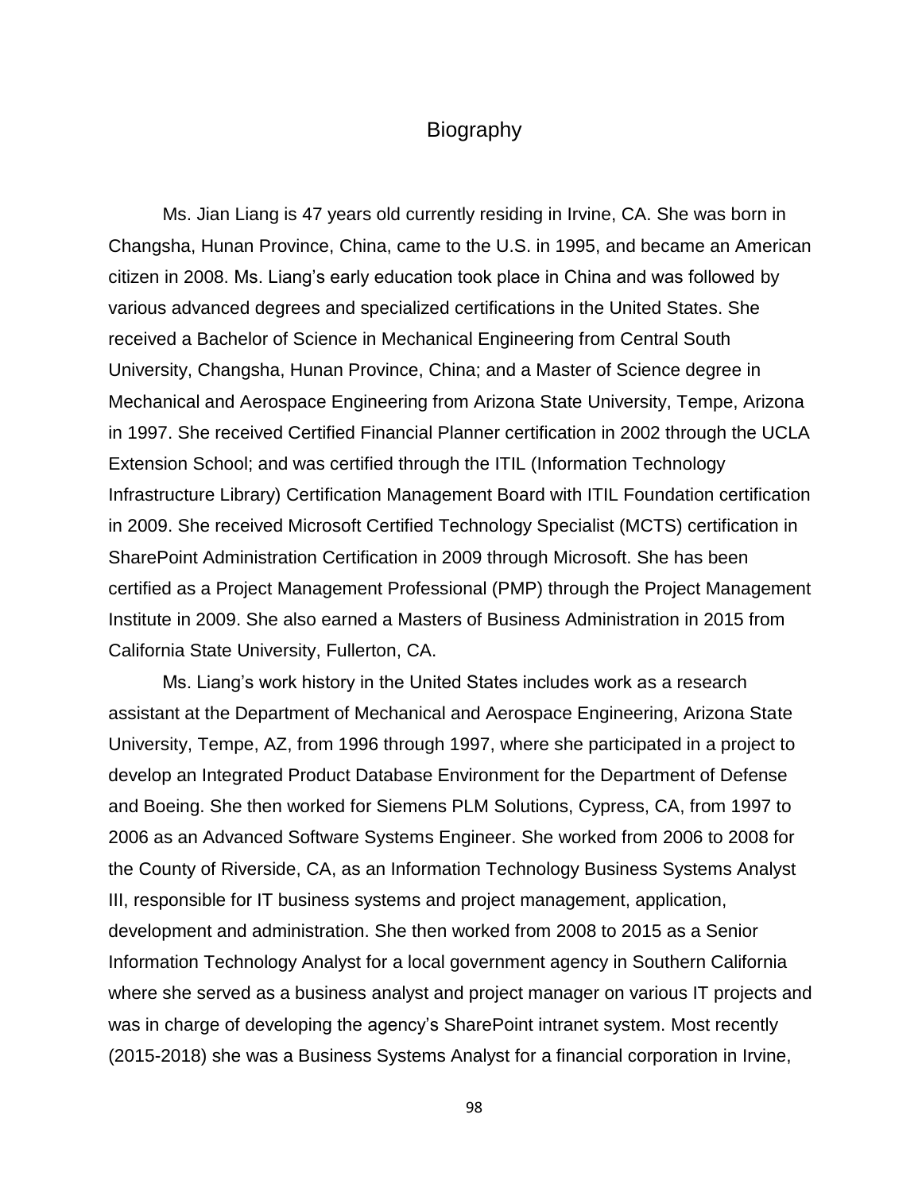# Biography

Ms. Jian Liang is 47 years old currently residing in Irvine, CA. She was born in Changsha, Hunan Province, China, came to the U.S. in 1995, and became an American citizen in 2008. Ms. Liang's early education took place in China and was followed by various advanced degrees and specialized certifications in the United States. She received a Bachelor of Science in Mechanical Engineering from Central South University, Changsha, Hunan Province, China; and a Master of Science degree in Mechanical and Aerospace Engineering from Arizona State University, Tempe, Arizona in 1997. She received Certified Financial Planner certification in 2002 through the UCLA Extension School; and was certified through the ITIL (Information Technology Infrastructure Library) Certification Management Board with ITIL Foundation certification in 2009. She received Microsoft Certified Technology Specialist (MCTS) certification in SharePoint Administration Certification in 2009 through Microsoft. She has been certified as a Project Management Professional (PMP) through the Project Management Institute in 2009. She also earned a Masters of Business Administration in 2015 from California State University, Fullerton, CA.

Ms. Liang's work history in the United States includes work as a research assistant at the Department of Mechanical and Aerospace Engineering, Arizona State University, Tempe, AZ, from 1996 through 1997, where she participated in a project to develop an Integrated Product Database Environment for the Department of Defense and Boeing. She then worked for Siemens PLM Solutions, Cypress, CA, from 1997 to 2006 as an Advanced Software Systems Engineer. She worked from 2006 to 2008 for the County of Riverside, CA, as an Information Technology Business Systems Analyst III, responsible for IT business systems and project management, application, development and administration. She then worked from 2008 to 2015 as a Senior Information Technology Analyst for a local government agency in Southern California where she served as a business analyst and project manager on various IT projects and was in charge of developing the agency's SharePoint intranet system. Most recently (2015-2018) she was a Business Systems Analyst for a financial corporation in Irvine,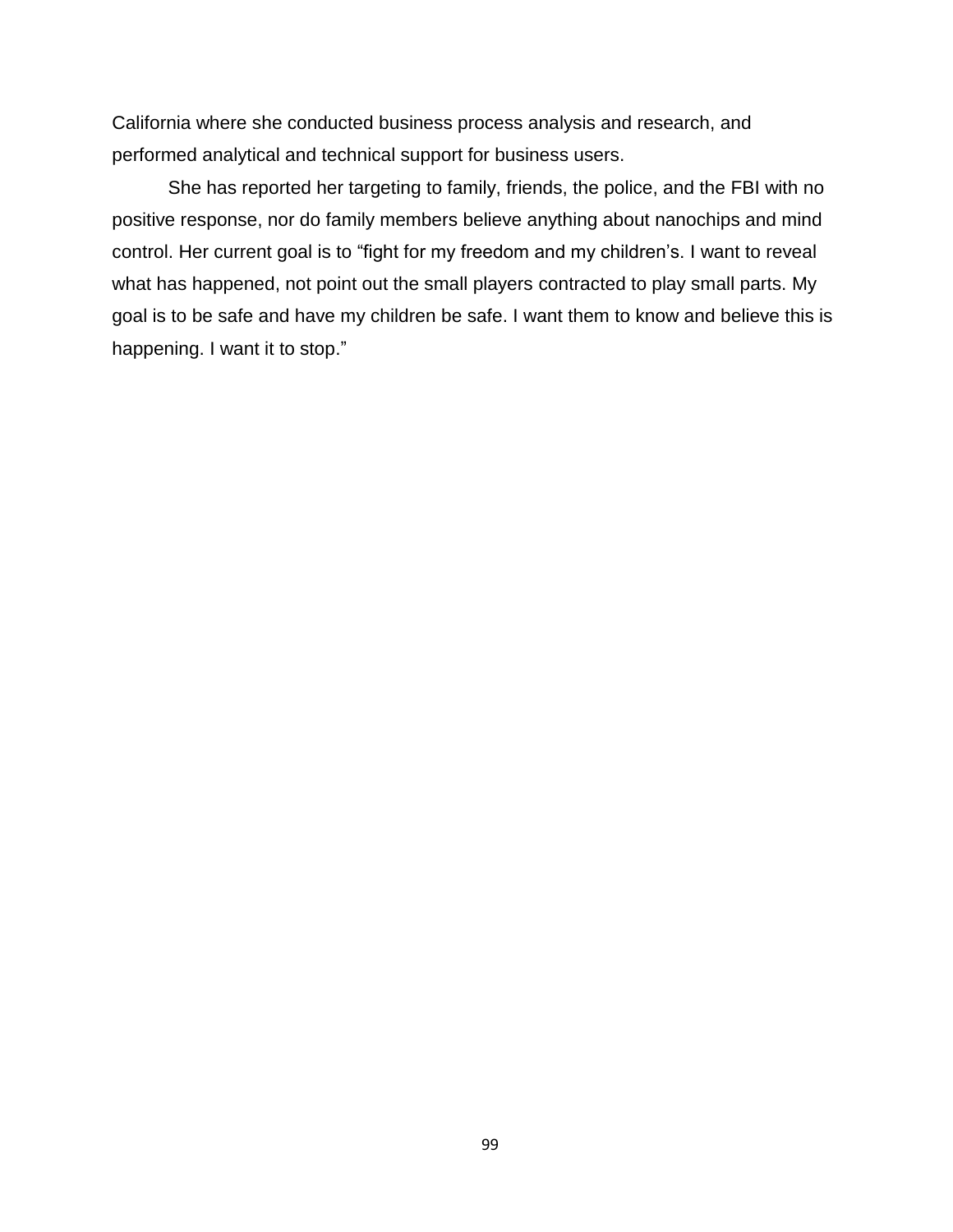California where she conducted business process analysis and research, and performed analytical and technical support for business users.

She has reported her targeting to family, friends, the police, and the FBI with no positive response, nor do family members believe anything about nanochips and mind control. Her current goal is to "fight for my freedom and my children's. I want to reveal what has happened, not point out the small players contracted to play small parts. My goal is to be safe and have my children be safe. I want them to know and believe this is happening. I want it to stop."